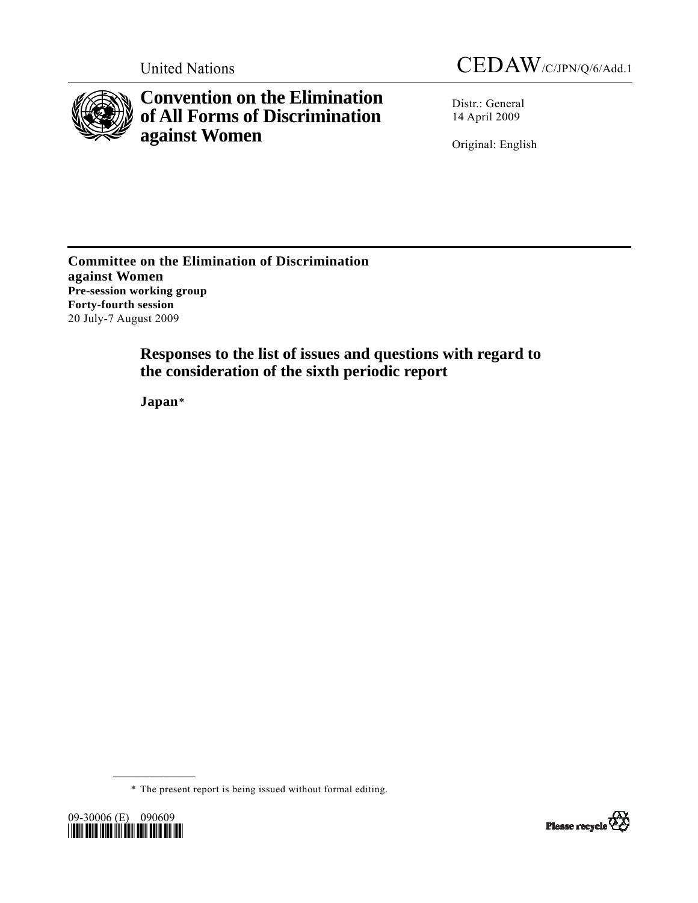United Nations CEDAW/C/JPN/Q/6/Add.1

# Convention on the Elimination of All Forms of Discrimination against Women

Distr.: General
14 April 2009

Original: English

**Committee on the Elimination of Discrimination against Women**
**Pre-session working group**
**Forty-fourth session**
20 July-7 August 2009

## Responses to the list of issues and questions with regard to the consideration of the sixth periodic report

**Japan***

* The present report is being issued without formal editing.

09-30006 (E) 090609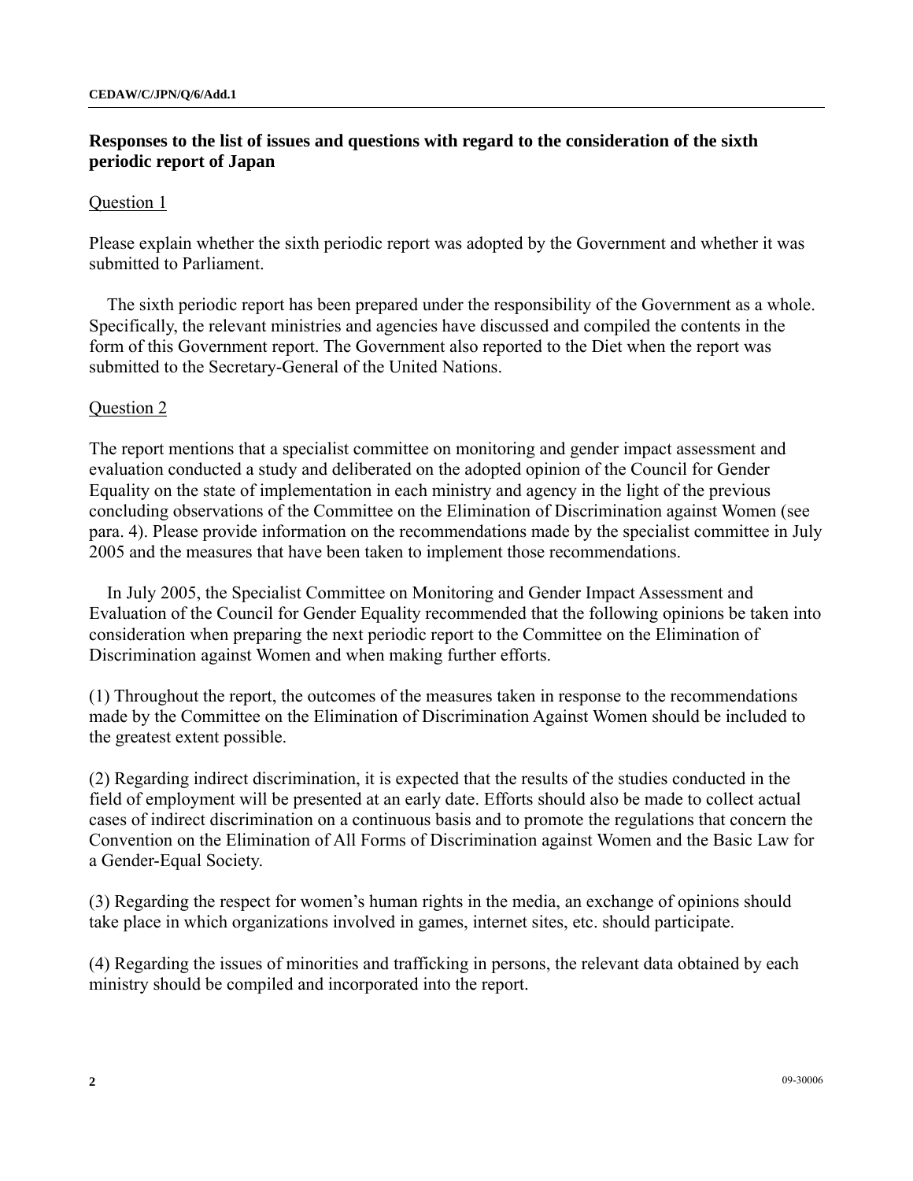**Responses to the list of issues and questions with regard to the consideration of the sixth periodic report of Japan**

Question 1

Please explain whether the sixth periodic report was adopted by the Government and whether it was submitted to Parliament.

The sixth periodic report has been prepared under the responsibility of the Government as a whole. Specifically, the relevant ministries and agencies have discussed and compiled the contents in the form of this Government report. The Government also reported to the Diet when the report was submitted to the Secretary-General of the United Nations.

Question 2

The report mentions that a specialist committee on monitoring and gender impact assessment and evaluation conducted a study and deliberated on the adopted opinion of the Council for Gender Equality on the state of implementation in each ministry and agency in the light of the previous concluding observations of the Committee on the Elimination of Discrimination against Women (see para. 4). Please provide information on the recommendations made by the specialist committee in July 2005 and the measures that have been taken to implement those recommendations.

In July 2005, the Specialist Committee on Monitoring and Gender Impact Assessment and Evaluation of the Council for Gender Equality recommended that the following opinions be taken into consideration when preparing the next periodic report to the Committee on the Elimination of Discrimination against Women and when making further efforts.

(1) Throughout the report, the outcomes of the measures taken in response to the recommendations made by the Committee on the Elimination of Discrimination Against Women should be included to the greatest extent possible.

(2) Regarding indirect discrimination, it is expected that the results of the studies conducted in the field of employment will be presented at an early date. Efforts should also be made to collect actual cases of indirect discrimination on a continuous basis and to promote the regulations that concern the Convention on the Elimination of All Forms of Discrimination against Women and the Basic Law for a Gender-Equal Society.

(3) Regarding the respect for women's human rights in the media, an exchange of opinions should take place in which organizations involved in games, internet sites, etc. should participate.

(4) Regarding the issues of minorities and trafficking in persons, the relevant data obtained by each ministry should be compiled and incorporated into the report.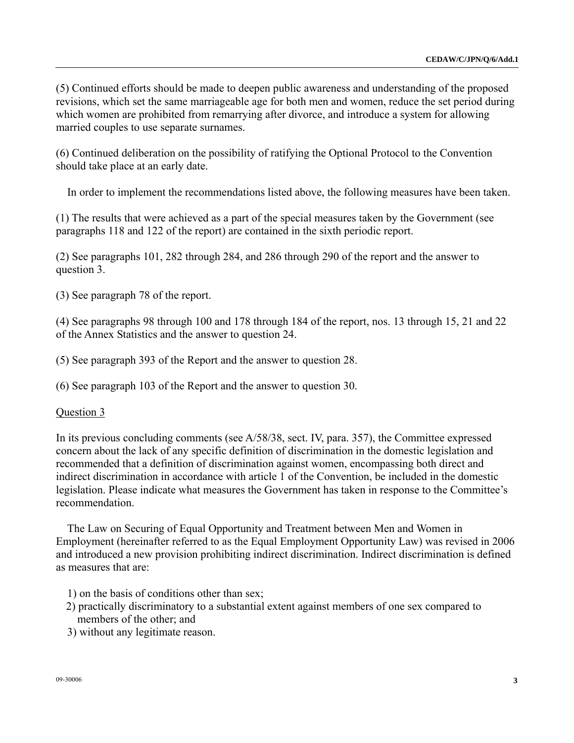(5) Continued efforts should be made to deepen public awareness and understanding of the proposed revisions, which set the same marriageable age for both men and women, reduce the set period during which women are prohibited from remarrying after divorce, and introduce a system for allowing married couples to use separate surnames.

(6) Continued deliberation on the possibility of ratifying the Optional Protocol to the Convention should take place at an early date.

In order to implement the recommendations listed above, the following measures have been taken.

(1) The results that were achieved as a part of the special measures taken by the Government (see paragraphs 118 and 122 of the report) are contained in the sixth periodic report.

(2) See paragraphs 101, 282 through 284, and 286 through 290 of the report and the answer to question 3.

(3) See paragraph 78 of the report.

(4) See paragraphs 98 through 100 and 178 through 184 of the report, nos. 13 through 15, 21 and 22 of the Annex Statistics and the answer to question 24.

(5) See paragraph 393 of the Report and the answer to question 28.

(6) See paragraph 103 of the Report and the answer to question 30.

Question 3

In its previous concluding comments (see A/58/38, sect. IV, para. 357), the Committee expressed concern about the lack of any specific definition of discrimination in the domestic legislation and recommended that a definition of discrimination against women, encompassing both direct and indirect discrimination in accordance with article 1 of the Convention, be included in the domestic legislation. Please indicate what measures the Government has taken in response to the Committee's recommendation.

The Law on Securing of Equal Opportunity and Treatment between Men and Women in Employment (hereinafter referred to as the Equal Employment Opportunity Law) was revised in 2006 and introduced a new provision prohibiting indirect discrimination. Indirect discrimination is defined as measures that are:

1) on the basis of conditions other than sex;
2) practically discriminatory to a substantial extent against members of one sex compared to members of the other; and
3) without any legitimate reason.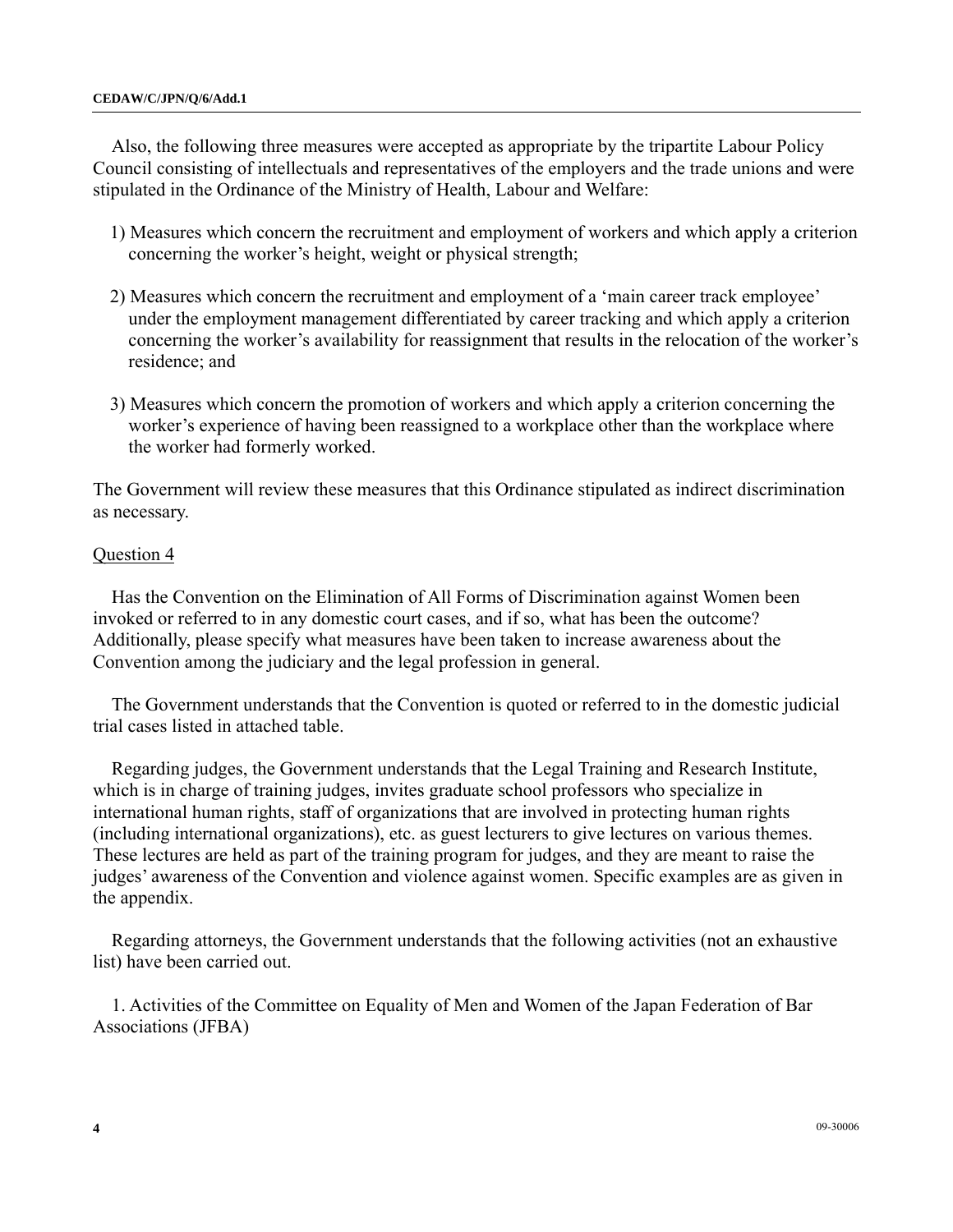Also, the following three measures were accepted as appropriate by the tripartite Labour Policy Council consisting of intellectuals and representatives of the employers and the trade unions and were stipulated in the Ordinance of the Ministry of Health, Labour and Welfare:

1) Measures which concern the recruitment and employment of workers and which apply a criterion concerning the worker's height, weight or physical strength;

2) Measures which concern the recruitment and employment of a 'main career track employee' under the employment management differentiated by career tracking and which apply a criterion concerning the worker's availability for reassignment that results in the relocation of the worker's residence; and

3) Measures which concern the promotion of workers and which apply a criterion concerning the worker's experience of having been reassigned to a workplace other than the workplace where the worker had formerly worked.

The Government will review these measures that this Ordinance stipulated as indirect discrimination as necessary.

Question 4

Has the Convention on the Elimination of All Forms of Discrimination against Women been invoked or referred to in any domestic court cases, and if so, what has been the outcome? Additionally, please specify what measures have been taken to increase awareness about the Convention among the judiciary and the legal profession in general.

The Government understands that the Convention is quoted or referred to in the domestic judicial trial cases listed in attached table.

Regarding judges, the Government understands that the Legal Training and Research Institute, which is in charge of training judges, invites graduate school professors who specialize in international human rights, staff of organizations that are involved in protecting human rights (including international organizations), etc. as guest lecturers to give lectures on various themes. These lectures are held as part of the training program for judges, and they are meant to raise the judges' awareness of the Convention and violence against women. Specific examples are as given in the appendix.

Regarding attorneys, the Government understands that the following activities (not an exhaustive list) have been carried out.

1. Activities of the Committee on Equality of Men and Women of the Japan Federation of Bar Associations (JFBA)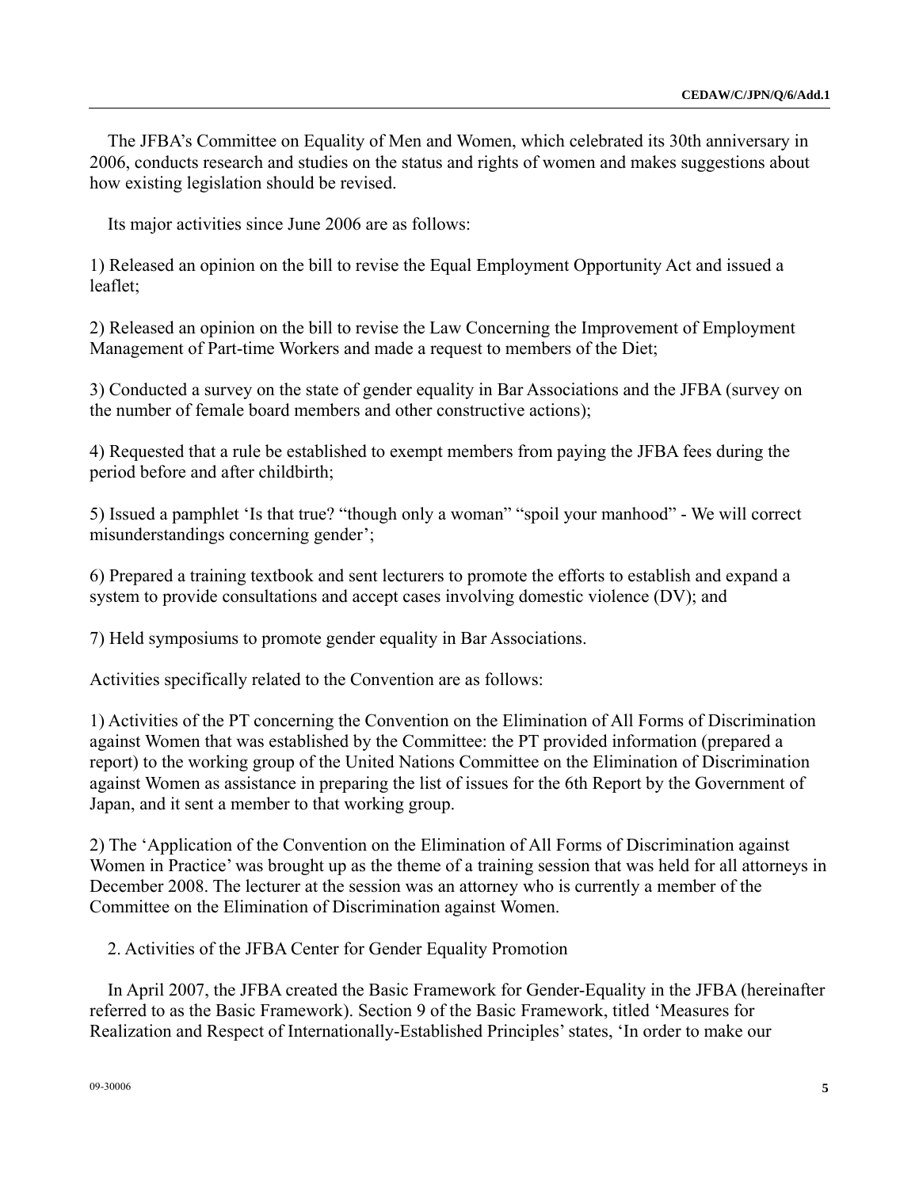The JFBA's Committee on Equality of Men and Women, which celebrated its 30th anniversary in 2006, conducts research and studies on the status and rights of women and makes suggestions about how existing legislation should be revised.

Its major activities since June 2006 are as follows:

1) Released an opinion on the bill to revise the Equal Employment Opportunity Act and issued a leaflet;

2) Released an opinion on the bill to revise the Law Concerning the Improvement of Employment Management of Part-time Workers and made a request to members of the Diet;

3) Conducted a survey on the state of gender equality in Bar Associations and the JFBA (survey on the number of female board members and other constructive actions);

4) Requested that a rule be established to exempt members from paying the JFBA fees during the period before and after childbirth;

5) Issued a pamphlet 'Is that true? "though only a woman" "spoil your manhood" - We will correct misunderstandings concerning gender';

6) Prepared a training textbook and sent lecturers to promote the efforts to establish and expand a system to provide consultations and accept cases involving domestic violence (DV); and

7) Held symposiums to promote gender equality in Bar Associations.

Activities specifically related to the Convention are as follows:

1) Activities of the PT concerning the Convention on the Elimination of All Forms of Discrimination against Women that was established by the Committee: the PT provided information (prepared a report) to the working group of the United Nations Committee on the Elimination of Discrimination against Women as assistance in preparing the list of issues for the 6th Report by the Government of Japan, and it sent a member to that working group.

2) The 'Application of the Convention on the Elimination of All Forms of Discrimination against Women in Practice' was brought up as the theme of a training session that was held for all attorneys in December 2008. The lecturer at the session was an attorney who is currently a member of the Committee on the Elimination of Discrimination against Women.

2. Activities of the JFBA Center for Gender Equality Promotion

In April 2007, the JFBA created the Basic Framework for Gender-Equality in the JFBA (hereinafter referred to as the Basic Framework). Section 9 of the Basic Framework, titled 'Measures for Realization and Respect of Internationally-Established Principles' states, 'In order to make our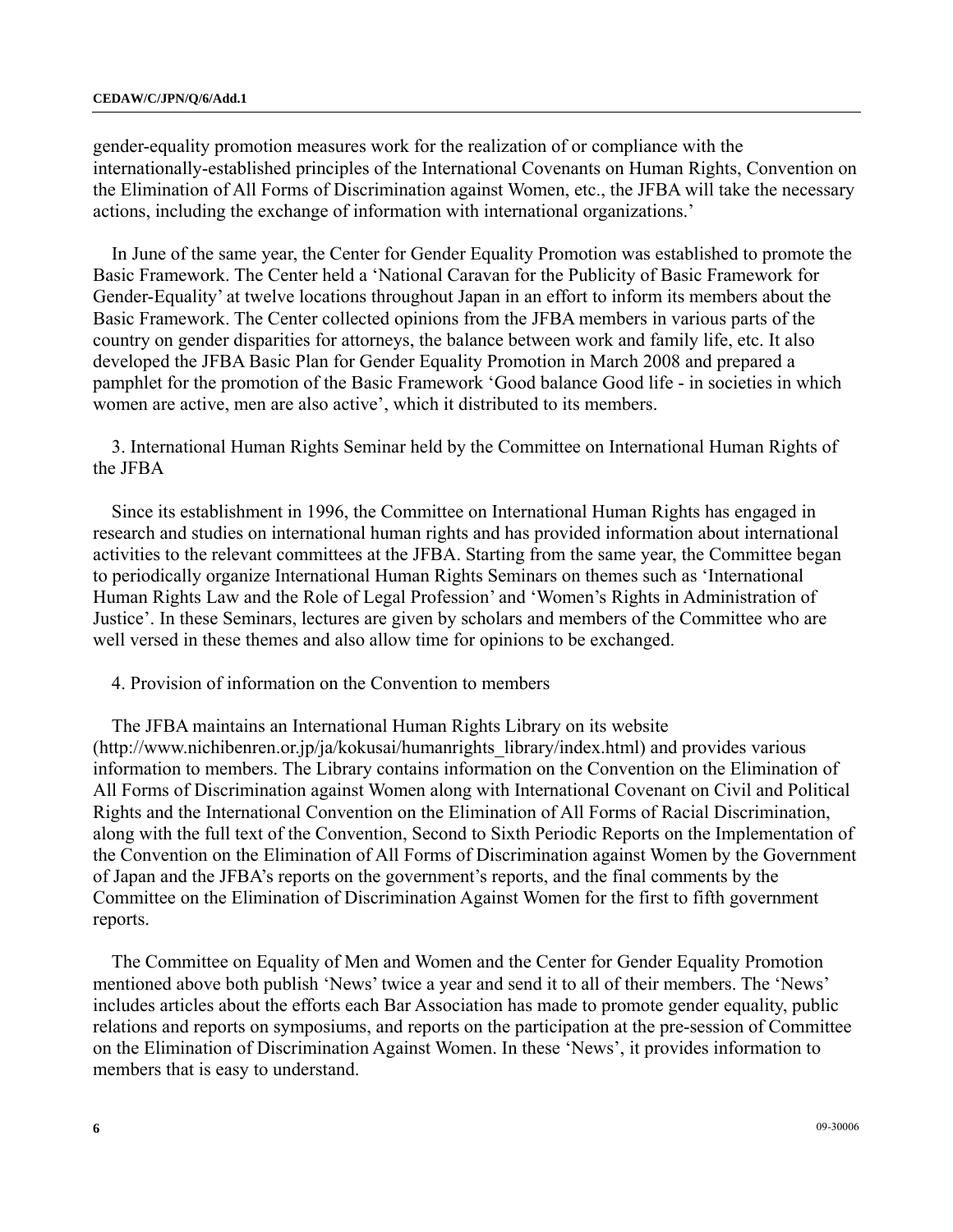gender-equality promotion measures work for the realization of or compliance with the internationally-established principles of the International Covenants on Human Rights, Convention on the Elimination of All Forms of Discrimination against Women, etc., the JFBA will take the necessary actions, including the exchange of information with international organizations.'

In June of the same year, the Center for Gender Equality Promotion was established to promote the Basic Framework. The Center held a 'National Caravan for the Publicity of Basic Framework for Gender-Equality' at twelve locations throughout Japan in an effort to inform its members about the Basic Framework. The Center collected opinions from the JFBA members in various parts of the country on gender disparities for attorneys, the balance between work and family life, etc. It also developed the JFBA Basic Plan for Gender Equality Promotion in March 2008 and prepared a pamphlet for the promotion of the Basic Framework 'Good balance Good life - in societies in which women are active, men are also active', which it distributed to its members.

3. International Human Rights Seminar held by the Committee on International Human Rights of the JFBA

Since its establishment in 1996, the Committee on International Human Rights has engaged in research and studies on international human rights and has provided information about international activities to the relevant committees at the JFBA. Starting from the same year, the Committee began to periodically organize International Human Rights Seminars on themes such as 'International Human Rights Law and the Role of Legal Profession' and 'Women's Rights in Administration of Justice'. In these Seminars, lectures are given by scholars and members of the Committee who are well versed in these themes and also allow time for opinions to be exchanged.

4. Provision of information on the Convention to members

The JFBA maintains an International Human Rights Library on its website (http://www.nichibenren.or.jp/ja/kokusai/humanrights_library/index.html) and provides various information to members. The Library contains information on the Convention on the Elimination of All Forms of Discrimination against Women along with International Covenant on Civil and Political Rights and the International Convention on the Elimination of All Forms of Racial Discrimination, along with the full text of the Convention, Second to Sixth Periodic Reports on the Implementation of the Convention on the Elimination of All Forms of Discrimination against Women by the Government of Japan and the JFBA's reports on the government's reports, and the final comments by the Committee on the Elimination of Discrimination Against Women for the first to fifth government reports.

The Committee on Equality of Men and Women and the Center for Gender Equality Promotion mentioned above both publish 'News' twice a year and send it to all of their members. The 'News' includes articles about the efforts each Bar Association has made to promote gender equality, public relations and reports on symposiums, and reports on the participation at the pre-session of Committee on the Elimination of Discrimination Against Women. In these 'News', it provides information to members that is easy to understand.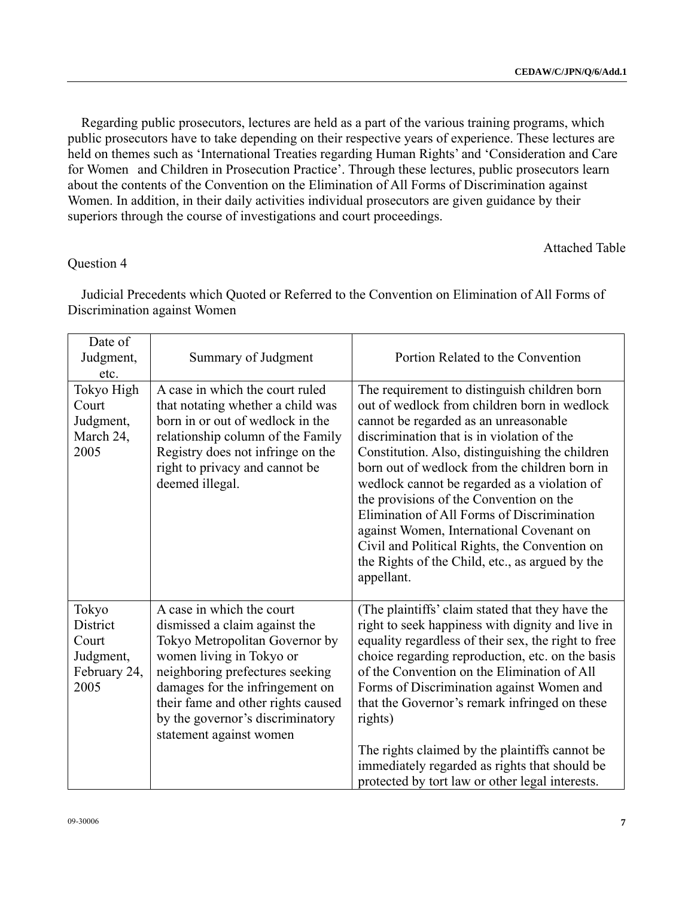Regarding public prosecutors, lectures are held as a part of the various training programs, which public prosecutors have to take depending on their respective years of experience. These lectures are held on themes such as 'International Treaties regarding Human Rights' and 'Consideration and Care for Women and Children in Prosecution Practice'. Through these lectures, public prosecutors learn about the contents of the Convention on the Elimination of All Forms of Discrimination against Women. In addition, in their daily activities individual prosecutors are given guidance by their superiors through the course of investigations and court proceedings.

Attached Table

Question 4

Judicial Precedents which Quoted or Referred to the Convention on Elimination of All Forms of Discrimination against Women

| Date of Judgment, etc. | Summary of Judgment | Portion Related to the Convention |
|---|---|---|
| Tokyo High Court Judgment, March 24, 2005 | A case in which the court ruled that notating whether a child was born in or out of wedlock in the relationship column of the Family Registry does not infringe on the right to privacy and cannot be deemed illegal. | The requirement to distinguish children born out of wedlock from children born in wedlock cannot be regarded as an unreasonable discrimination that is in violation of the Constitution. Also, distinguishing the children born out of wedlock from the children born in wedlock cannot be regarded as a violation of the provisions of the Convention on the Elimination of All Forms of Discrimination against Women, International Covenant on Civil and Political Rights, the Convention on the Rights of the Child, etc., as argued by the appellant. |
| Tokyo District Court Judgment, February 24, 2005 | A case in which the court dismissed a claim against the Tokyo Metropolitan Governor by women living in Tokyo or neighboring prefectures seeking damages for the infringement on their fame and other rights caused by the governor's discriminatory statement against women | (The plaintiffs' claim stated that they have the right to seek happiness with dignity and live in equality regardless of their sex, the right to free choice regarding reproduction, etc. on the basis of the Convention on the Elimination of All Forms of Discrimination against Women and that the Governor's remark infringed on these rights)<br><br>The rights claimed by the plaintiffs cannot be immediately regarded as rights that should be protected by tort law or other legal interests. |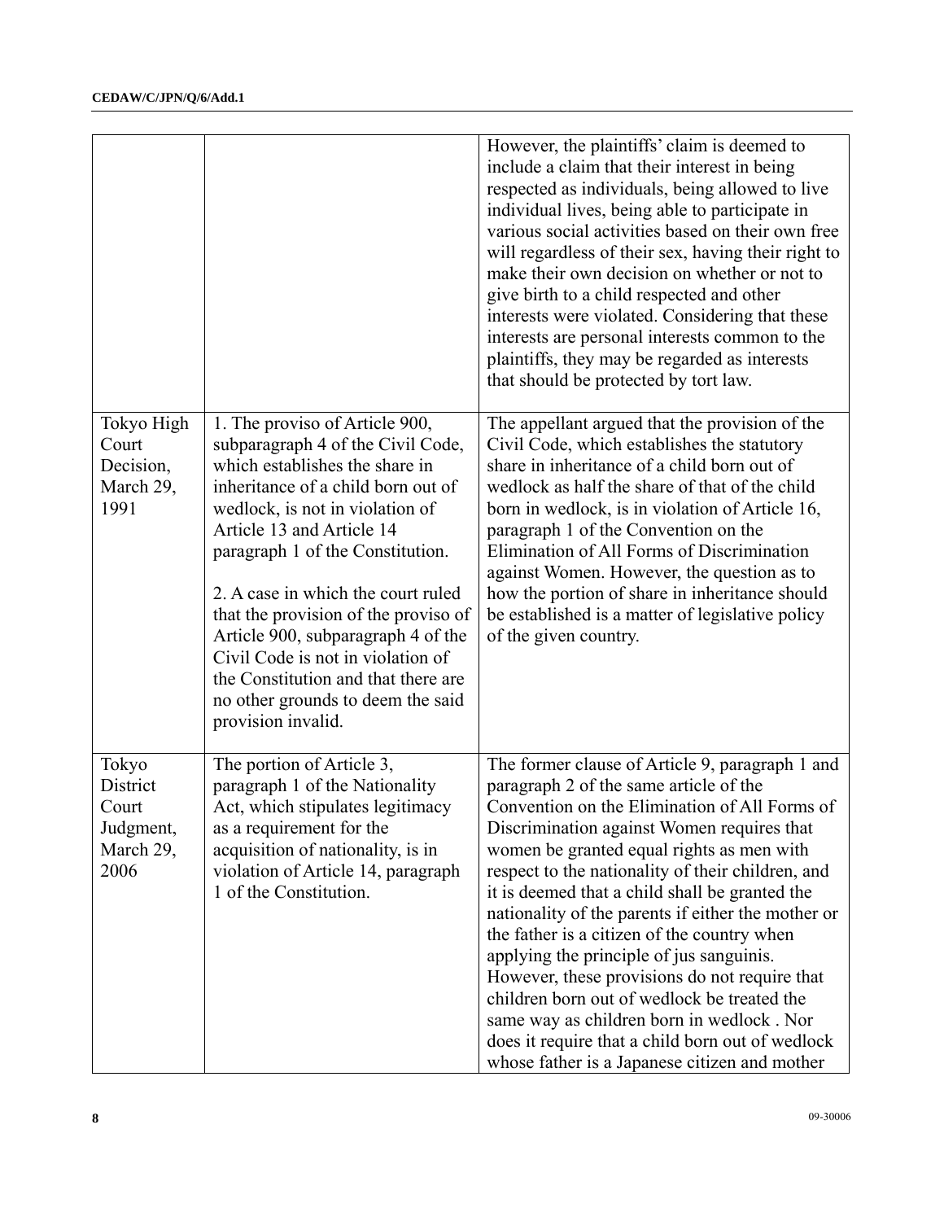| | | |
|---|---|---|
| | | However, the plaintiffs' claim is deemed to include a claim that their interest in being respected as individuals, being allowed to live individual lives, being able to participate in various social activities based on their own free will regardless of their sex, having their right to make their own decision on whether or not to give birth to a child respected and other interests were violated. Considering that these interests are personal interests common to the plaintiffs, they may be regarded as interests that should be protected by tort law. |
| Tokyo High Court Decision, March 29, 1991 | 1. The proviso of Article 900, subparagraph 4 of the Civil Code, which establishes the share in inheritance of a child born out of wedlock, is not in violation of Article 13 and Article 14 paragraph 1 of the Constitution.<br><br>2. A case in which the court ruled that the provision of the proviso of Article 900, subparagraph 4 of the Civil Code is not in violation of the Constitution and that there are no other grounds to deem the said provision invalid. | The appellant argued that the provision of the Civil Code, which establishes the statutory share in inheritance of a child born out of wedlock as half the share of that of the child born in wedlock, is in violation of Article 16, paragraph 1 of the Convention on the Elimination of All Forms of Discrimination against Women. However, the question as to how the portion of share in inheritance should be established is a matter of legislative policy of the given country. |
| Tokyo District Court Judgment, March 29, 2006 | The portion of Article 3, paragraph 1 of the Nationality Act, which stipulates legitimacy as a requirement for the acquisition of nationality, is in violation of Article 14, paragraph 1 of the Constitution. | The former clause of Article 9, paragraph 1 and paragraph 2 of the same article of the Convention on the Elimination of All Forms of Discrimination against Women requires that women be granted equal rights as men with respect to the nationality of their children, and it is deemed that a child shall be granted the nationality of the parents if either the mother or the father is a citizen of the country when applying the principle of jus sanguinis. However, these provisions do not require that children born out of wedlock be treated the same way as children born in wedlock . Nor does it require that a child born out of wedlock whose father is a Japanese citizen and mother |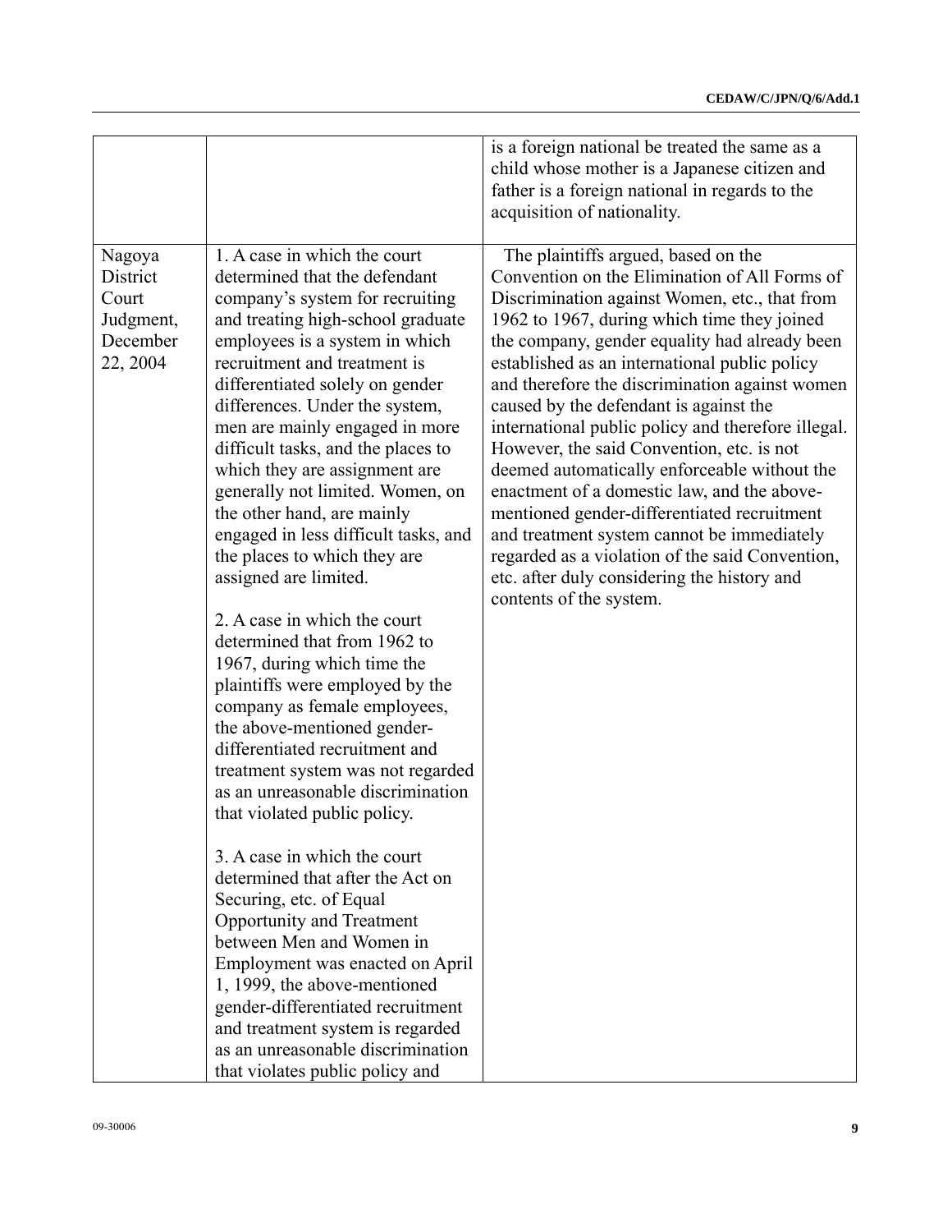| | | |
|---|---|---|
| | | is a foreign national be treated the same as a child whose mother is a Japanese citizen and father is a foreign national in regards to the acquisition of nationality. |
| Nagoya District Court Judgment, December 22, 2004 | 1. A case in which the court determined that the defendant company's system for recruiting and treating high-school graduate employees is a system in which recruitment and treatment is differentiated solely on gender differences. Under the system, men are mainly engaged in more difficult tasks, and the places to which they are assignment are generally not limited. Women, on the other hand, are mainly engaged in less difficult tasks, and the places to which they are assigned are limited.<br><br>2. A case in which the court determined that from 1962 to 1967, during which time the plaintiffs were employed by the company as female employees, the above-mentioned gender-differentiated recruitment and treatment system was not regarded as an unreasonable discrimination that violated public policy.<br><br>3. A case in which the court determined that after the Act on Securing, etc. of Equal Opportunity and Treatment between Men and Women in Employment was enacted on April 1, 1999, the above-mentioned gender-differentiated recruitment and treatment system is regarded as an unreasonable discrimination that violates public policy and | The plaintiffs argued, based on the Convention on the Elimination of All Forms of Discrimination against Women, etc., that from 1962 to 1967, during which time they joined the company, gender equality had already been established as an international public policy and therefore the discrimination against women caused by the defendant is against the international public policy and therefore illegal. However, the said Convention, etc. is not deemed automatically enforceable without the enactment of a domestic law, and the above-mentioned gender-differentiated recruitment and treatment system cannot be immediately regarded as a violation of the said Convention, etc. after duly considering the history and contents of the system. |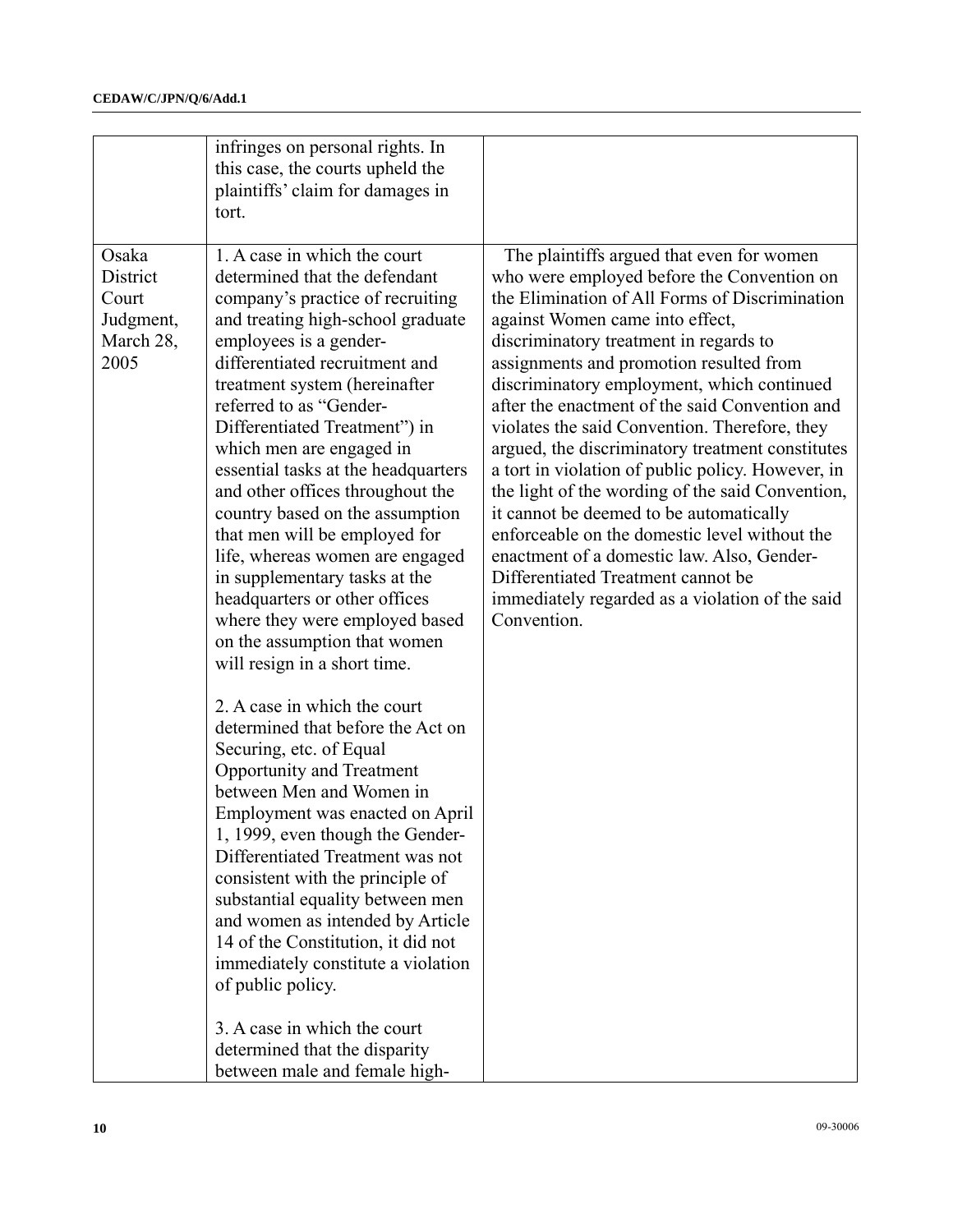| | | |
|---|---|---|
| | infringes on personal rights. In this case, the courts upheld the plaintiffs' claim for damages in tort. | |
| Osaka District Court Judgment, March 28, 2005 | 1. A case in which the court determined that the defendant company's practice of recruiting and treating high-school graduate employees is a gender-differentiated recruitment and treatment system (hereinafter referred to as "Gender-Differentiated Treatment") in which men are engaged in essential tasks at the headquarters and other offices throughout the country based on the assumption that men will be employed for life, whereas women are engaged in supplementary tasks at the headquarters or other offices where they were employed based on the assumption that women will resign in a short time.<br><br>2. A case in which the court determined that before the Act on Securing, etc. of Equal Opportunity and Treatment between Men and Women in Employment was enacted on April 1, 1999, even though the Gender-Differentiated Treatment was not consistent with the principle of substantial equality between men and women as intended by Article 14 of the Constitution, it did not immediately constitute a violation of public policy.<br><br>3. A case in which the court determined that the disparity between male and female high- | The plaintiffs argued that even for women who were employed before the Convention on the Elimination of All Forms of Discrimination against Women came into effect, discriminatory treatment in regards to assignments and promotion resulted from discriminatory employment, which continued after the enactment of the said Convention and violates the said Convention. Therefore, they argued, the discriminatory treatment constitutes a tort in violation of public policy. However, in the light of the wording of the said Convention, it cannot be deemed to be automatically enforceable on the domestic level without the enactment of a domestic law. Also, Gender-Differentiated Treatment cannot be immediately regarded as a violation of the said Convention. |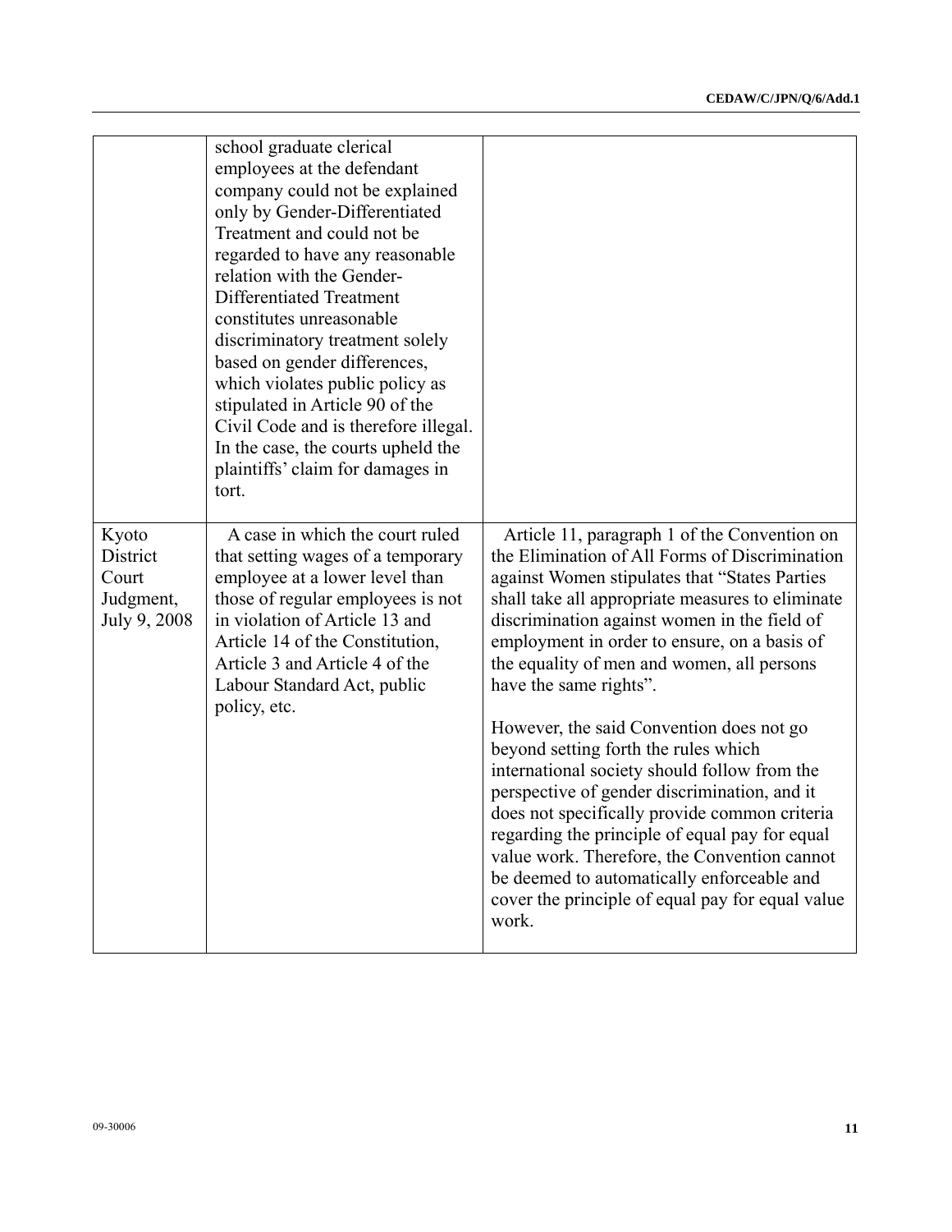|  |  |  |
|---|---|---|
|  | school graduate clerical employees at the defendant company could not be explained only by Gender-Differentiated Treatment and could not be regarded to have any reasonable relation with the Gender-Differentiated Treatment constitutes unreasonable discriminatory treatment solely based on gender differences, which violates public policy as stipulated in Article 90 of the Civil Code and is therefore illegal. In the case, the courts upheld the plaintiffs' claim for damages in tort. |  |
| Kyoto District Court Judgment, July 9, 2008 | A case in which the court ruled that setting wages of a temporary employee at a lower level than those of regular employees is not in violation of Article 13 and Article 14 of the Constitution, Article 3 and Article 4 of the Labour Standard Act, public policy, etc. | Article 11, paragraph 1 of the Convention on the Elimination of All Forms of Discrimination against Women stipulates that "States Parties shall take all appropriate measures to eliminate discrimination against women in the field of employment in order to ensure, on a basis of the equality of men and women, all persons have the same rights".<br><br>However, the said Convention does not go beyond setting forth the rules which international society should follow from the perspective of gender discrimination, and it does not specifically provide common criteria regarding the principle of equal pay for equal value work. Therefore, the Convention cannot be deemed to automatically enforceable and cover the principle of equal pay for equal value work. |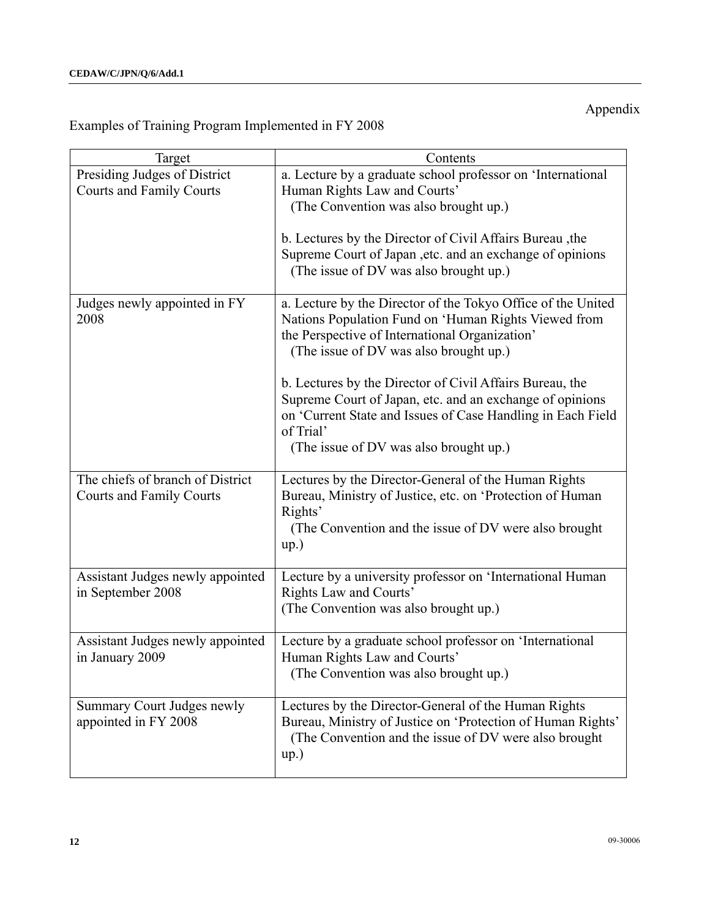Appendix

Examples of Training Program Implemented in FY 2008

| Target | Contents |
|---|---|
| Presiding Judges of District Courts and Family Courts | a. Lecture by a graduate school professor on 'International Human Rights Law and Courts' (The Convention was also brought up.)<br><br>b. Lectures by the Director of Civil Affairs Bureau ,the Supreme Court of Japan ,etc. and an exchange of opinions (The issue of DV was also brought up.) |
| Judges newly appointed in FY 2008 | a. Lecture by the Director of the Tokyo Office of the United Nations Population Fund on 'Human Rights Viewed from the Perspective of International Organization' (The issue of DV was also brought up.)<br><br>b. Lectures by the Director of Civil Affairs Bureau, the Supreme Court of Japan, etc. and an exchange of opinions on 'Current State and Issues of Case Handling in Each Field of Trial' (The issue of DV was also brought up.) |
| The chiefs of branch of District Courts and Family Courts | Lectures by the Director-General of the Human Rights Bureau, Ministry of Justice, etc. on 'Protection of Human Rights' (The Convention and the issue of DV were also brought up.) |
| Assistant Judges newly appointed in September 2008 | Lecture by a university professor on 'International Human Rights Law and Courts' (The Convention was also brought up.) |
| Assistant Judges newly appointed in January 2009 | Lecture by a graduate school professor on 'International Human Rights Law and Courts' (The Convention was also brought up.) |
| Summary Court Judges newly appointed in FY 2008 | Lectures by the Director-General of the Human Rights Bureau, Ministry of Justice on 'Protection of Human Rights' (The Convention and the issue of DV were also brought up.) |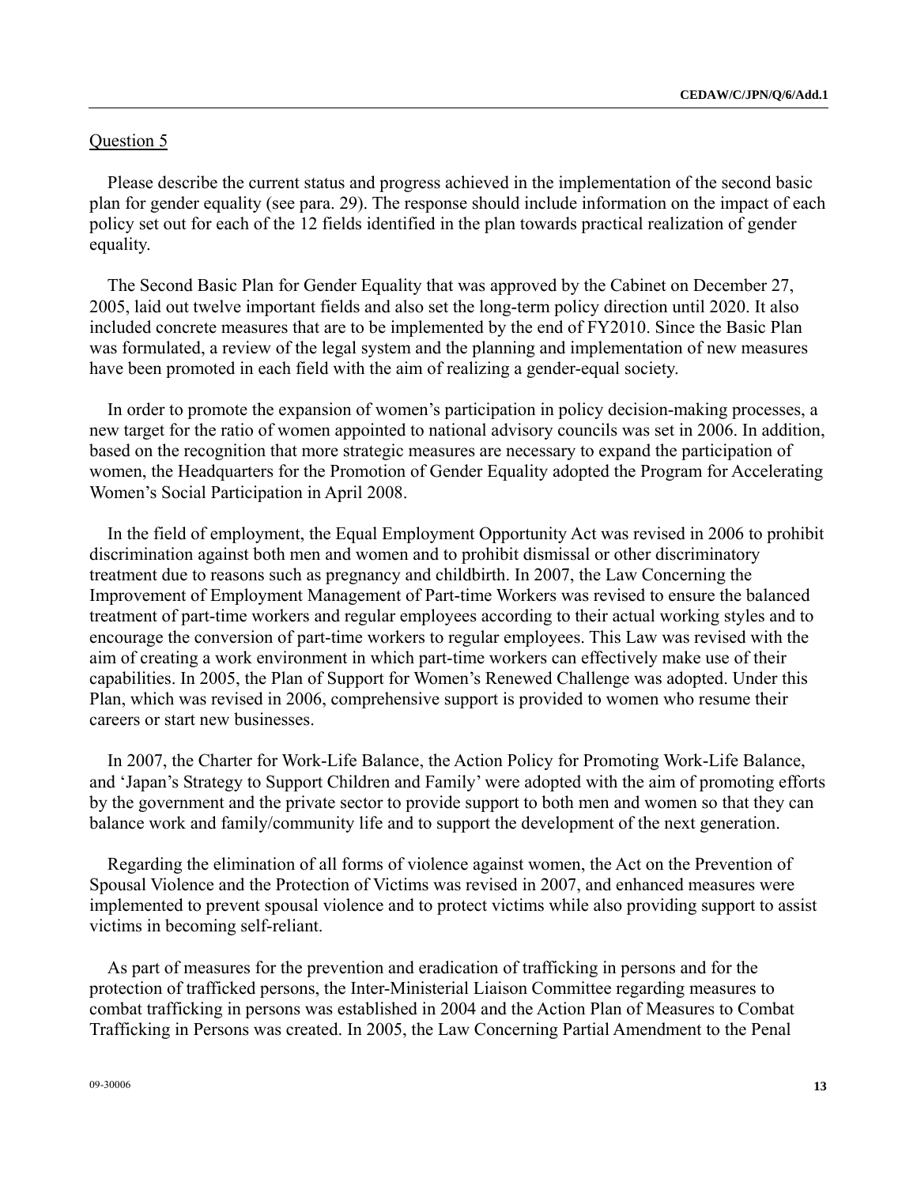Question 5

Please describe the current status and progress achieved in the implementation of the second basic plan for gender equality (see para. 29). The response should include information on the impact of each policy set out for each of the 12 fields identified in the plan towards practical realization of gender equality.

The Second Basic Plan for Gender Equality that was approved by the Cabinet on December 27, 2005, laid out twelve important fields and also set the long-term policy direction until 2020. It also included concrete measures that are to be implemented by the end of FY2010. Since the Basic Plan was formulated, a review of the legal system and the planning and implementation of new measures have been promoted in each field with the aim of realizing a gender-equal society.

In order to promote the expansion of women's participation in policy decision-making processes, a new target for the ratio of women appointed to national advisory councils was set in 2006. In addition, based on the recognition that more strategic measures are necessary to expand the participation of women, the Headquarters for the Promotion of Gender Equality adopted the Program for Accelerating Women's Social Participation in April 2008.

In the field of employment, the Equal Employment Opportunity Act was revised in 2006 to prohibit discrimination against both men and women and to prohibit dismissal or other discriminatory treatment due to reasons such as pregnancy and childbirth. In 2007, the Law Concerning the Improvement of Employment Management of Part-time Workers was revised to ensure the balanced treatment of part-time workers and regular employees according to their actual working styles and to encourage the conversion of part-time workers to regular employees. This Law was revised with the aim of creating a work environment in which part-time workers can effectively make use of their capabilities. In 2005, the Plan of Support for Women's Renewed Challenge was adopted. Under this Plan, which was revised in 2006, comprehensive support is provided to women who resume their careers or start new businesses.

In 2007, the Charter for Work-Life Balance, the Action Policy for Promoting Work-Life Balance, and 'Japan's Strategy to Support Children and Family' were adopted with the aim of promoting efforts by the government and the private sector to provide support to both men and women so that they can balance work and family/community life and to support the development of the next generation.

Regarding the elimination of all forms of violence against women, the Act on the Prevention of Spousal Violence and the Protection of Victims was revised in 2007, and enhanced measures were implemented to prevent spousal violence and to protect victims while also providing support to assist victims in becoming self-reliant.

As part of measures for the prevention and eradication of trafficking in persons and for the protection of trafficked persons, the Inter-Ministerial Liaison Committee regarding measures to combat trafficking in persons was established in 2004 and the Action Plan of Measures to Combat Trafficking in Persons was created. In 2005, the Law Concerning Partial Amendment to the Penal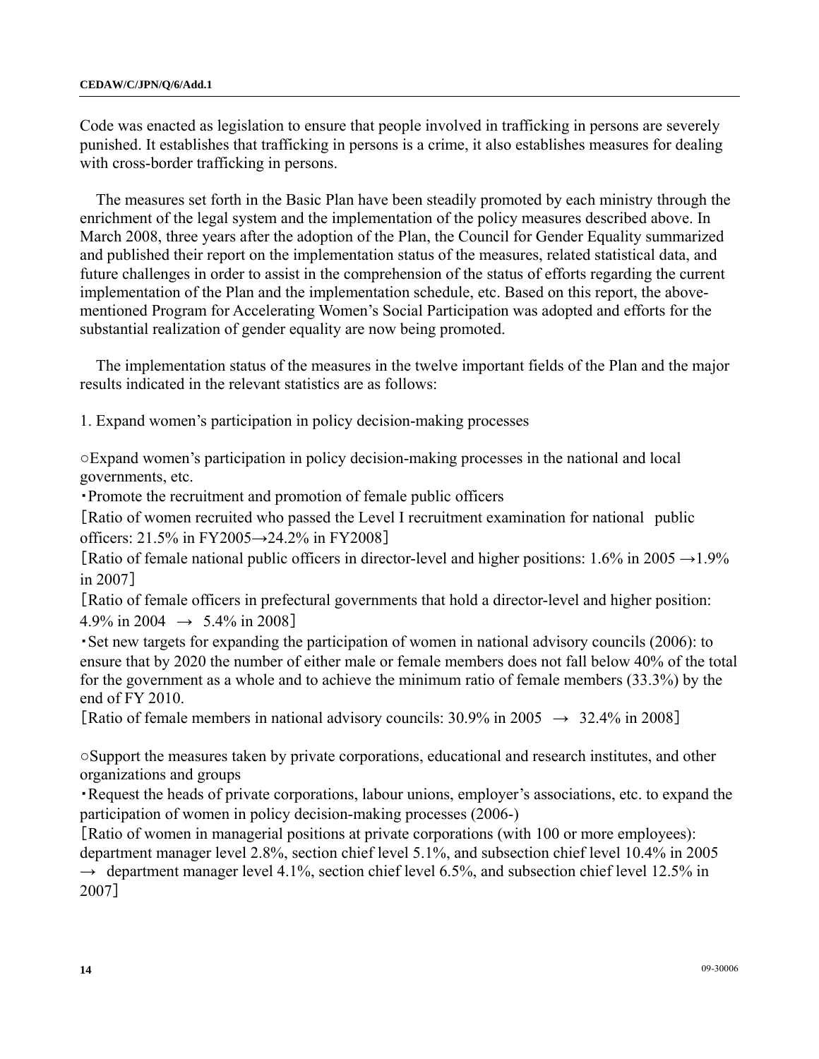Code was enacted as legislation to ensure that people involved in trafficking in persons are severely punished. It establishes that trafficking in persons is a crime, it also establishes measures for dealing with cross-border trafficking in persons.

The measures set forth in the Basic Plan have been steadily promoted by each ministry through the enrichment of the legal system and the implementation of the policy measures described above. In March 2008, three years after the adoption of the Plan, the Council for Gender Equality summarized and published their report on the implementation status of the measures, related statistical data, and future challenges in order to assist in the comprehension of the status of efforts regarding the current implementation of the Plan and the implementation schedule, etc. Based on this report, the above-mentioned Program for Accelerating Women's Social Participation was adopted and efforts for the substantial realization of gender equality are now being promoted.

The implementation status of the measures in the twelve important fields of the Plan and the major results indicated in the relevant statistics are as follows:

1. Expand women's participation in policy decision-making processes

○Expand women's participation in policy decision-making processes in the national and local governments, etc.

・Promote the recruitment and promotion of female public officers

［Ratio of women recruited who passed the Level I recruitment examination for national public officers: 21.5% in FY2005→24.2% in FY2008］

［Ratio of female national public officers in director-level and higher positions: 1.6% in 2005 →1.9% in 2007］

［Ratio of female officers in prefectural governments that hold a director-level and higher position: 4.9% in 2004 → 5.4% in 2008］

・Set new targets for expanding the participation of women in national advisory councils (2006): to ensure that by 2020 the number of either male or female members does not fall below 40% of the total for the government as a whole and to achieve the minimum ratio of female members (33.3%) by the end of FY 2010.

［Ratio of female members in national advisory councils: 30.9% in 2005 → 32.4% in 2008］

○Support the measures taken by private corporations, educational and research institutes, and other organizations and groups

・Request the heads of private corporations, labour unions, employer's associations, etc. to expand the participation of women in policy decision-making processes (2006-)

［Ratio of women in managerial positions at private corporations (with 100 or more employees): department manager level 2.8%, section chief level 5.1%, and subsection chief level 10.4% in 2005 → department manager level 4.1%, section chief level 6.5%, and subsection chief level 12.5% in 2007］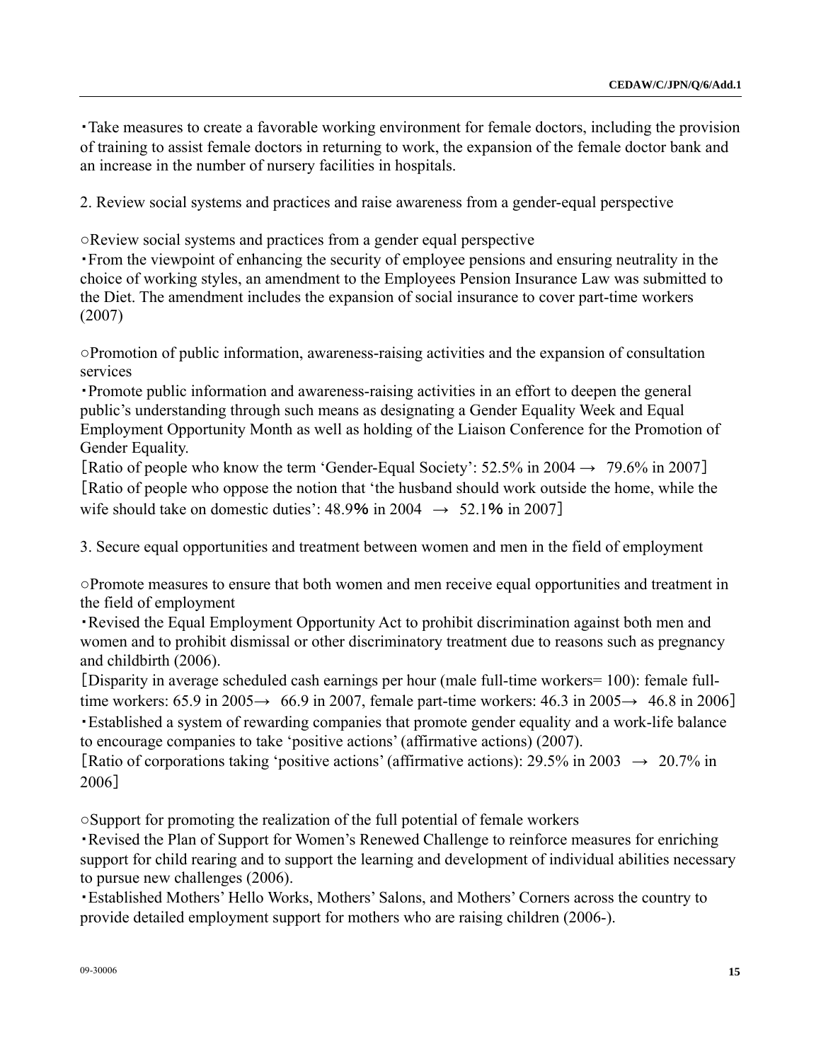・Take measures to create a favorable working environment for female doctors, including the provision of training to assist female doctors in returning to work, the expansion of the female doctor bank and an increase in the number of nursery facilities in hospitals.

2. Review social systems and practices and raise awareness from a gender-equal perspective

○Review social systems and practices from a gender equal perspective

・From the viewpoint of enhancing the security of employee pensions and ensuring neutrality in the choice of working styles, an amendment to the Employees Pension Insurance Law was submitted to the Diet. The amendment includes the expansion of social insurance to cover part-time workers (2007)

○Promotion of public information, awareness-raising activities and the expansion of consultation services

・Promote public information and awareness-raising activities in an effort to deepen the general public's understanding through such means as designating a Gender Equality Week and Equal Employment Opportunity Month as well as holding of the Liaison Conference for the Promotion of Gender Equality.

［Ratio of people who know the term 'Gender-Equal Society': 52.5% in 2004 → 79.6% in 2007］

［Ratio of people who oppose the notion that 'the husband should work outside the home, while the wife should take on domestic duties': 48.9% in 2004 → 52.1% in 2007］

3. Secure equal opportunities and treatment between women and men in the field of employment

○Promote measures to ensure that both women and men receive equal opportunities and treatment in the field of employment

・Revised the Equal Employment Opportunity Act to prohibit discrimination against both men and women and to prohibit dismissal or other discriminatory treatment due to reasons such as pregnancy and childbirth (2006).

［Disparity in average scheduled cash earnings per hour (male full-time workers= 100): female full-time workers: 65.9 in 2005→ 66.9 in 2007, female part-time workers: 46.3 in 2005→ 46.8 in 2006］

・Established a system of rewarding companies that promote gender equality and a work-life balance to encourage companies to take 'positive actions' (affirmative actions) (2007).

［Ratio of corporations taking 'positive actions' (affirmative actions): 29.5% in 2003 → 20.7% in 2006］

○Support for promoting the realization of the full potential of female workers

・Revised the Plan of Support for Women's Renewed Challenge to reinforce measures for enriching support for child rearing and to support the learning and development of individual abilities necessary to pursue new challenges (2006).

・Established Mothers' Hello Works, Mothers' Salons, and Mothers' Corners across the country to provide detailed employment support for mothers who are raising children (2006-).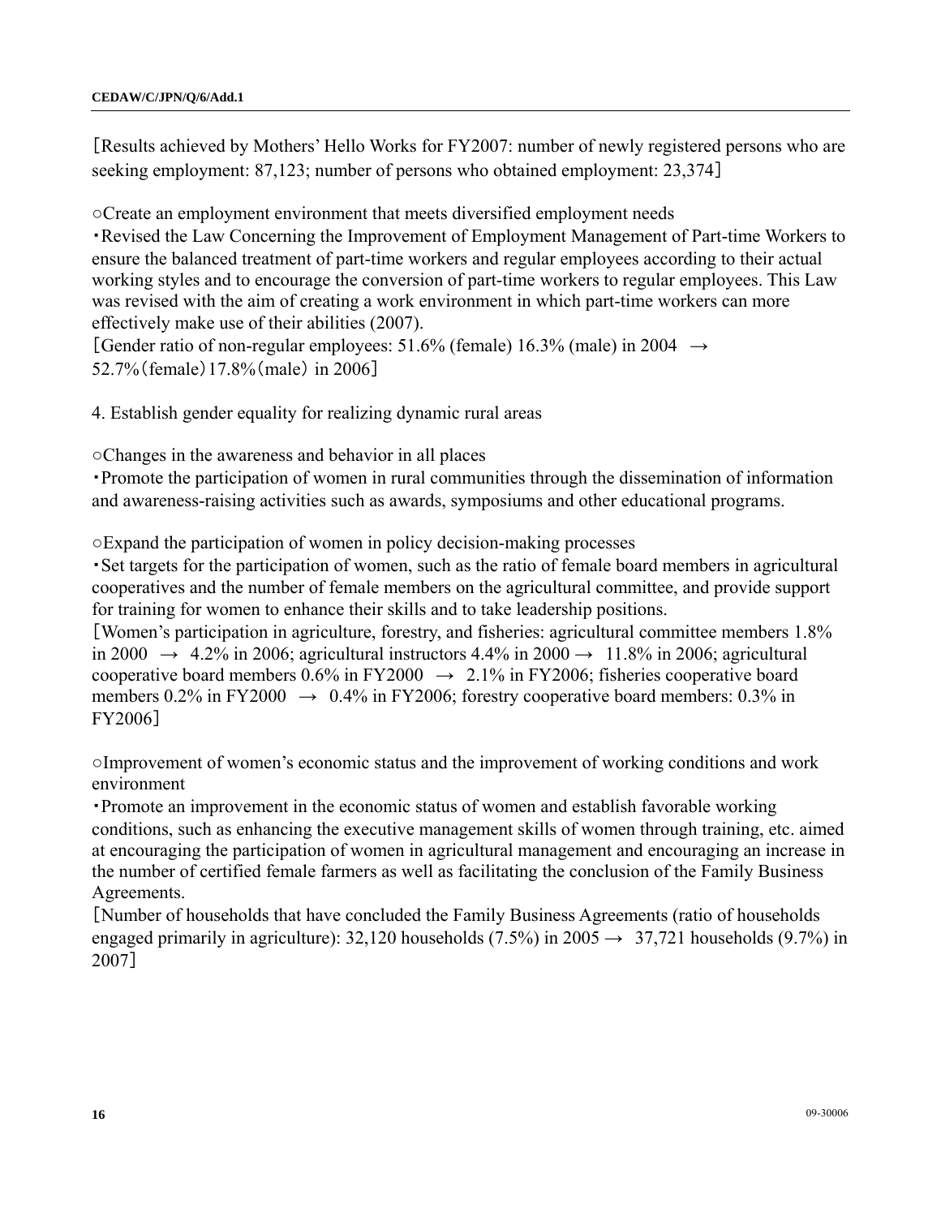［Results achieved by Mothers' Hello Works for FY2007: number of newly registered persons who are seeking employment: 87,123; number of persons who obtained employment: 23,374］

○Create an employment environment that meets diversified employment needs

・Revised the Law Concerning the Improvement of Employment Management of Part-time Workers to ensure the balanced treatment of part-time workers and regular employees according to their actual working styles and to encourage the conversion of part-time workers to regular employees. This Law was revised with the aim of creating a work environment in which part-time workers can more effectively make use of their abilities (2007).

［Gender ratio of non-regular employees: 51.6% (female) 16.3% (male) in 2004 → 52.7%（female）17.8%（male）in 2006］

4. Establish gender equality for realizing dynamic rural areas

○Changes in the awareness and behavior in all places

・Promote the participation of women in rural communities through the dissemination of information and awareness-raising activities such as awards, symposiums and other educational programs.

○Expand the participation of women in policy decision-making processes

・Set targets for the participation of women, such as the ratio of female board members in agricultural cooperatives and the number of female members on the agricultural committee, and provide support for training for women to enhance their skills and to take leadership positions.

［Women's participation in agriculture, forestry, and fisheries: agricultural committee members 1.8% in 2000 → 4.2% in 2006; agricultural instructors 4.4% in 2000 → 11.8% in 2006; agricultural cooperative board members 0.6% in FY2000 → 2.1% in FY2006; fisheries cooperative board members 0.2% in FY2000 → 0.4% in FY2006; forestry cooperative board members: 0.3% in FY2006］

○Improvement of women's economic status and the improvement of working conditions and work environment

・Promote an improvement in the economic status of women and establish favorable working conditions, such as enhancing the executive management skills of women through training, etc. aimed at encouraging the participation of women in agricultural management and encouraging an increase in the number of certified female farmers as well as facilitating the conclusion of the Family Business Agreements.

［Number of households that have concluded the Family Business Agreements (ratio of households engaged primarily in agriculture): 32,120 households (7.5%) in 2005 → 37,721 households (9.7%) in 2007］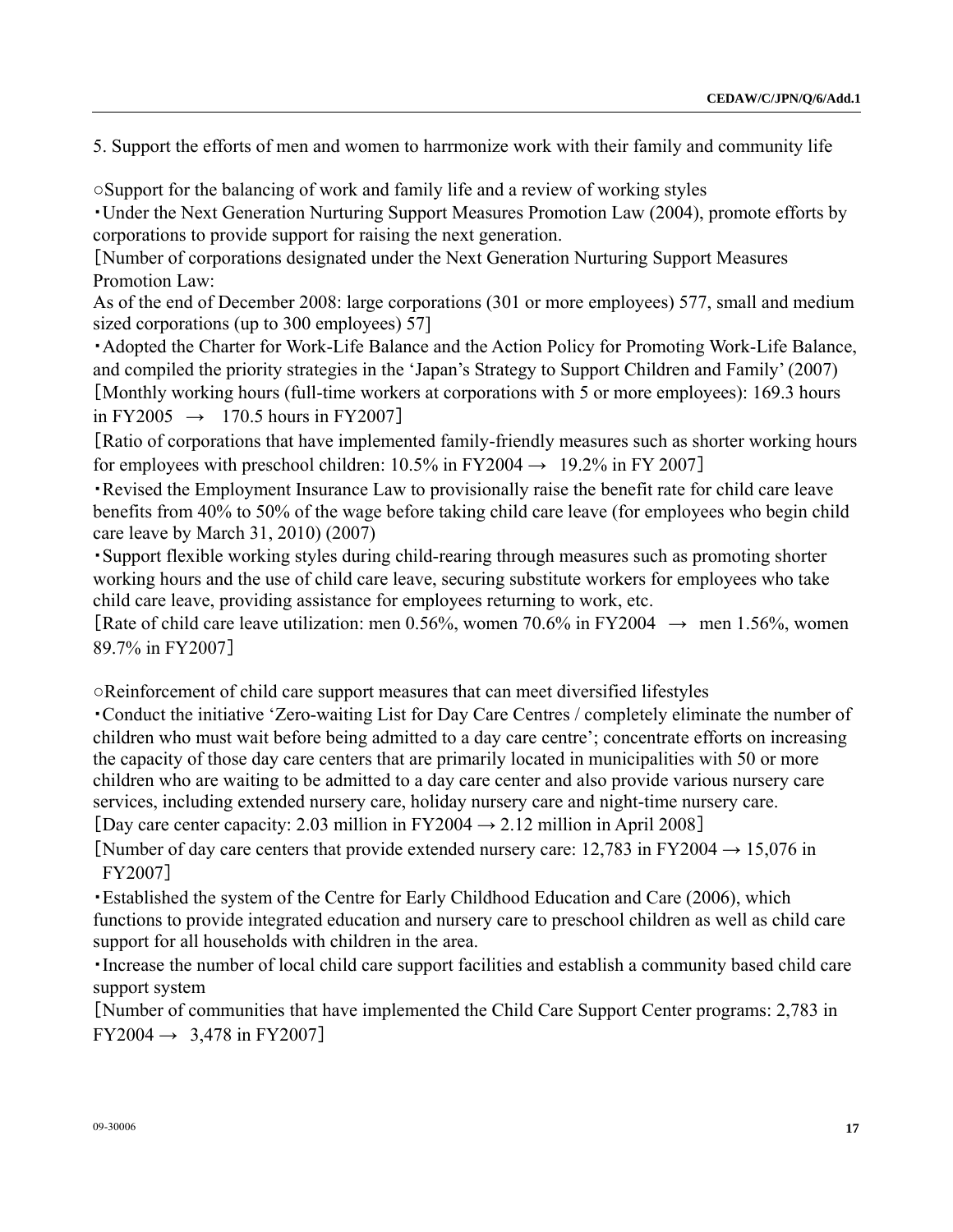5. Support the efforts of men and women to harrmonize work with their family and community life

○Support for the balancing of work and family life and a review of working styles

・Under the Next Generation Nurturing Support Measures Promotion Law (2004), promote efforts by corporations to provide support for raising the next generation.

［Number of corporations designated under the Next Generation Nurturing Support Measures Promotion Law:
As of the end of December 2008: large corporations (301 or more employees) 577, small and medium sized corporations (up to 300 employees) 57］

・Adopted the Charter for Work-Life Balance and the Action Policy for Promoting Work-Life Balance, and compiled the priority strategies in the 'Japan's Strategy to Support Children and Family' (2007)

［Monthly working hours (full-time workers at corporations with 5 or more employees): 169.3 hours in FY2005 → 170.5 hours in FY2007］

［Ratio of corporations that have implemented family-friendly measures such as shorter working hours for employees with preschool children: 10.5% in FY2004 → 19.2% in FY 2007］

・Revised the Employment Insurance Law to provisionally raise the benefit rate for child care leave benefits from 40% to 50% of the wage before taking child care leave (for employees who begin child care leave by March 31, 2010) (2007)

・Support flexible working styles during child-rearing through measures such as promoting shorter working hours and the use of child care leave, securing substitute workers for employees who take child care leave, providing assistance for employees returning to work, etc.

［Rate of child care leave utilization: men 0.56%, women 70.6% in FY2004 → men 1.56%, women 89.7% in FY2007］

○Reinforcement of child care support measures that can meet diversified lifestyles

・Conduct the initiative 'Zero-waiting List for Day Care Centres / completely eliminate the number of children who must wait before being admitted to a day care centre'; concentrate efforts on increasing the capacity of those day care centers that are primarily located in municipalities with 50 or more children who are waiting to be admitted to a day care center and also provide various nursery care services, including extended nursery care, holiday nursery care and night-time nursery care.

［Day care center capacity: 2.03 million in FY2004 → 2.12 million in April 2008］

［Number of day care centers that provide extended nursery care: 12,783 in FY2004 → 15,076 in FY2007］

・Established the system of the Centre for Early Childhood Education and Care (2006), which functions to provide integrated education and nursery care to preschool children as well as child care support for all households with children in the area.

・Increase the number of local child care support facilities and establish a community based child care support system

［Number of communities that have implemented the Child Care Support Center programs: 2,783 in FY2004 → 3,478 in FY2007］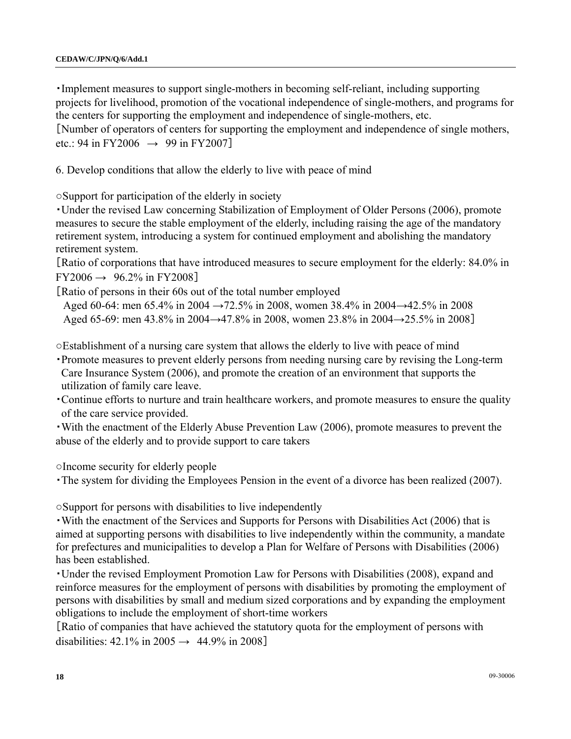・Implement measures to support single-mothers in becoming self-reliant, including supporting projects for livelihood, promotion of the vocational independence of single-mothers, and programs for the centers for supporting the employment and independence of single-mothers, etc.
［Number of operators of centers for supporting the employment and independence of single mothers, etc.: 94 in FY2006 → 99 in FY2007］

6. Develop conditions that allow the elderly to live with peace of mind

○Support for participation of the elderly in society

・Under the revised Law concerning Stabilization of Employment of Older Persons (2006), promote measures to secure the stable employment of the elderly, including raising the age of the mandatory retirement system, introducing a system for continued employment and abolishing the mandatory retirement system.
［Ratio of corporations that have introduced measures to secure employment for the elderly: 84.0% in FY2006 → 96.2% in FY2008］
［Ratio of persons in their 60s out of the total number employed
Aged 60-64: men 65.4% in 2004 →72.5% in 2008, women 38.4% in 2004→42.5% in 2008
Aged 65-69: men 43.8% in 2004→47.8% in 2008, women 23.8% in 2004→25.5% in 2008］

○Establishment of a nursing care system that allows the elderly to live with peace of mind

・Promote measures to prevent elderly persons from needing nursing care by revising the Long-term Care Insurance System (2006), and promote the creation of an environment that supports the utilization of family care leave.
・Continue efforts to nurture and train healthcare workers, and promote measures to ensure the quality of the care service provided.
・With the enactment of the Elderly Abuse Prevention Law (2006), promote measures to prevent the abuse of the elderly and to provide support to care takers

○Income security for elderly people

・The system for dividing the Employees Pension in the event of a divorce has been realized (2007).

○Support for persons with disabilities to live independently

・With the enactment of the Services and Supports for Persons with Disabilities Act (2006) that is aimed at supporting persons with disabilities to live independently within the community, a mandate for prefectures and municipalities to develop a Plan for Welfare of Persons with Disabilities (2006) has been established.
・Under the revised Employment Promotion Law for Persons with Disabilities (2008), expand and reinforce measures for the employment of persons with disabilities by promoting the employment of persons with disabilities by small and medium sized corporations and by expanding the employment obligations to include the employment of short-time workers
［Ratio of companies that have achieved the statutory quota for the employment of persons with disabilities: 42.1% in 2005 → 44.9% in 2008］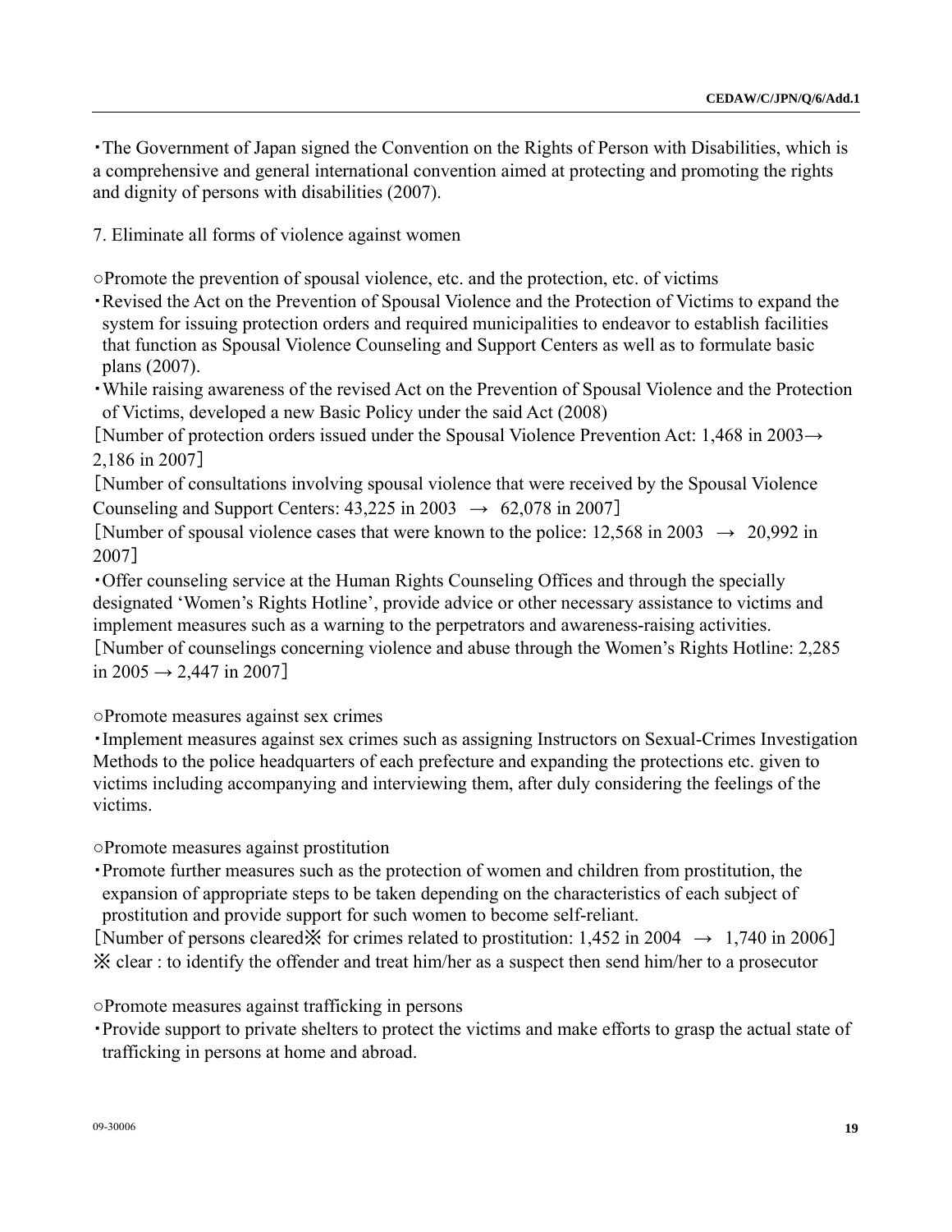・The Government of Japan signed the Convention on the Rights of Person with Disabilities, which is a comprehensive and general international convention aimed at protecting and promoting the rights and dignity of persons with disabilities (2007).

7. Eliminate all forms of violence against women

○Promote the prevention of spousal violence, etc. and the protection, etc. of victims

・Revised the Act on the Prevention of Spousal Violence and the Protection of Victims to expand the system for issuing protection orders and required municipalities to endeavor to establish facilities that function as Spousal Violence Counseling and Support Centers as well as to formulate basic plans (2007).

・While raising awareness of the revised Act on the Prevention of Spousal Violence and the Protection of Victims, developed a new Basic Policy under the said Act (2008)

［Number of protection orders issued under the Spousal Violence Prevention Act: 1,468 in 2003→ 2,186 in 2007］

［Number of consultations involving spousal violence that were received by the Spousal Violence Counseling and Support Centers: 43,225 in 2003 → 62,078 in 2007］

［Number of spousal violence cases that were known to the police: 12,568 in 2003 → 20,992 in 2007］

・Offer counseling service at the Human Rights Counseling Offices and through the specially designated 'Women's Rights Hotline', provide advice or other necessary assistance to victims and implement measures such as a warning to the perpetrators and awareness-raising activities.

［Number of counselings concerning violence and abuse through the Women's Rights Hotline: 2,285 in 2005 → 2,447 in 2007］

○Promote measures against sex crimes

・Implement measures against sex crimes such as assigning Instructors on Sexual-Crimes Investigation Methods to the police headquarters of each prefecture and expanding the protections etc. given to victims including accompanying and interviewing them, after duly considering the feelings of the victims.

○Promote measures against prostitution

・Promote further measures such as the protection of women and children from prostitution, the expansion of appropriate steps to be taken depending on the characteristics of each subject of prostitution and provide support for such women to become self-reliant.

［Number of persons cleared※ for crimes related to prostitution: 1,452 in 2004 → 1,740 in 2006］

※ clear : to identify the offender and treat him/her as a suspect then send him/her to a prosecutor

○Promote measures against trafficking in persons

・Provide support to private shelters to protect the victims and make efforts to grasp the actual state of trafficking in persons at home and abroad.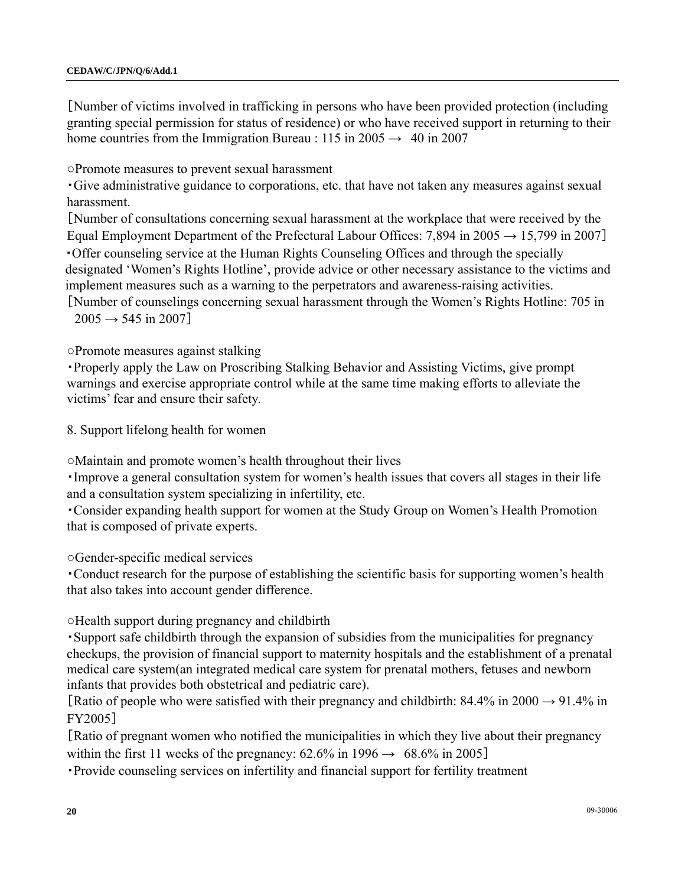［Number of victims involved in trafficking in persons who have been provided protection (including granting special permission for status of residence) or who have received support in returning to their home countries from the Immigration Bureau : 115 in 2005 → 40 in 2007

○Promote measures to prevent sexual harassment

・Give administrative guidance to corporations, etc. that have not taken any measures against sexual harassment.

［Number of consultations concerning sexual harassment at the workplace that were received by the Equal Employment Department of the Prefectural Labour Offices: 7,894 in 2005 → 15,799 in 2007］

・Offer counseling service at the Human Rights Counseling Offices and through the specially designated 'Women's Rights Hotline', provide advice or other necessary assistance to the victims and implement measures such as a warning to the perpetrators and awareness-raising activities.

［Number of counselings concerning sexual harassment through the Women's Rights Hotline: 705 in 2005 → 545 in 2007］

○Promote measures against stalking

・Properly apply the Law on Proscribing Stalking Behavior and Assisting Victims, give prompt warnings and exercise appropriate control while at the same time making efforts to alleviate the victims' fear and ensure their safety.

8. Support lifelong health for women

○Maintain and promote women's health throughout their lives

・Improve a general consultation system for women's health issues that covers all stages in their life and a consultation system specializing in infertility, etc.

・Consider expanding health support for women at the Study Group on Women's Health Promotion that is composed of private experts.

○Gender-specific medical services

・Conduct research for the purpose of establishing the scientific basis for supporting women's health that also takes into account gender difference.

○Health support during pregnancy and childbirth

・Support safe childbirth through the expansion of subsidies from the municipalities for pregnancy checkups, the provision of financial support to maternity hospitals and the establishment of a prenatal medical care system(an integrated medical care system for prenatal mothers, fetuses and newborn infants that provides both obstetrical and pediatric care).

［Ratio of people who were satisfied with their pregnancy and childbirth: 84.4% in 2000 → 91.4% in FY2005］

［Ratio of pregnant women who notified the municipalities in which they live about their pregnancy within the first 11 weeks of the pregnancy: 62.6% in 1996 → 68.6% in 2005］

・Provide counseling services on infertility and financial support for fertility treatment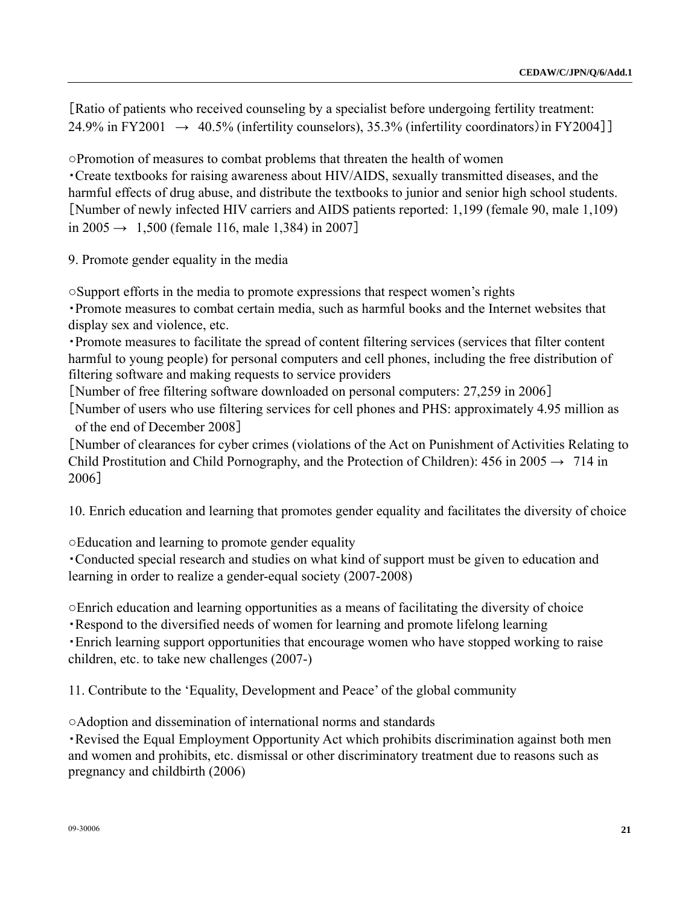［Ratio of patients who received counseling by a specialist before undergoing fertility treatment: 24.9% in FY2001 → 40.5% (infertility counselors), 35.3% (infertility coordinators）in FY2004]］

○Promotion of measures to combat problems that threaten the health of women

・Create textbooks for raising awareness about HIV/AIDS, sexually transmitted diseases, and the harmful effects of drug abuse, and distribute the textbooks to junior and senior high school students. ［Number of newly infected HIV carriers and AIDS patients reported: 1,199 (female 90, male 1,109) in 2005 → 1,500 (female 116, male 1,384) in 2007］

9. Promote gender equality in the media

○Support efforts in the media to promote expressions that respect women's rights

・Promote measures to combat certain media, such as harmful books and the Internet websites that display sex and violence, etc.

・Promote measures to facilitate the spread of content filtering services (services that filter content harmful to young people) for personal computers and cell phones, including the free distribution of filtering software and making requests to service providers

［Number of free filtering software downloaded on personal computers: 27,259 in 2006］

［Number of users who use filtering services for cell phones and PHS: approximately 4.95 million as of the end of December 2008］

［Number of clearances for cyber crimes (violations of the Act on Punishment of Activities Relating to Child Prostitution and Child Pornography, and the Protection of Children): 456 in 2005 → 714 in 2006］

10. Enrich education and learning that promotes gender equality and facilitates the diversity of choice

○Education and learning to promote gender equality

・Conducted special research and studies on what kind of support must be given to education and learning in order to realize a gender-equal society (2007-2008)

○Enrich education and learning opportunities as a means of facilitating the diversity of choice

・Respond to the diversified needs of women for learning and promote lifelong learning

・Enrich learning support opportunities that encourage women who have stopped working to raise children, etc. to take new challenges (2007-)

11. Contribute to the 'Equality, Development and Peace' of the global community

○Adoption and dissemination of international norms and standards

・Revised the Equal Employment Opportunity Act which prohibits discrimination against both men and women and prohibits, etc. dismissal or other discriminatory treatment due to reasons such as pregnancy and childbirth (2006)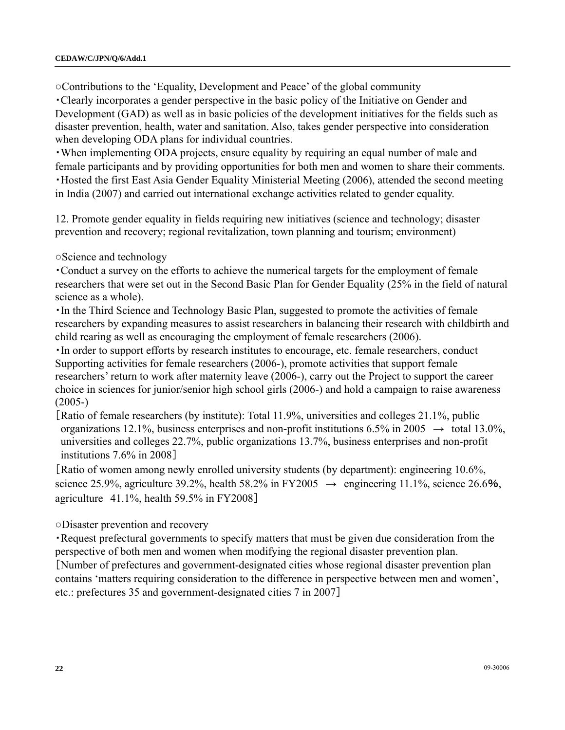○Contributions to the 'Equality, Development and Peace' of the global community

・Clearly incorporates a gender perspective in the basic policy of the Initiative on Gender and Development (GAD) as well as in basic policies of the development initiatives for the fields such as disaster prevention, health, water and sanitation. Also, takes gender perspective into consideration when developing ODA plans for individual countries.

・When implementing ODA projects, ensure equality by requiring an equal number of male and female participants and by providing opportunities for both men and women to share their comments.

・Hosted the first East Asia Gender Equality Ministerial Meeting (2006), attended the second meeting in India (2007) and carried out international exchange activities related to gender equality.

12. Promote gender equality in fields requiring new initiatives (science and technology; disaster prevention and recovery; regional revitalization, town planning and tourism; environment)

○Science and technology

・Conduct a survey on the efforts to achieve the numerical targets for the employment of female researchers that were set out in the Second Basic Plan for Gender Equality (25% in the field of natural science as a whole).

・In the Third Science and Technology Basic Plan, suggested to promote the activities of female researchers by expanding measures to assist researchers in balancing their research with childbirth and child rearing as well as encouraging the employment of female researchers (2006).

・In order to support efforts by research institutes to encourage, etc. female researchers, conduct Supporting activities for female researchers (2006-), promote activities that support female researchers' return to work after maternity leave (2006-), carry out the Project to support the career choice in sciences for junior/senior high school girls (2006-) and hold a campaign to raise awareness (2005-)

［Ratio of female researchers (by institute): Total 11.9%, universities and colleges 21.1%, public organizations 12.1%, business enterprises and non-profit institutions 6.5% in 2005 → total 13.0%, universities and colleges 22.7%, public organizations 13.7%, business enterprises and non-profit institutions 7.6% in 2008］

［Ratio of women among newly enrolled university students (by department): engineering 10.6%, science 25.9%, agriculture 39.2%, health 58.2% in FY2005 → engineering 11.1%, science 26.6％, agriculture 41.1%, health 59.5% in FY2008］

○Disaster prevention and recovery

・Request prefectural governments to specify matters that must be given due consideration from the perspective of both men and women when modifying the regional disaster prevention plan.

［Number of prefectures and government-designated cities whose regional disaster prevention plan contains 'matters requiring consideration to the difference in perspective between men and women', etc.: prefectures 35 and government-designated cities 7 in 2007］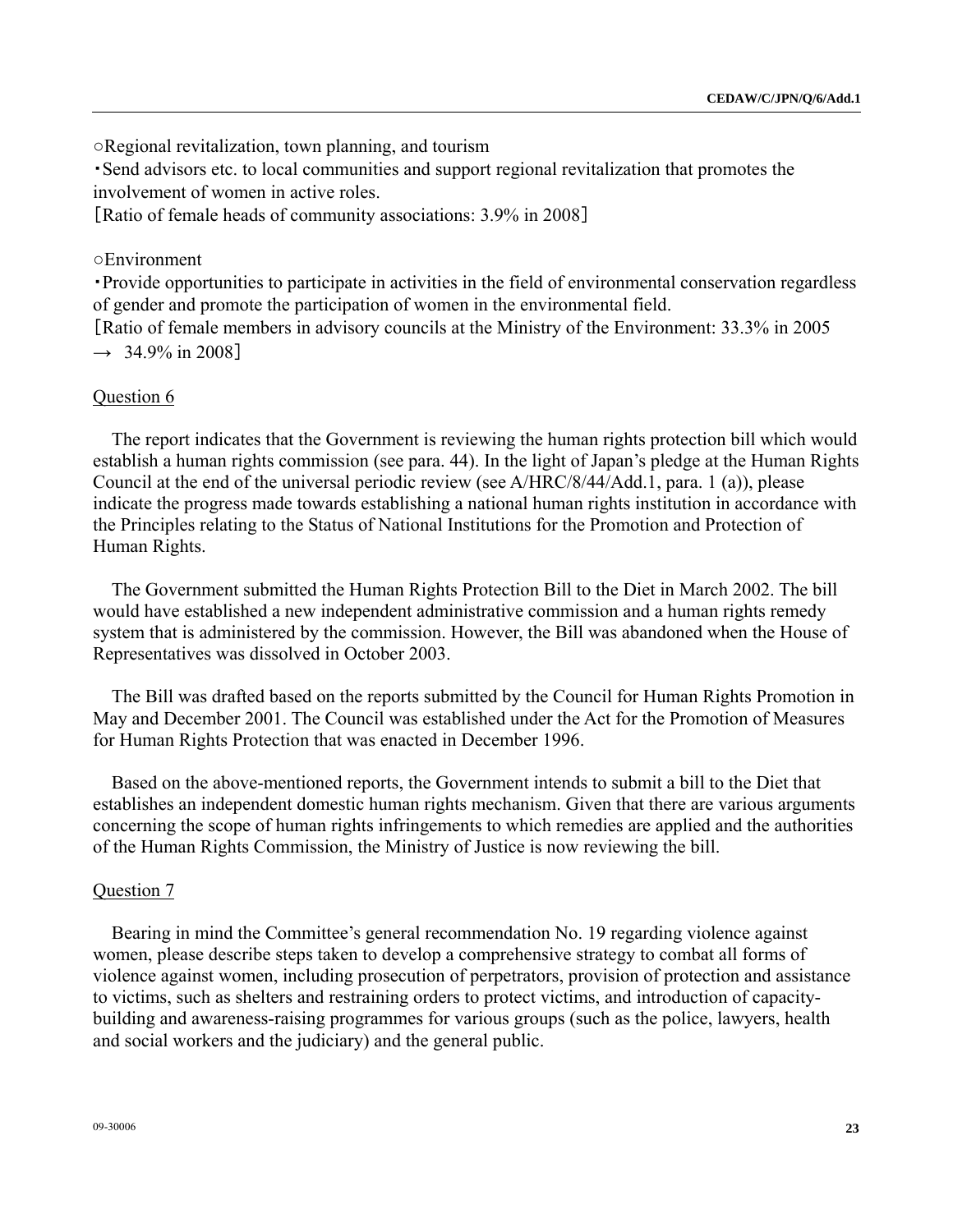○Regional revitalization, town planning, and tourism

・Send advisors etc. to local communities and support regional revitalization that promotes the involvement of women in active roles.

[Ratio of female heads of community associations: 3.9% in 2008]

○Environment

・Provide opportunities to participate in activities in the field of environmental conservation regardless of gender and promote the participation of women in the environmental field.

[Ratio of female members in advisory councils at the Ministry of the Environment: 33.3% in 2005 → 34.9% in 2008]

Question 6

The report indicates that the Government is reviewing the human rights protection bill which would establish a human rights commission (see para. 44). In the light of Japan's pledge at the Human Rights Council at the end of the universal periodic review (see A/HRC/8/44/Add.1, para. 1 (a)), please indicate the progress made towards establishing a national human rights institution in accordance with the Principles relating to the Status of National Institutions for the Promotion and Protection of Human Rights.

The Government submitted the Human Rights Protection Bill to the Diet in March 2002. The bill would have established a new independent administrative commission and a human rights remedy system that is administered by the commission. However, the Bill was abandoned when the House of Representatives was dissolved in October 2003.

The Bill was drafted based on the reports submitted by the Council for Human Rights Promotion in May and December 2001. The Council was established under the Act for the Promotion of Measures for Human Rights Protection that was enacted in December 1996.

Based on the above-mentioned reports, the Government intends to submit a bill to the Diet that establishes an independent domestic human rights mechanism. Given that there are various arguments concerning the scope of human rights infringements to which remedies are applied and the authorities of the Human Rights Commission, the Ministry of Justice is now reviewing the bill.

Question 7

Bearing in mind the Committee's general recommendation No. 19 regarding violence against women, please describe steps taken to develop a comprehensive strategy to combat all forms of violence against women, including prosecution of perpetrators, provision of protection and assistance to victims, such as shelters and restraining orders to protect victims, and introduction of capacity-building and awareness-raising programmes for various groups (such as the police, lawyers, health and social workers and the judiciary) and the general public.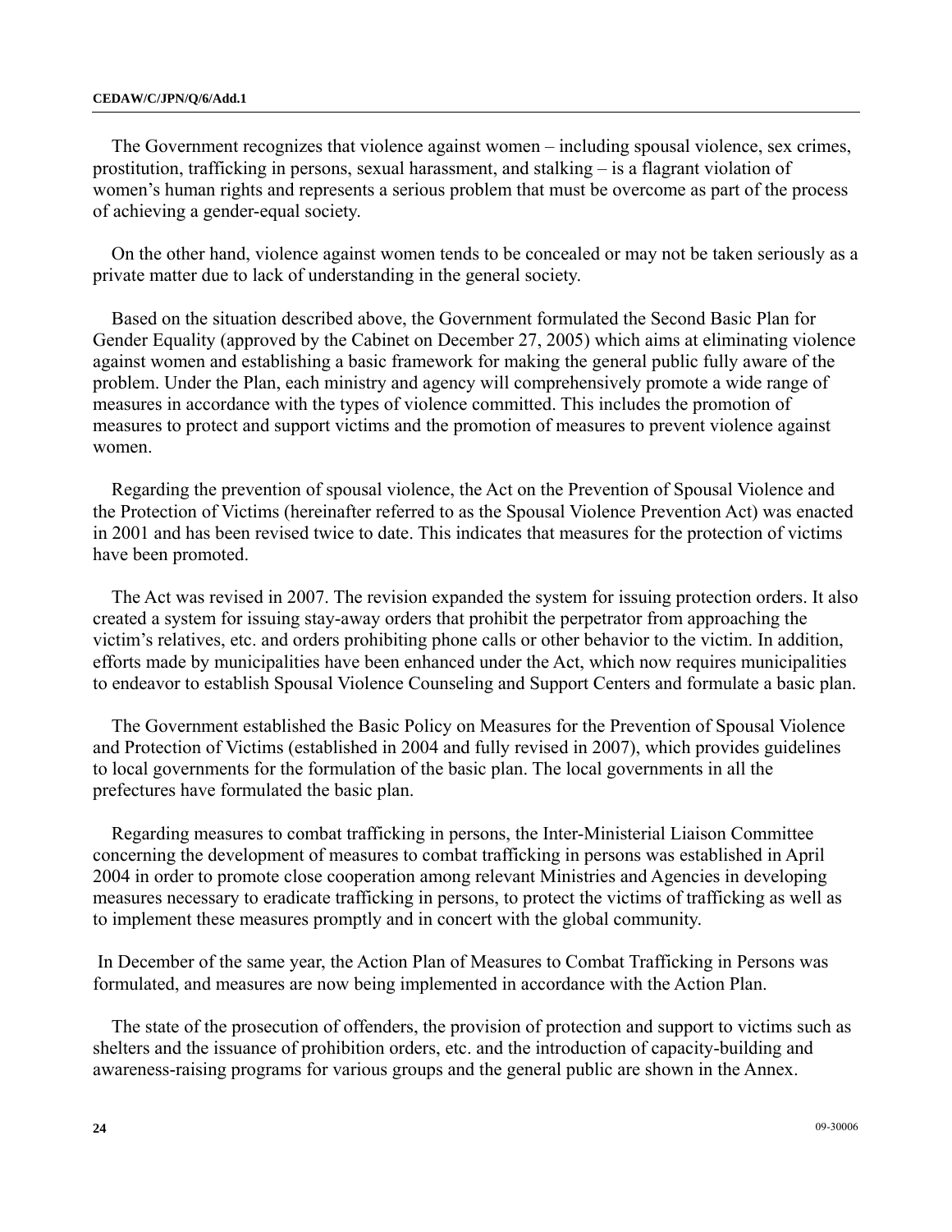The Government recognizes that violence against women – including spousal violence, sex crimes, prostitution, trafficking in persons, sexual harassment, and stalking – is a flagrant violation of women's human rights and represents a serious problem that must be overcome as part of the process of achieving a gender-equal society.

On the other hand, violence against women tends to be concealed or may not be taken seriously as a private matter due to lack of understanding in the general society.

Based on the situation described above, the Government formulated the Second Basic Plan for Gender Equality (approved by the Cabinet on December 27, 2005) which aims at eliminating violence against women and establishing a basic framework for making the general public fully aware of the problem. Under the Plan, each ministry and agency will comprehensively promote a wide range of measures in accordance with the types of violence committed. This includes the promotion of measures to protect and support victims and the promotion of measures to prevent violence against women.

Regarding the prevention of spousal violence, the Act on the Prevention of Spousal Violence and the Protection of Victims (hereinafter referred to as the Spousal Violence Prevention Act) was enacted in 2001 and has been revised twice to date. This indicates that measures for the protection of victims have been promoted.

The Act was revised in 2007. The revision expanded the system for issuing protection orders. It also created a system for issuing stay-away orders that prohibit the perpetrator from approaching the victim's relatives, etc. and orders prohibiting phone calls or other behavior to the victim. In addition, efforts made by municipalities have been enhanced under the Act, which now requires municipalities to endeavor to establish Spousal Violence Counseling and Support Centers and formulate a basic plan.

The Government established the Basic Policy on Measures for the Prevention of Spousal Violence and Protection of Victims (established in 2004 and fully revised in 2007), which provides guidelines to local governments for the formulation of the basic plan. The local governments in all the prefectures have formulated the basic plan.

Regarding measures to combat trafficking in persons, the Inter-Ministerial Liaison Committee concerning the development of measures to combat trafficking in persons was established in April 2004 in order to promote close cooperation among relevant Ministries and Agencies in developing measures necessary to eradicate trafficking in persons, to protect the victims of trafficking as well as to implement these measures promptly and in concert with the global community.

In December of the same year, the Action Plan of Measures to Combat Trafficking in Persons was formulated, and measures are now being implemented in accordance with the Action Plan.

The state of the prosecution of offenders, the provision of protection and support to victims such as shelters and the issuance of prohibition orders, etc. and the introduction of capacity-building and awareness-raising programs for various groups and the general public are shown in the Annex.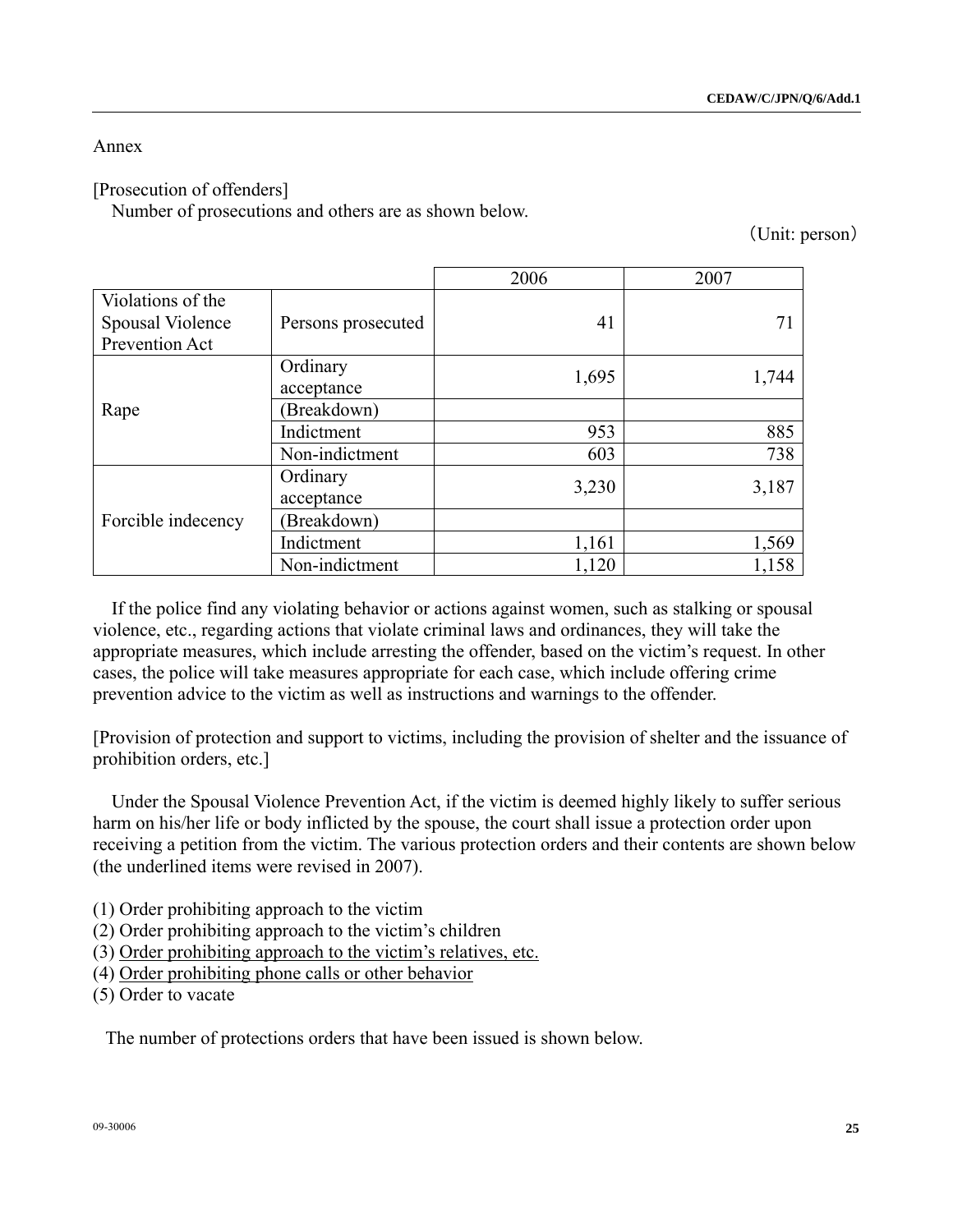Annex

[Prosecution of offenders]

Number of prosecutions and others are as shown below.

（Unit: person）

| | | 2006 | 2007 |
|---|---|---|---|
| Violations of the Spousal Violence Prevention Act | Persons prosecuted | 41 | 71 |
| Rape | Ordinary acceptance | 1,695 | 1,744 |
| | (Breakdown) | | |
| | Indictment | 953 | 885 |
| | Non-indictment | 603 | 738 |
| Forcible indecency | Ordinary acceptance | 3,230 | 3,187 |
| | (Breakdown) | | |
| | Indictment | 1,161 | 1,569 |
| | Non-indictment | 1,120 | 1,158 |

If the police find any violating behavior or actions against women, such as stalking or spousal violence, etc., regarding actions that violate criminal laws and ordinances, they will take the appropriate measures, which include arresting the offender, based on the victim's request. In other cases, the police will take measures appropriate for each case, which include offering crime prevention advice to the victim as well as instructions and warnings to the offender.

[Provision of protection and support to victims, including the provision of shelter and the issuance of prohibition orders, etc.]

Under the Spousal Violence Prevention Act, if the victim is deemed highly likely to suffer serious harm on his/her life or body inflicted by the spouse, the court shall issue a protection order upon receiving a petition from the victim. The various protection orders and their contents are shown below (the underlined items were revised in 2007).

(1) Order prohibiting approach to the victim
(2) Order prohibiting approach to the victim's children
(3) <u>Order prohibiting approach to the victim's relatives, etc.</u>
(4) <u>Order prohibiting phone calls or other behavior</u>
(5) Order to vacate

The number of protections orders that have been issued is shown below.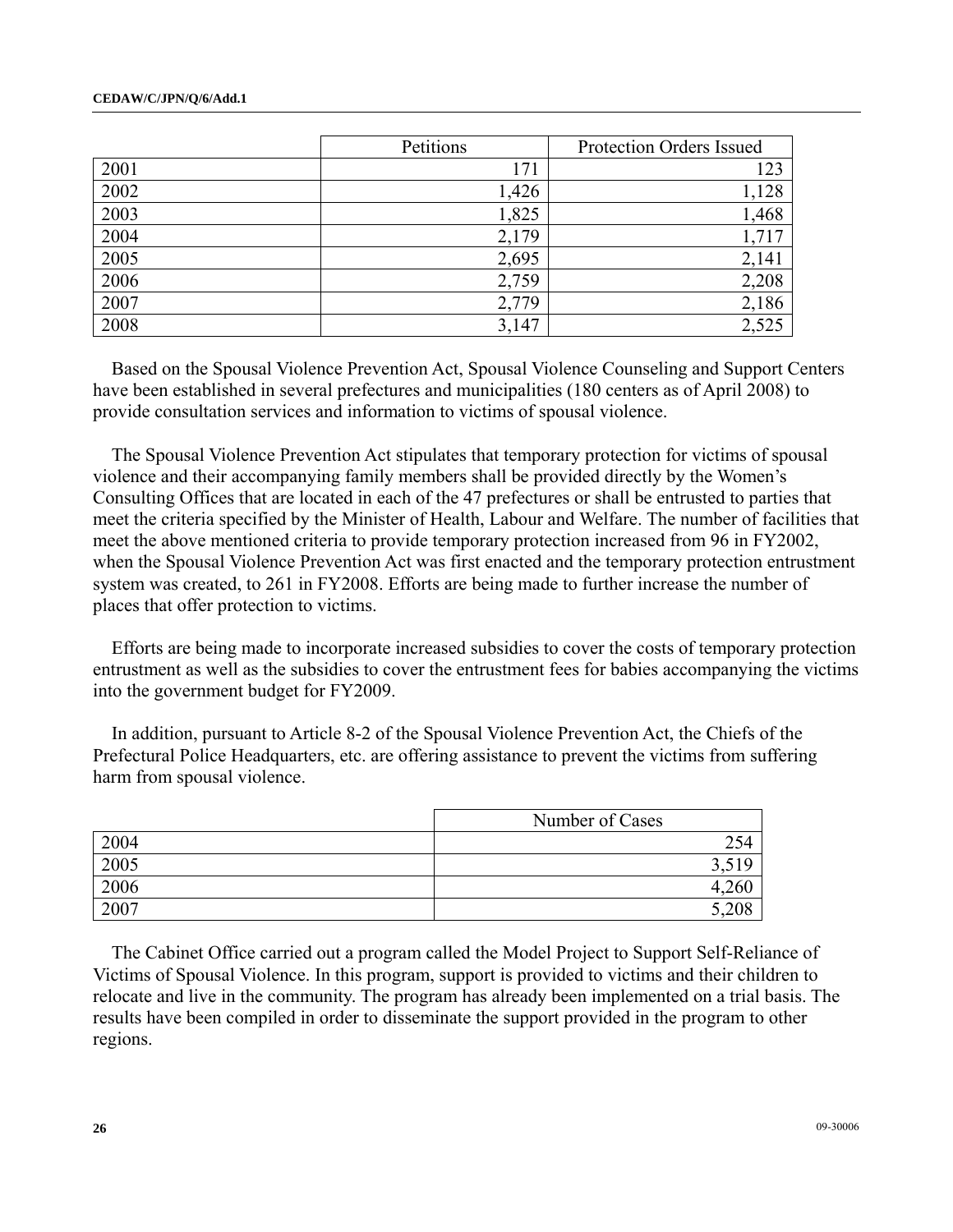| | Petitions | Protection Orders Issued |
|---|---|---|
| 2001 | 171 | 123 |
| 2002 | 1,426 | 1,128 |
| 2003 | 1,825 | 1,468 |
| 2004 | 2,179 | 1,717 |
| 2005 | 2,695 | 2,141 |
| 2006 | 2,759 | 2,208 |
| 2007 | 2,779 | 2,186 |
| 2008 | 3,147 | 2,525 |

Based on the Spousal Violence Prevention Act, Spousal Violence Counseling and Support Centers have been established in several prefectures and municipalities (180 centers as of April 2008) to provide consultation services and information to victims of spousal violence.

The Spousal Violence Prevention Act stipulates that temporary protection for victims of spousal violence and their accompanying family members shall be provided directly by the Women's Consulting Offices that are located in each of the 47 prefectures or shall be entrusted to parties that meet the criteria specified by the Minister of Health, Labour and Welfare. The number of facilities that meet the above mentioned criteria to provide temporary protection increased from 96 in FY2002, when the Spousal Violence Prevention Act was first enacted and the temporary protection entrustment system was created, to 261 in FY2008. Efforts are being made to further increase the number of places that offer protection to victims.

Efforts are being made to incorporate increased subsidies to cover the costs of temporary protection entrustment as well as the subsidies to cover the entrustment fees for babies accompanying the victims into the government budget for FY2009.

In addition, pursuant to Article 8-2 of the Spousal Violence Prevention Act, the Chiefs of the Prefectural Police Headquarters, etc. are offering assistance to prevent the victims from suffering harm from spousal violence.

| | Number of Cases |
|---|---|
| 2004 | 254 |
| 2005 | 3,519 |
| 2006 | 4,260 |
| 2007 | 5,208 |

The Cabinet Office carried out a program called the Model Project to Support Self-Reliance of Victims of Spousal Violence. In this program, support is provided to victims and their children to relocate and live in the community. The program has already been implemented on a trial basis. The results have been compiled in order to disseminate the support provided in the program to other regions.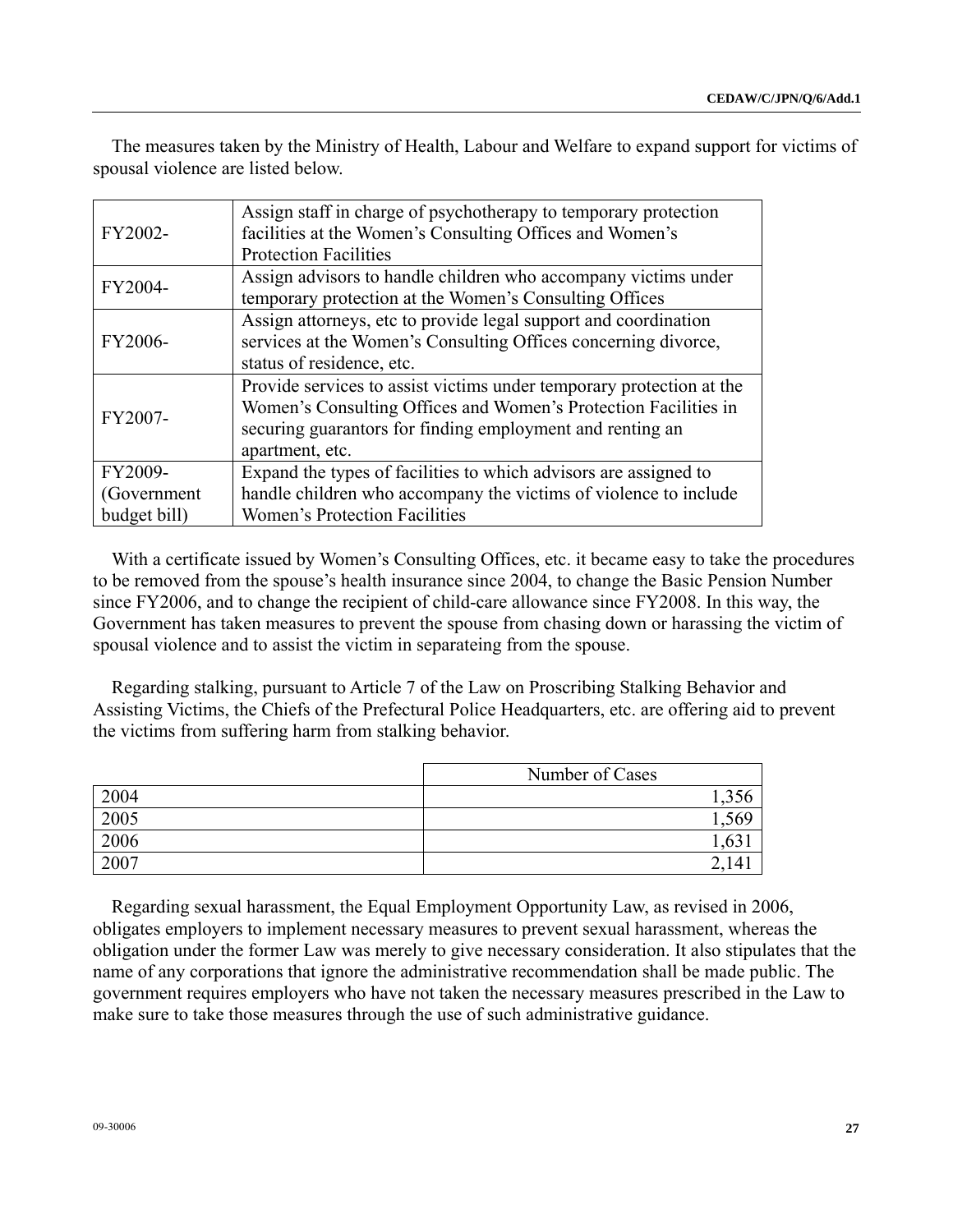The measures taken by the Ministry of Health, Labour and Welfare to expand support for victims of spousal violence are listed below.

| | |
|---|---|
| FY2002- | Assign staff in charge of psychotherapy to temporary protection facilities at the Women's Consulting Offices and Women's Protection Facilities |
| FY2004- | Assign advisors to handle children who accompany victims under temporary protection at the Women's Consulting Offices |
| FY2006- | Assign attorneys, etc to provide legal support and coordination services at the Women's Consulting Offices concerning divorce, status of residence, etc. |
| FY2007- | Provide services to assist victims under temporary protection at the Women's Consulting Offices and Women's Protection Facilities in securing guarantors for finding employment and renting an apartment, etc. |
| FY2009- (Government budget bill) | Expand the types of facilities to which advisors are assigned to handle children who accompany the victims of violence to include Women's Protection Facilities |

With a certificate issued by Women's Consulting Offices, etc. it became easy to take the procedures to be removed from the spouse's health insurance since 2004, to change the Basic Pension Number since FY2006, and to change the recipient of child-care allowance since FY2008. In this way, the Government has taken measures to prevent the spouse from chasing down or harassing the victim of spousal violence and to assist the victim in separateing from the spouse.

Regarding stalking, pursuant to Article 7 of the Law on Proscribing Stalking Behavior and Assisting Victims, the Chiefs of the Prefectural Police Headquarters, etc. are offering aid to prevent the victims from suffering harm from stalking behavior.

| | Number of Cases |
|---|---:|
| 2004 | 1,356 |
| 2005 | 1,569 |
| 2006 | 1,631 |
| 2007 | 2,141 |

Regarding sexual harassment, the Equal Employment Opportunity Law, as revised in 2006, obligates employers to implement necessary measures to prevent sexual harassment, whereas the obligation under the former Law was merely to give necessary consideration. It also stipulates that the name of any corporations that ignore the administrative recommendation shall be made public. The government requires employers who have not taken the necessary measures prescribed in the Law to make sure to take those measures through the use of such administrative guidance.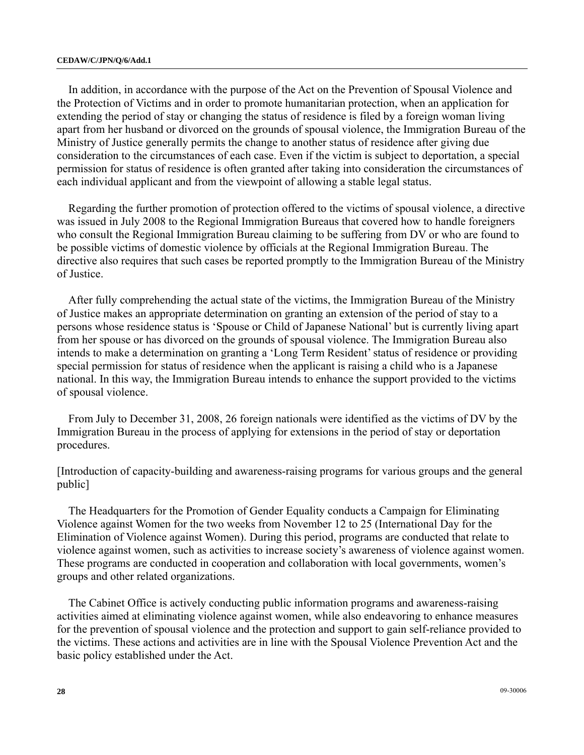In addition, in accordance with the purpose of the Act on the Prevention of Spousal Violence and the Protection of Victims and in order to promote humanitarian protection, when an application for extending the period of stay or changing the status of residence is filed by a foreign woman living apart from her husband or divorced on the grounds of spousal violence, the Immigration Bureau of the Ministry of Justice generally permits the change to another status of residence after giving due consideration to the circumstances of each case. Even if the victim is subject to deportation, a special permission for status of residence is often granted after taking into consideration the circumstances of each individual applicant and from the viewpoint of allowing a stable legal status.

Regarding the further promotion of protection offered to the victims of spousal violence, a directive was issued in July 2008 to the Regional Immigration Bureaus that covered how to handle foreigners who consult the Regional Immigration Bureau claiming to be suffering from DV or who are found to be possible victims of domestic violence by officials at the Regional Immigration Bureau. The directive also requires that such cases be reported promptly to the Immigration Bureau of the Ministry of Justice.

After fully comprehending the actual state of the victims, the Immigration Bureau of the Ministry of Justice makes an appropriate determination on granting an extension of the period of stay to a persons whose residence status is 'Spouse or Child of Japanese National' but is currently living apart from her spouse or has divorced on the grounds of spousal violence. The Immigration Bureau also intends to make a determination on granting a 'Long Term Resident' status of residence or providing special permission for status of residence when the applicant is raising a child who is a Japanese national. In this way, the Immigration Bureau intends to enhance the support provided to the victims of spousal violence.

From July to December 31, 2008, 26 foreign nationals were identified as the victims of DV by the Immigration Bureau in the process of applying for extensions in the period of stay or deportation procedures.

[Introduction of capacity-building and awareness-raising programs for various groups and the general public]

The Headquarters for the Promotion of Gender Equality conducts a Campaign for Eliminating Violence against Women for the two weeks from November 12 to 25 (International Day for the Elimination of Violence against Women). During this period, programs are conducted that relate to violence against women, such as activities to increase society's awareness of violence against women. These programs are conducted in cooperation and collaboration with local governments, women's groups and other related organizations.

The Cabinet Office is actively conducting public information programs and awareness-raising activities aimed at eliminating violence against women, while also endeavoring to enhance measures for the prevention of spousal violence and the protection and support to gain self-reliance provided to the victims. These actions and activities are in line with the Spousal Violence Prevention Act and the basic policy established under the Act.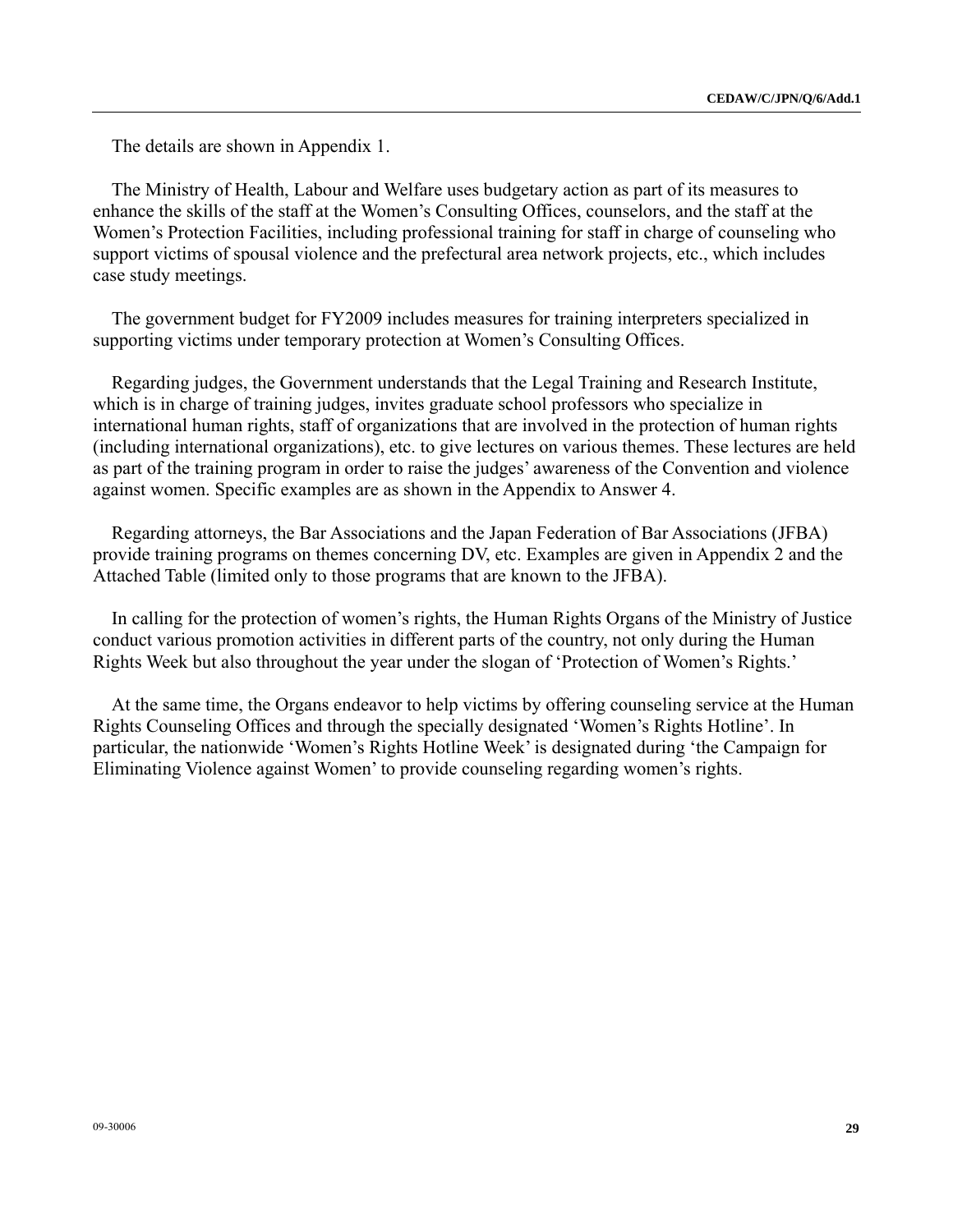The details are shown in Appendix 1.

The Ministry of Health, Labour and Welfare uses budgetary action as part of its measures to enhance the skills of the staff at the Women's Consulting Offices, counselors, and the staff at the Women's Protection Facilities, including professional training for staff in charge of counseling who support victims of spousal violence and the prefectural area network projects, etc., which includes case study meetings.

The government budget for FY2009 includes measures for training interpreters specialized in supporting victims under temporary protection at Women's Consulting Offices.

Regarding judges, the Government understands that the Legal Training and Research Institute, which is in charge of training judges, invites graduate school professors who specialize in international human rights, staff of organizations that are involved in the protection of human rights (including international organizations), etc. to give lectures on various themes. These lectures are held as part of the training program in order to raise the judges' awareness of the Convention and violence against women. Specific examples are as shown in the Appendix to Answer 4.

Regarding attorneys, the Bar Associations and the Japan Federation of Bar Associations (JFBA) provide training programs on themes concerning DV, etc. Examples are given in Appendix 2 and the Attached Table (limited only to those programs that are known to the JFBA).

In calling for the protection of women's rights, the Human Rights Organs of the Ministry of Justice conduct various promotion activities in different parts of the country, not only during the Human Rights Week but also throughout the year under the slogan of 'Protection of Women's Rights.'

At the same time, the Organs endeavor to help victims by offering counseling service at the Human Rights Counseling Offices and through the specially designated 'Women's Rights Hotline'. In particular, the nationwide 'Women's Rights Hotline Week' is designated during 'the Campaign for Eliminating Violence against Women' to provide counseling regarding women's rights.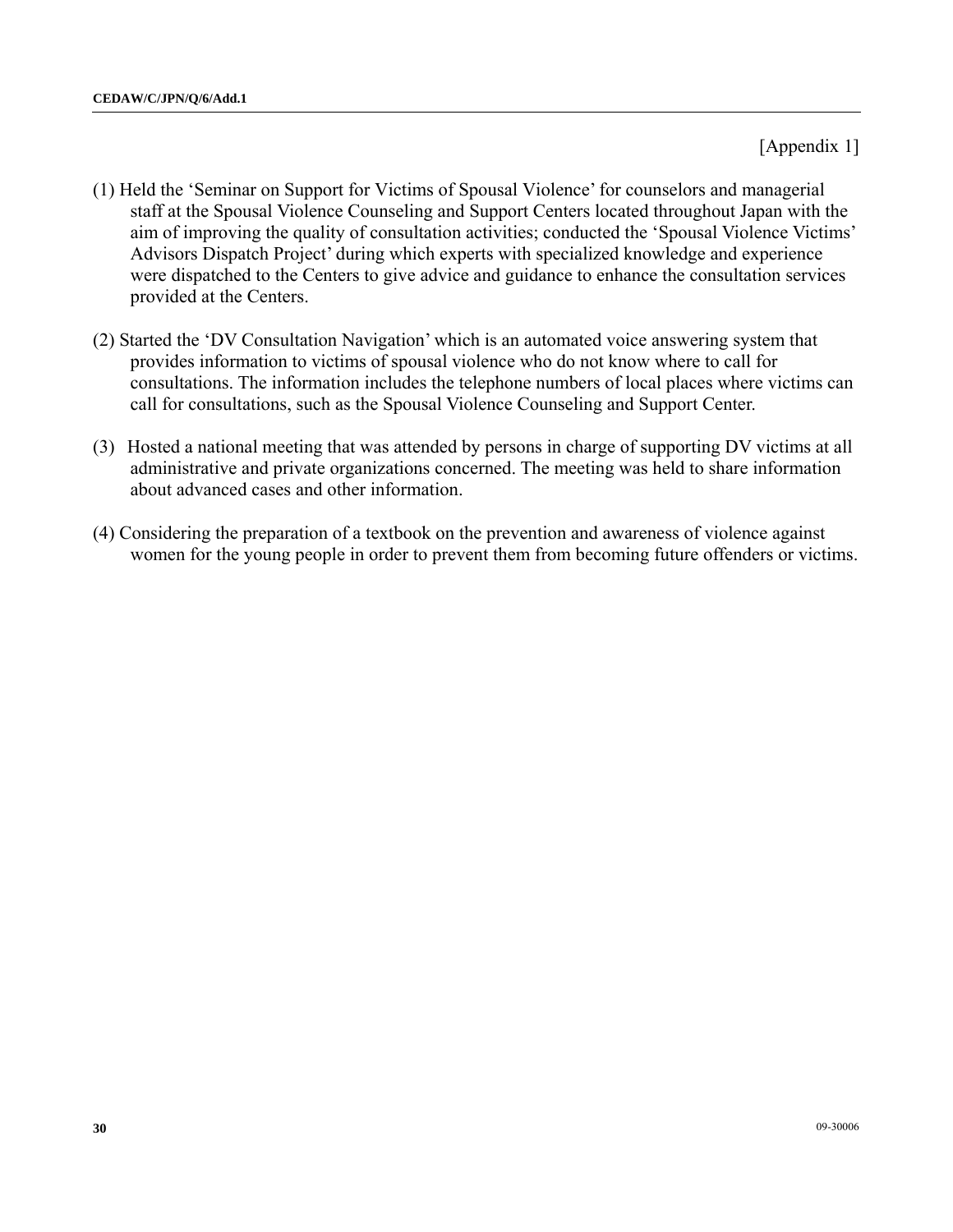[Appendix 1]

(1) Held the 'Seminar on Support for Victims of Spousal Violence' for counselors and managerial staff at the Spousal Violence Counseling and Support Centers located throughout Japan with the aim of improving the quality of consultation activities; conducted the 'Spousal Violence Victims' Advisors Dispatch Project' during which experts with specialized knowledge and experience were dispatched to the Centers to give advice and guidance to enhance the consultation services provided at the Centers.

(2) Started the 'DV Consultation Navigation' which is an automated voice answering system that provides information to victims of spousal violence who do not know where to call for consultations. The information includes the telephone numbers of local places where victims can call for consultations, such as the Spousal Violence Counseling and Support Center.

(3) Hosted a national meeting that was attended by persons in charge of supporting DV victims at all administrative and private organizations concerned. The meeting was held to share information about advanced cases and other information.

(4) Considering the preparation of a textbook on the prevention and awareness of violence against women for the young people in order to prevent them from becoming future offenders or victims.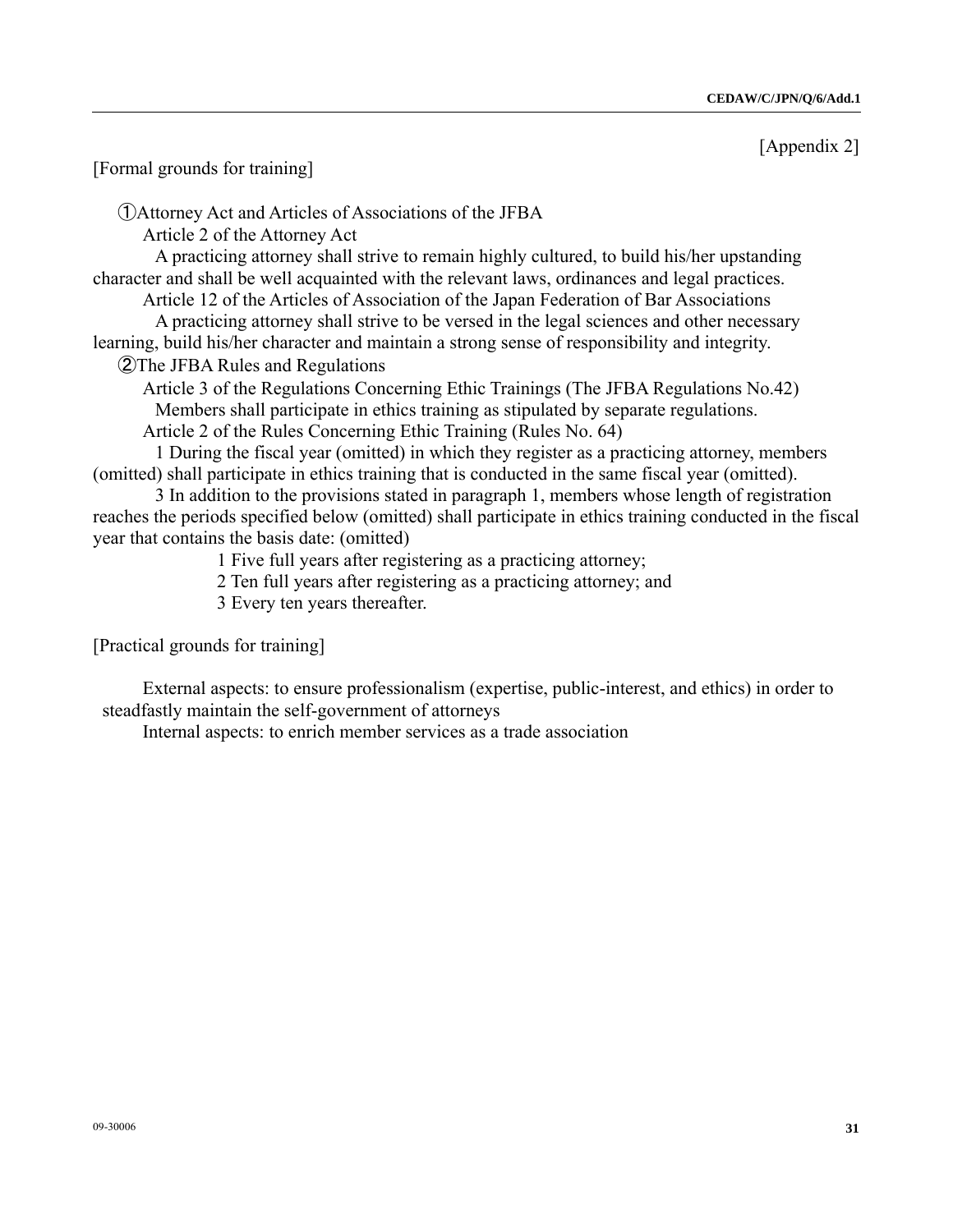[Appendix 2]

[Formal grounds for training]

①Attorney Act and Articles of Associations of the JFBA

Article 2 of the Attorney Act

A practicing attorney shall strive to remain highly cultured, to build his/her upstanding character and shall be well acquainted with the relevant laws, ordinances and legal practices.

Article 12 of the Articles of Association of the Japan Federation of Bar Associations

A practicing attorney shall strive to be versed in the legal sciences and other necessary learning, build his/her character and maintain a strong sense of responsibility and integrity.

②The JFBA Rules and Regulations

Article 3 of the Regulations Concerning Ethic Trainings (The JFBA Regulations No.42)

Members shall participate in ethics training as stipulated by separate regulations.

Article 2 of the Rules Concerning Ethic Training (Rules No. 64)

1 During the fiscal year (omitted) in which they register as a practicing attorney, members (omitted) shall participate in ethics training that is conducted in the same fiscal year (omitted).

3 In addition to the provisions stated in paragraph 1, members whose length of registration reaches the periods specified below (omitted) shall participate in ethics training conducted in the fiscal year that contains the basis date: (omitted)

1 Five full years after registering as a practicing attorney;

2 Ten full years after registering as a practicing attorney; and

3 Every ten years thereafter.

[Practical grounds for training]

External aspects: to ensure professionalism (expertise, public-interest, and ethics) in order to steadfastly maintain the self-government of attorneys

Internal aspects: to enrich member services as a trade association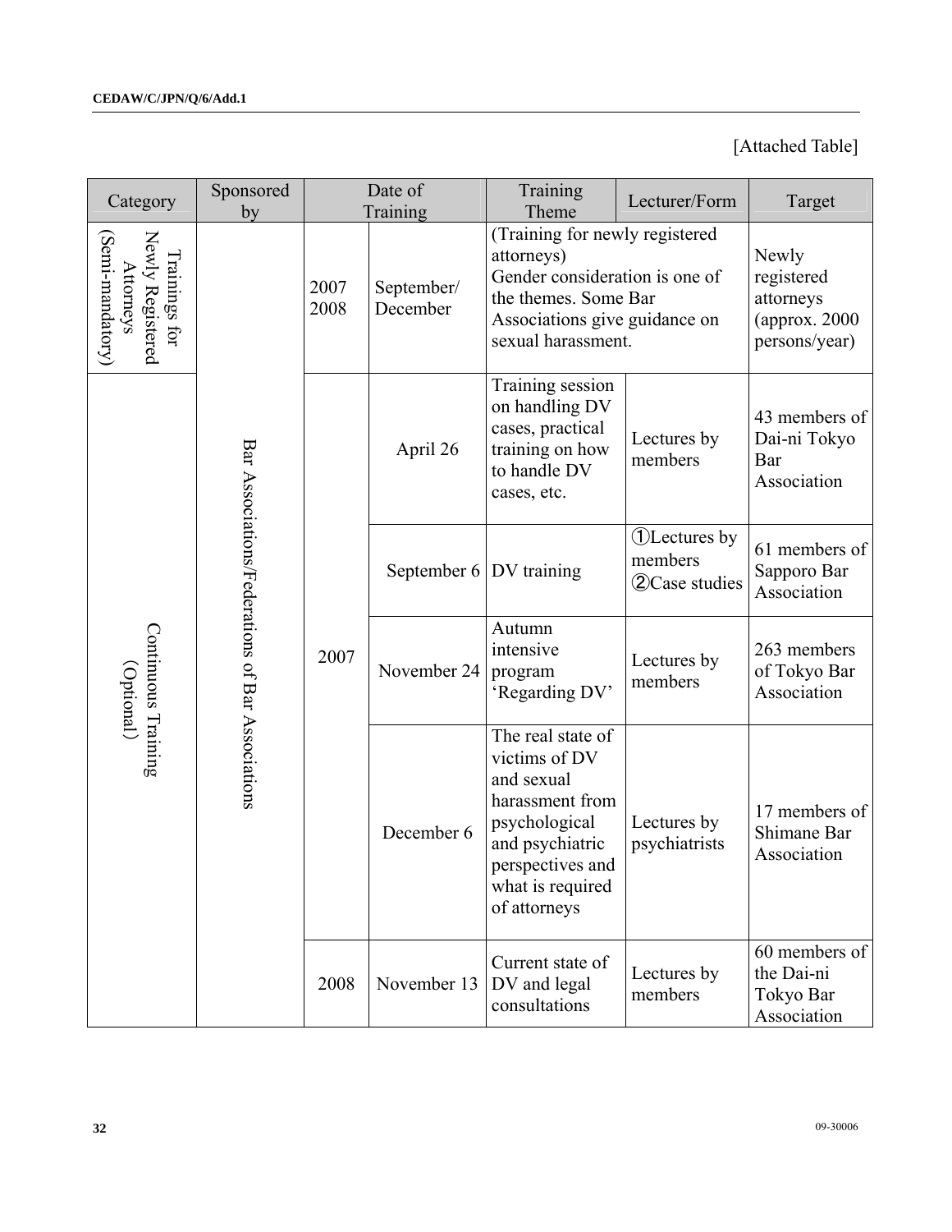[Attached Table]

| Category | Sponsored by | Date of Training | | Training Theme | Lecturer/Form | Target |
|---|---|---|---|---|---|---|
| Trainings for Newly Registered Attorneys (Semi-mandatory) | Bar Associations/Federations of Bar Associations | 2007 2008 | September/ December | (Training for newly registered attorneys) Gender consideration is one of the themes. Some Bar Associations give guidance on sexual harassment. | | Newly registered attorneys (approx. 2000 persons/year) |
| Continuous Training (Optional) | | 2007 | April 26 | Training session on handling DV cases, practical training on how to handle DV cases, etc. | Lectures by members | 43 members of Dai-ni Tokyo Bar Association |
| | | | September 6 | DV training | ①Lectures by members ②Case studies | 61 members of Sapporo Bar Association |
| | | | November 24 | Autumn intensive program 'Regarding DV' | Lectures by members | 263 members of Tokyo Bar Association |
| | | | December 6 | The real state of victims of DV and sexual harassment from psychological and psychiatric perspectives and what is required of attorneys | Lectures by psychiatrists | 17 members of Shimane Bar Association |
| | | 2008 | November 13 | Current state of DV and legal consultations | Lectures by members | 60 members of the Dai-ni Tokyo Bar Association |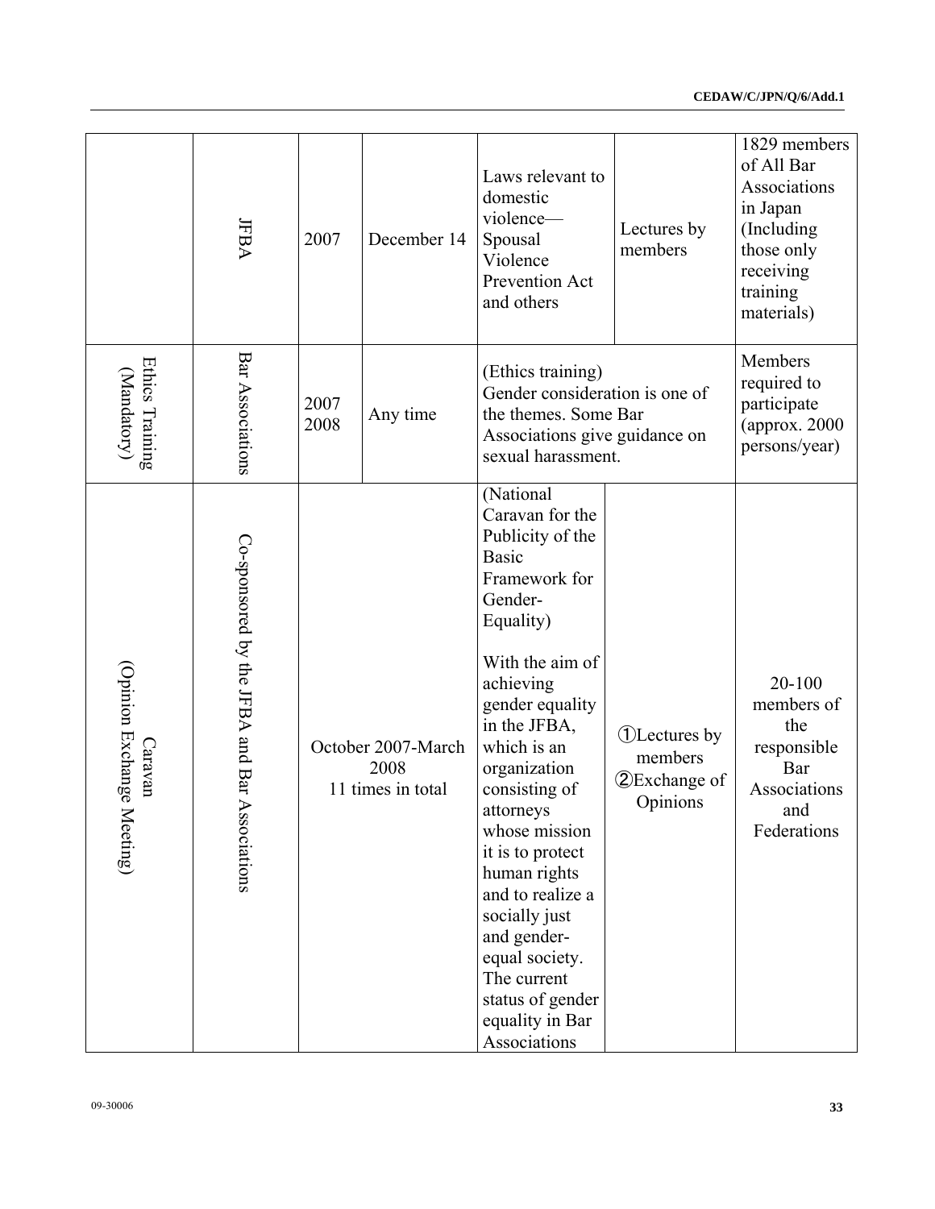| | | | | | | |
|---|---|---|---|---|---|---|
| | JFBA | 2007 | December 14 | Laws relevant to domestic violence—Spousal Violence Prevention Act and others | Lectures by members | 1829 members of All Bar Associations in Japan (Including those only receiving training materials) |
| Ethics Training (Mandatory) | Bar Associations | 2007 2008 | Any time | (Ethics training) Gender consideration is one of the themes. Some Bar Associations give guidance on sexual harassment. | | Members required to participate (approx. 2000 persons/year) |
| Caravan (Opinion Exchange Meeting) | Co-sponsored by the JFBA and Bar Associations | October 2007-March 2008 11 times in total | | (National Caravan for the Publicity of the Basic Framework for Gender-Equality)<br><br>With the aim of achieving gender equality in the JFBA, which is an organization consisting of attorneys whose mission it is to protect human rights and to realize a socially just and gender-equal society. The current status of gender equality in Bar Associations | ①Lectures by members<br>②Exchange of Opinions | 20-100 members of the responsible Bar Associations and Federations |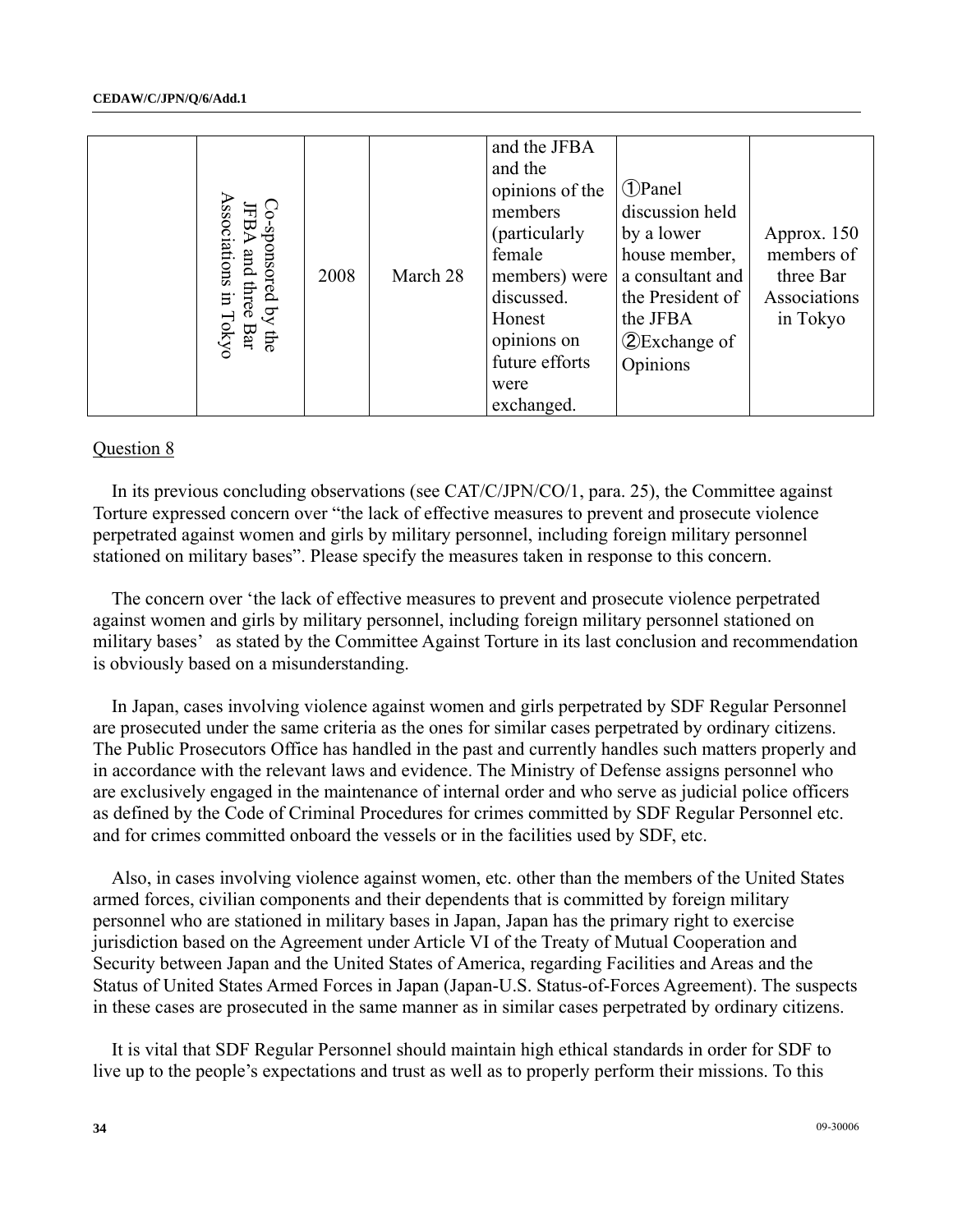|  | Co-sponsored by the JFBA and three Bar Associations in Tokyo | 2008 | March 28 | and the JFBA and the opinions of the members (particularly female members) were discussed. Honest opinions on future efforts were exchanged. | ①Panel discussion held by a lower house member, a consultant and the President of the JFBA ②Exchange of Opinions | Approx. 150 members of three Bar Associations in Tokyo |
|---|---|---|---|---|---|---|

Question 8

In its previous concluding observations (see CAT/C/JPN/CO/1, para. 25), the Committee against Torture expressed concern over "the lack of effective measures to prevent and prosecute violence perpetrated against women and girls by military personnel, including foreign military personnel stationed on military bases". Please specify the measures taken in response to this concern.

The concern over 'the lack of effective measures to prevent and prosecute violence perpetrated against women and girls by military personnel, including foreign military personnel stationed on military bases' as stated by the Committee Against Torture in its last conclusion and recommendation is obviously based on a misunderstanding.

In Japan, cases involving violence against women and girls perpetrated by SDF Regular Personnel are prosecuted under the same criteria as the ones for similar cases perpetrated by ordinary citizens. The Public Prosecutors Office has handled in the past and currently handles such matters properly and in accordance with the relevant laws and evidence. The Ministry of Defense assigns personnel who are exclusively engaged in the maintenance of internal order and who serve as judicial police officers as defined by the Code of Criminal Procedures for crimes committed by SDF Regular Personnel etc. and for crimes committed onboard the vessels or in the facilities used by SDF, etc.

Also, in cases involving violence against women, etc. other than the members of the United States armed forces, civilian components and their dependents that is committed by foreign military personnel who are stationed in military bases in Japan, Japan has the primary right to exercise jurisdiction based on the Agreement under Article VI of the Treaty of Mutual Cooperation and Security between Japan and the United States of America, regarding Facilities and Areas and the Status of United States Armed Forces in Japan (Japan-U.S. Status-of-Forces Agreement). The suspects in these cases are prosecuted in the same manner as in similar cases perpetrated by ordinary citizens.

It is vital that SDF Regular Personnel should maintain high ethical standards in order for SDF to live up to the people's expectations and trust as well as to properly perform their missions. To this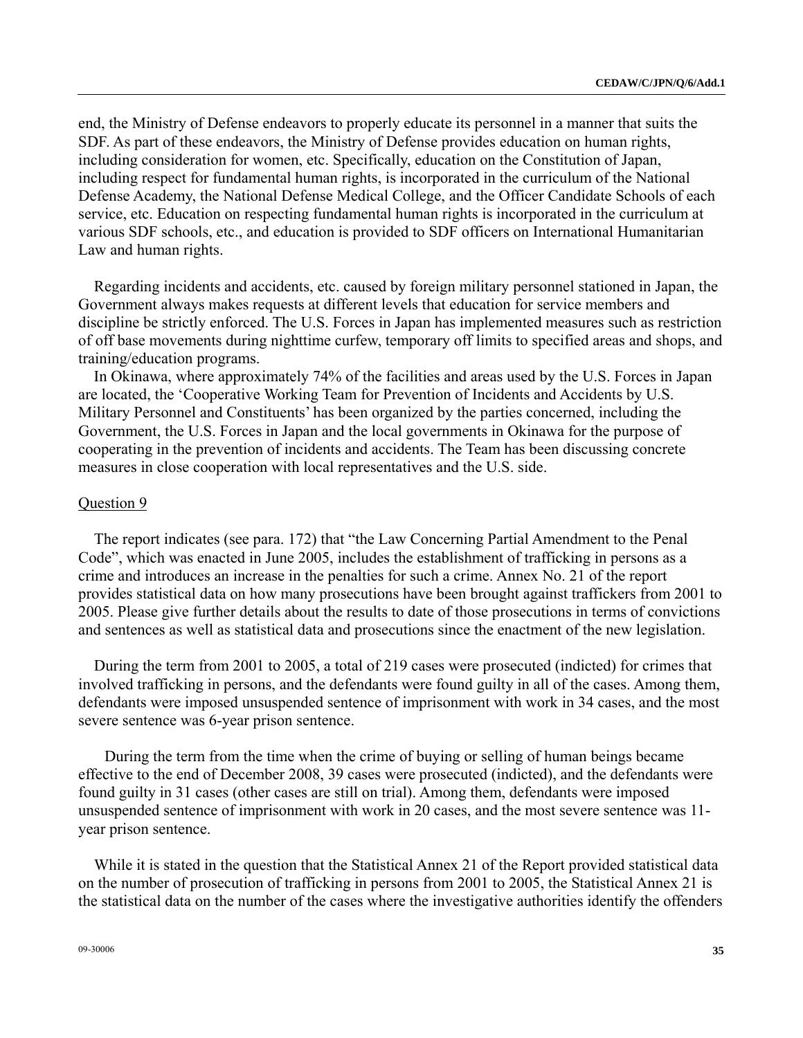end, the Ministry of Defense endeavors to properly educate its personnel in a manner that suits the SDF. As part of these endeavors, the Ministry of Defense provides education on human rights, including consideration for women, etc. Specifically, education on the Constitution of Japan, including respect for fundamental human rights, is incorporated in the curriculum of the National Defense Academy, the National Defense Medical College, and the Officer Candidate Schools of each service, etc. Education on respecting fundamental human rights is incorporated in the curriculum at various SDF schools, etc., and education is provided to SDF officers on International Humanitarian Law and human rights.

Regarding incidents and accidents, etc. caused by foreign military personnel stationed in Japan, the Government always makes requests at different levels that education for service members and discipline be strictly enforced. The U.S. Forces in Japan has implemented measures such as restriction of off base movements during nighttime curfew, temporary off limits to specified areas and shops, and training/education programs.

In Okinawa, where approximately 74% of the facilities and areas used by the U.S. Forces in Japan are located, the 'Cooperative Working Team for Prevention of Incidents and Accidents by U.S. Military Personnel and Constituents' has been organized by the parties concerned, including the Government, the U.S. Forces in Japan and the local governments in Okinawa for the purpose of cooperating in the prevention of incidents and accidents. The Team has been discussing concrete measures in close cooperation with local representatives and the U.S. side.

Question 9

The report indicates (see para. 172) that "the Law Concerning Partial Amendment to the Penal Code", which was enacted in June 2005, includes the establishment of trafficking in persons as a crime and introduces an increase in the penalties for such a crime. Annex No. 21 of the report provides statistical data on how many prosecutions have been brought against traffickers from 2001 to 2005. Please give further details about the results to date of those prosecutions in terms of convictions and sentences as well as statistical data and prosecutions since the enactment of the new legislation.

During the term from 2001 to 2005, a total of 219 cases were prosecuted (indicted) for crimes that involved trafficking in persons, and the defendants were found guilty in all of the cases. Among them, defendants were imposed unsuspended sentence of imprisonment with work in 34 cases, and the most severe sentence was 6-year prison sentence.

During the term from the time when the crime of buying or selling of human beings became effective to the end of December 2008, 39 cases were prosecuted (indicted), and the defendants were found guilty in 31 cases (other cases are still on trial). Among them, defendants were imposed unsuspended sentence of imprisonment with work in 20 cases, and the most severe sentence was 11-year prison sentence.

While it is stated in the question that the Statistical Annex 21 of the Report provided statistical data on the number of prosecution of trafficking in persons from 2001 to 2005, the Statistical Annex 21 is the statistical data on the number of the cases where the investigative authorities identify the offenders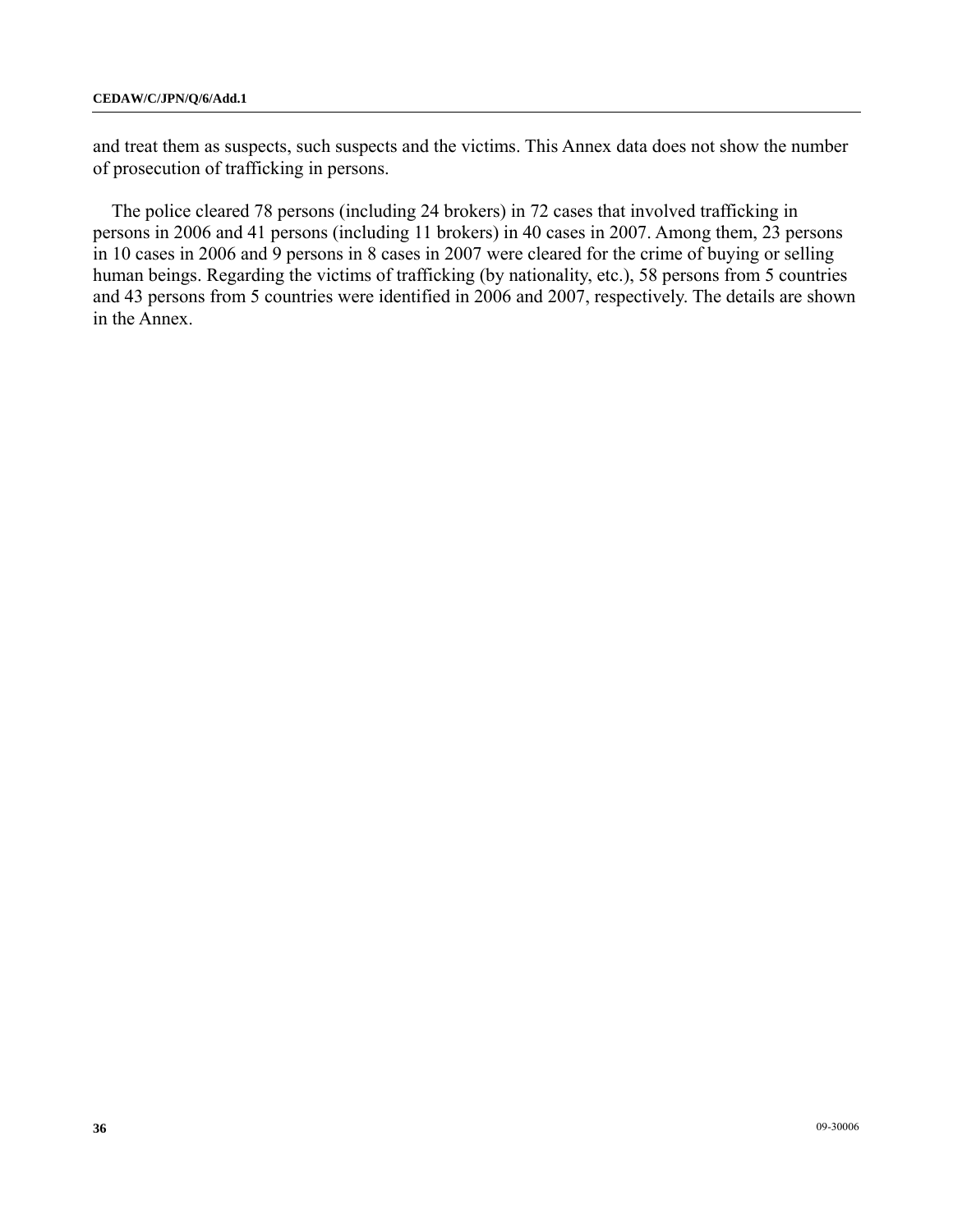and treat them as suspects, such suspects and the victims. This Annex data does not show the number of prosecution of trafficking in persons.

The police cleared 78 persons (including 24 brokers) in 72 cases that involved trafficking in persons in 2006 and 41 persons (including 11 brokers) in 40 cases in 2007. Among them, 23 persons in 10 cases in 2006 and 9 persons in 8 cases in 2007 were cleared for the crime of buying or selling human beings. Regarding the victims of trafficking (by nationality, etc.), 58 persons from 5 countries and 43 persons from 5 countries were identified in 2006 and 2007, respectively. The details are shown in the Annex.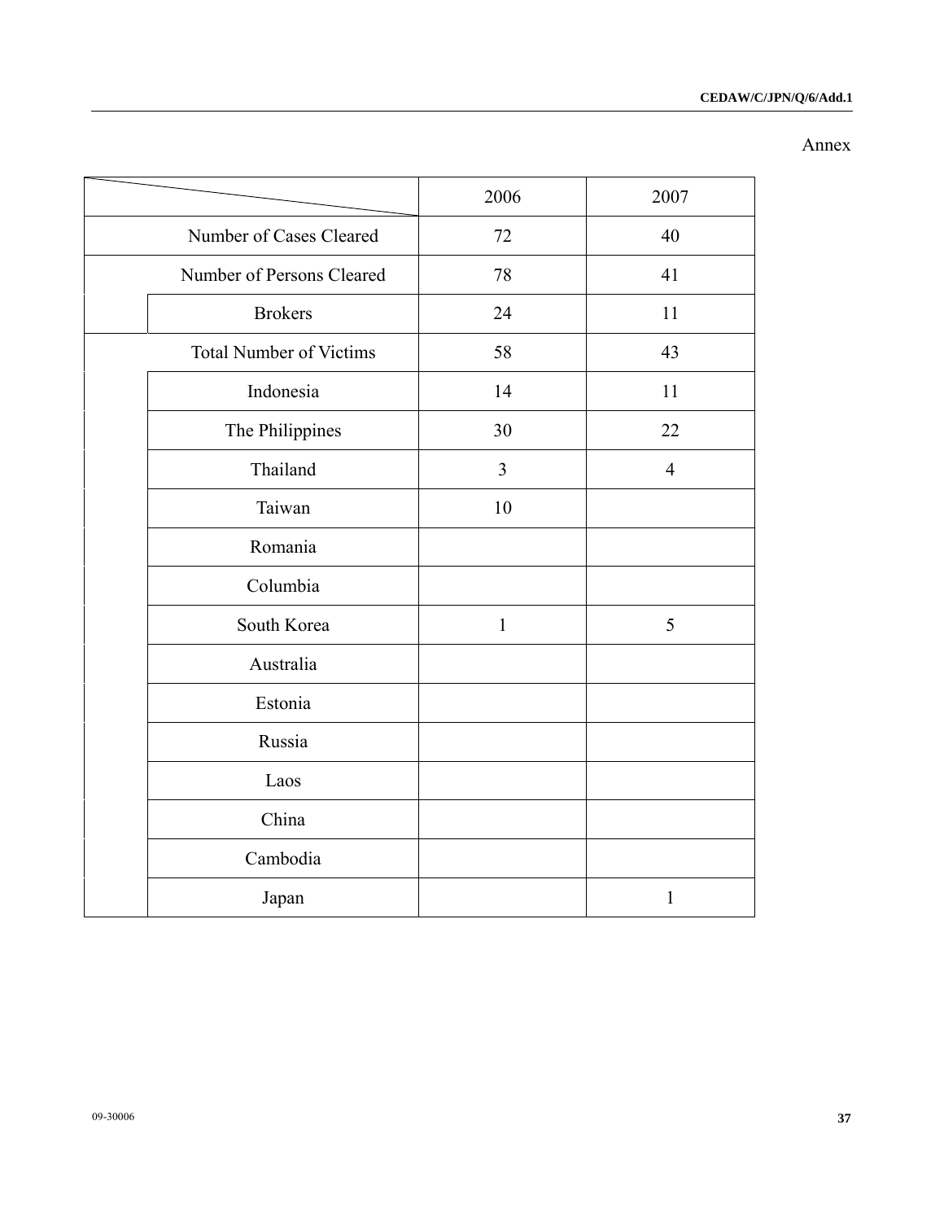Annex

| | 2006 | 2007 |
|---|---|---|
| Number of Cases Cleared | 72 | 40 |
| Number of Persons Cleared | 78 | 41 |
| Brokers | 24 | 11 |
| Total Number of Victims | 58 | 43 |
| Indonesia | 14 | 11 |
| The Philippines | 30 | 22 |
| Thailand | 3 | 4 |
| Taiwan | 10 | |
| Romania | | |
| Columbia | | |
| South Korea | 1 | 5 |
| Australia | | |
| Estonia | | |
| Russia | | |
| Laos | | |
| China | | |
| Cambodia | | |
| Japan | | 1 |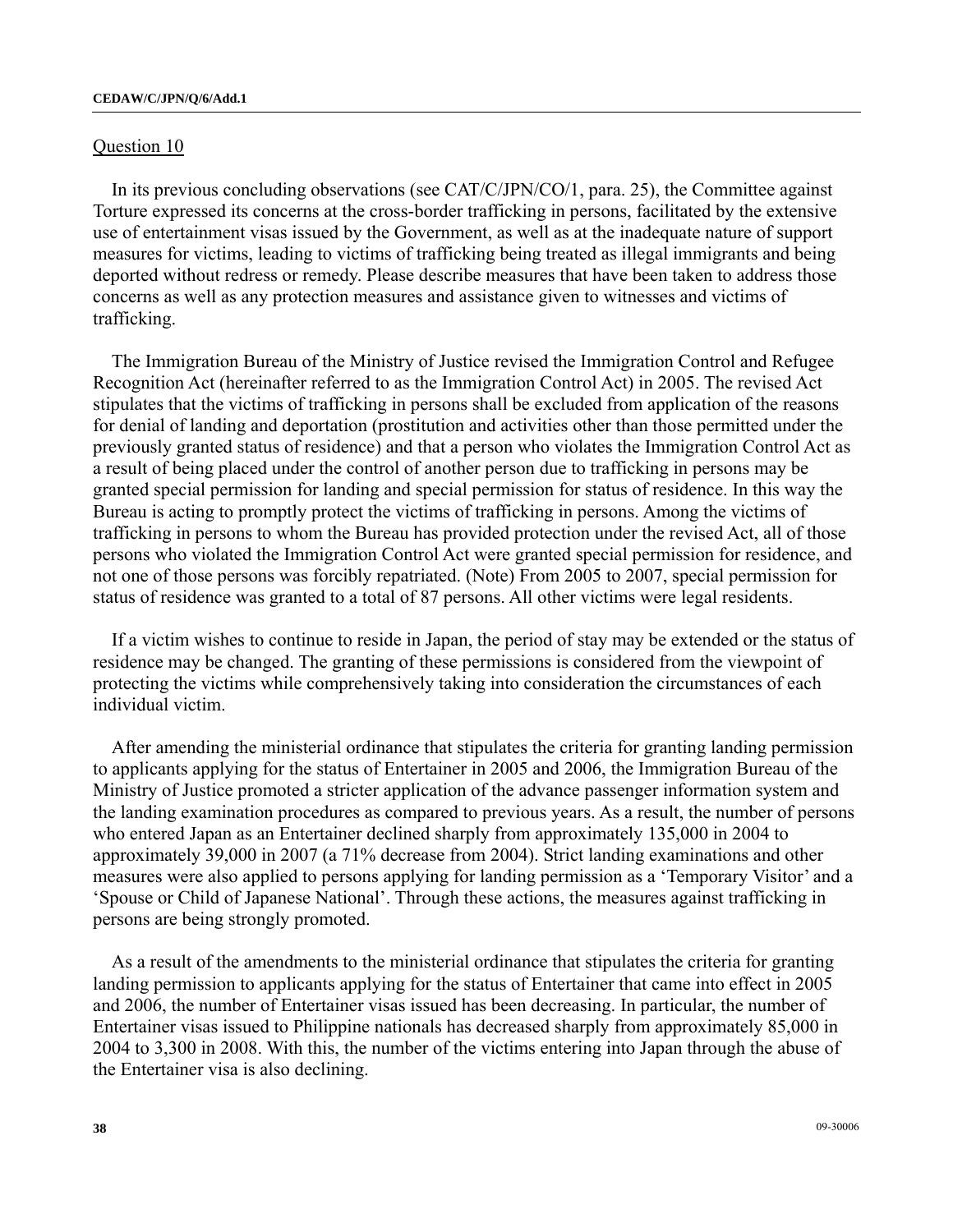Question 10

In its previous concluding observations (see CAT/C/JPN/CO/1, para. 25), the Committee against Torture expressed its concerns at the cross-border trafficking in persons, facilitated by the extensive use of entertainment visas issued by the Government, as well as at the inadequate nature of support measures for victims, leading to victims of trafficking being treated as illegal immigrants and being deported without redress or remedy. Please describe measures that have been taken to address those concerns as well as any protection measures and assistance given to witnesses and victims of trafficking.

The Immigration Bureau of the Ministry of Justice revised the Immigration Control and Refugee Recognition Act (hereinafter referred to as the Immigration Control Act) in 2005. The revised Act stipulates that the victims of trafficking in persons shall be excluded from application of the reasons for denial of landing and deportation (prostitution and activities other than those permitted under the previously granted status of residence) and that a person who violates the Immigration Control Act as a result of being placed under the control of another person due to trafficking in persons may be granted special permission for landing and special permission for status of residence. In this way the Bureau is acting to promptly protect the victims of trafficking in persons. Among the victims of trafficking in persons to whom the Bureau has provided protection under the revised Act, all of those persons who violated the Immigration Control Act were granted special permission for residence, and not one of those persons was forcibly repatriated. (Note) From 2005 to 2007, special permission for status of residence was granted to a total of 87 persons. All other victims were legal residents.

If a victim wishes to continue to reside in Japan, the period of stay may be extended or the status of residence may be changed. The granting of these permissions is considered from the viewpoint of protecting the victims while comprehensively taking into consideration the circumstances of each individual victim.

After amending the ministerial ordinance that stipulates the criteria for granting landing permission to applicants applying for the status of Entertainer in 2005 and 2006, the Immigration Bureau of the Ministry of Justice promoted a stricter application of the advance passenger information system and the landing examination procedures as compared to previous years. As a result, the number of persons who entered Japan as an Entertainer declined sharply from approximately 135,000 in 2004 to approximately 39,000 in 2007 (a 71% decrease from 2004). Strict landing examinations and other measures were also applied to persons applying for landing permission as a 'Temporary Visitor' and a 'Spouse or Child of Japanese National'. Through these actions, the measures against trafficking in persons are being strongly promoted.

As a result of the amendments to the ministerial ordinance that stipulates the criteria for granting landing permission to applicants applying for the status of Entertainer that came into effect in 2005 and 2006, the number of Entertainer visas issued has been decreasing. In particular, the number of Entertainer visas issued to Philippine nationals has decreased sharply from approximately 85,000 in 2004 to 3,300 in 2008. With this, the number of the victims entering into Japan through the abuse of the Entertainer visa is also declining.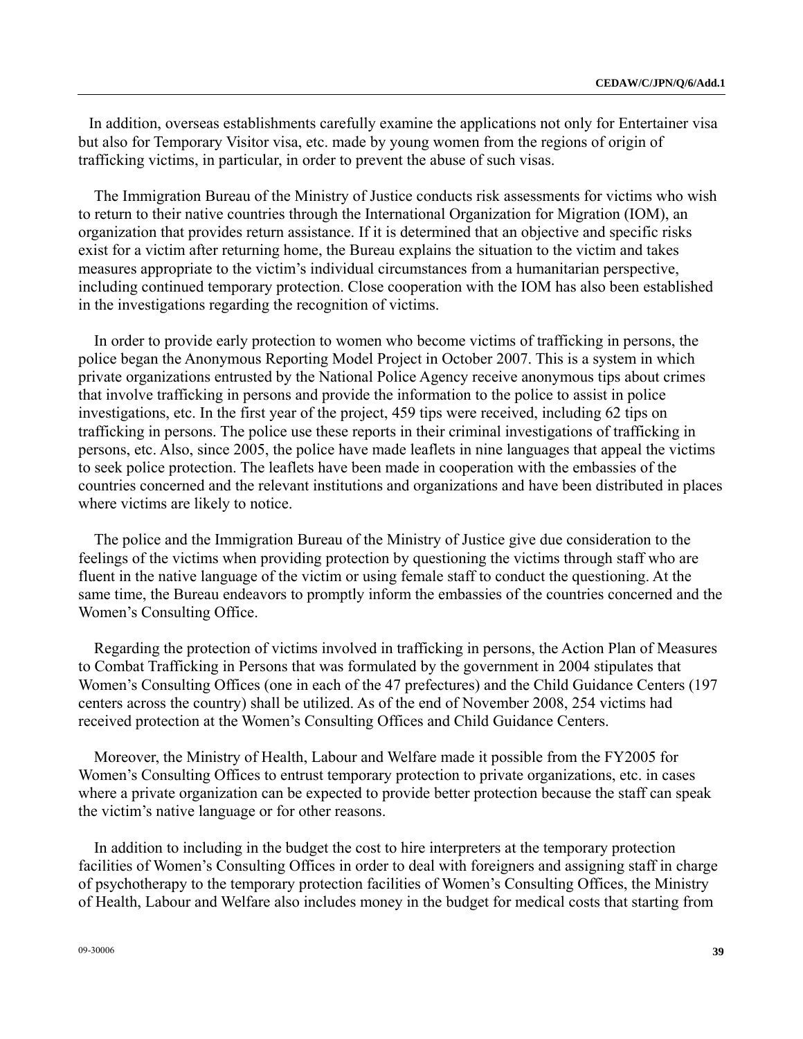In addition, overseas establishments carefully examine the applications not only for Entertainer visa but also for Temporary Visitor visa, etc. made by young women from the regions of origin of trafficking victims, in particular, in order to prevent the abuse of such visas.

The Immigration Bureau of the Ministry of Justice conducts risk assessments for victims who wish to return to their native countries through the International Organization for Migration (IOM), an organization that provides return assistance. If it is determined that an objective and specific risks exist for a victim after returning home, the Bureau explains the situation to the victim and takes measures appropriate to the victim's individual circumstances from a humanitarian perspective, including continued temporary protection. Close cooperation with the IOM has also been established in the investigations regarding the recognition of victims.

In order to provide early protection to women who become victims of trafficking in persons, the police began the Anonymous Reporting Model Project in October 2007. This is a system in which private organizations entrusted by the National Police Agency receive anonymous tips about crimes that involve trafficking in persons and provide the information to the police to assist in police investigations, etc. In the first year of the project, 459 tips were received, including 62 tips on trafficking in persons. The police use these reports in their criminal investigations of trafficking in persons, etc. Also, since 2005, the police have made leaflets in nine languages that appeal the victims to seek police protection. The leaflets have been made in cooperation with the embassies of the countries concerned and the relevant institutions and organizations and have been distributed in places where victims are likely to notice.

The police and the Immigration Bureau of the Ministry of Justice give due consideration to the feelings of the victims when providing protection by questioning the victims through staff who are fluent in the native language of the victim or using female staff to conduct the questioning. At the same time, the Bureau endeavors to promptly inform the embassies of the countries concerned and the Women's Consulting Office.

Regarding the protection of victims involved in trafficking in persons, the Action Plan of Measures to Combat Trafficking in Persons that was formulated by the government in 2004 stipulates that Women's Consulting Offices (one in each of the 47 prefectures) and the Child Guidance Centers (197 centers across the country) shall be utilized. As of the end of November 2008, 254 victims had received protection at the Women's Consulting Offices and Child Guidance Centers.

Moreover, the Ministry of Health, Labour and Welfare made it possible from the FY2005 for Women's Consulting Offices to entrust temporary protection to private organizations, etc. in cases where a private organization can be expected to provide better protection because the staff can speak the victim's native language or for other reasons.

In addition to including in the budget the cost to hire interpreters at the temporary protection facilities of Women's Consulting Offices in order to deal with foreigners and assigning staff in charge of psychotherapy to the temporary protection facilities of Women's Consulting Offices, the Ministry of Health, Labour and Welfare also includes money in the budget for medical costs that starting from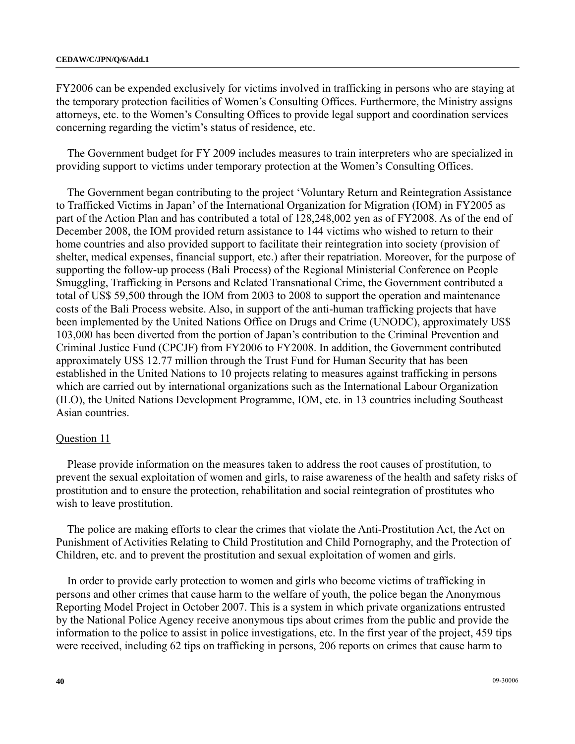FY2006 can be expended exclusively for victims involved in trafficking in persons who are staying at the temporary protection facilities of Women's Consulting Offices. Furthermore, the Ministry assigns attorneys, etc. to the Women's Consulting Offices to provide legal support and coordination services concerning regarding the victim's status of residence, etc.

The Government budget for FY 2009 includes measures to train interpreters who are specialized in providing support to victims under temporary protection at the Women's Consulting Offices.

The Government began contributing to the project 'Voluntary Return and Reintegration Assistance to Trafficked Victims in Japan' of the International Organization for Migration (IOM) in FY2005 as part of the Action Plan and has contributed a total of 128,248,002 yen as of FY2008. As of the end of December 2008, the IOM provided return assistance to 144 victims who wished to return to their home countries and also provided support to facilitate their reintegration into society (provision of shelter, medical expenses, financial support, etc.) after their repatriation. Moreover, for the purpose of supporting the follow-up process (Bali Process) of the Regional Ministerial Conference on People Smuggling, Trafficking in Persons and Related Transnational Crime, the Government contributed a total of US$ 59,500 through the IOM from 2003 to 2008 to support the operation and maintenance costs of the Bali Process website. Also, in support of the anti-human trafficking projects that have been implemented by the United Nations Office on Drugs and Crime (UNODC), approximately US$ 103,000 has been diverted from the portion of Japan's contribution to the Criminal Prevention and Criminal Justice Fund (CPCJF) from FY2006 to FY2008. In addition, the Government contributed approximately US$ 12.77 million through the Trust Fund for Human Security that has been established in the United Nations to 10 projects relating to measures against trafficking in persons which are carried out by international organizations such as the International Labour Organization (ILO), the United Nations Development Programme, IOM, etc. in 13 countries including Southeast Asian countries.

Question 11

Please provide information on the measures taken to address the root causes of prostitution, to prevent the sexual exploitation of women and girls, to raise awareness of the health and safety risks of prostitution and to ensure the protection, rehabilitation and social reintegration of prostitutes who wish to leave prostitution.

The police are making efforts to clear the crimes that violate the Anti-Prostitution Act, the Act on Punishment of Activities Relating to Child Prostitution and Child Pornography, and the Protection of Children, etc. and to prevent the prostitution and sexual exploitation of women and girls.

In order to provide early protection to women and girls who become victims of trafficking in persons and other crimes that cause harm to the welfare of youth, the police began the Anonymous Reporting Model Project in October 2007. This is a system in which private organizations entrusted by the National Police Agency receive anonymous tips about crimes from the public and provide the information to the police to assist in police investigations, etc. In the first year of the project, 459 tips were received, including 62 tips on trafficking in persons, 206 reports on crimes that cause harm to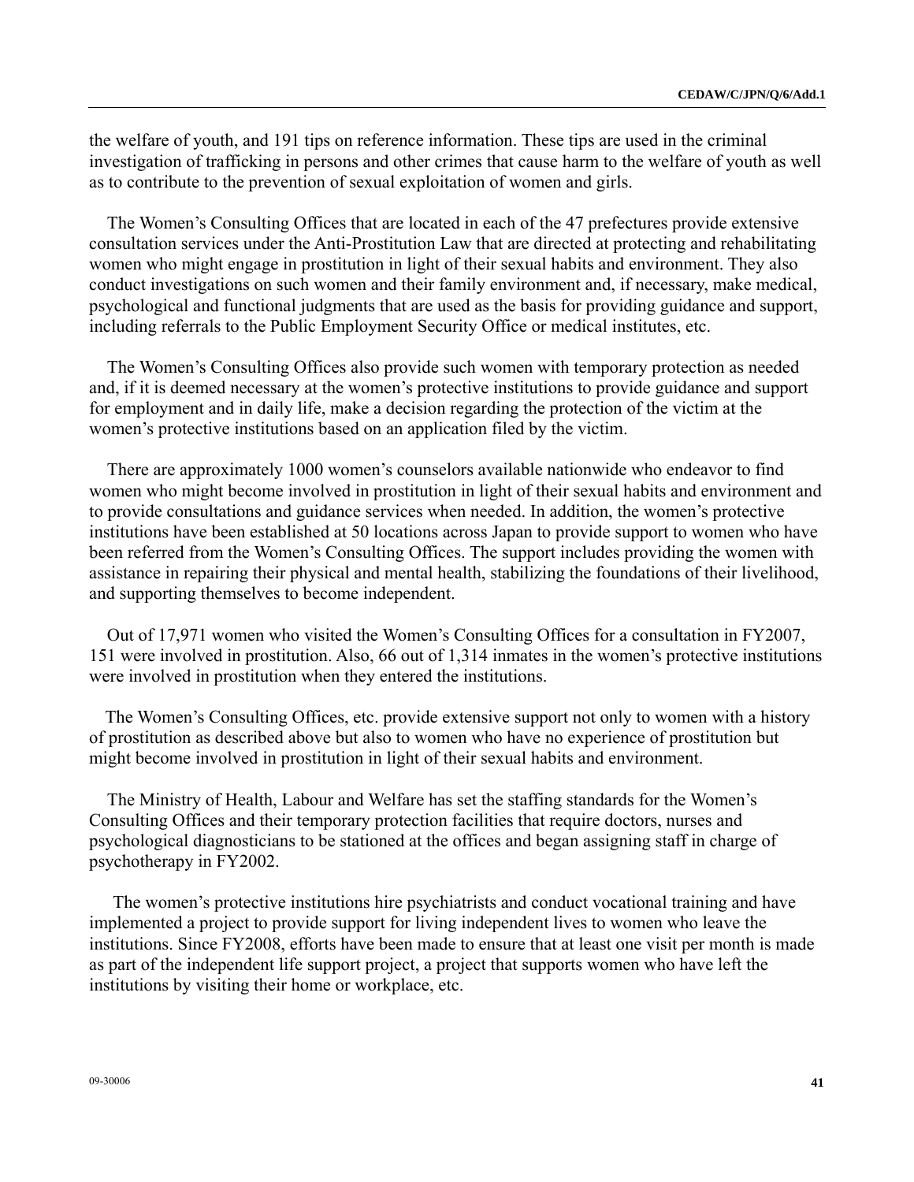the welfare of youth, and 191 tips on reference information. These tips are used in the criminal investigation of trafficking in persons and other crimes that cause harm to the welfare of youth as well as to contribute to the prevention of sexual exploitation of women and girls.

The Women's Consulting Offices that are located in each of the 47 prefectures provide extensive consultation services under the Anti-Prostitution Law that are directed at protecting and rehabilitating women who might engage in prostitution in light of their sexual habits and environment. They also conduct investigations on such women and their family environment and, if necessary, make medical, psychological and functional judgments that are used as the basis for providing guidance and support, including referrals to the Public Employment Security Office or medical institutes, etc.

The Women's Consulting Offices also provide such women with temporary protection as needed and, if it is deemed necessary at the women's protective institutions to provide guidance and support for employment and in daily life, make a decision regarding the protection of the victim at the women's protective institutions based on an application filed by the victim.

There are approximately 1000 women's counselors available nationwide who endeavor to find women who might become involved in prostitution in light of their sexual habits and environment and to provide consultations and guidance services when needed. In addition, the women's protective institutions have been established at 50 locations across Japan to provide support to women who have been referred from the Women's Consulting Offices. The support includes providing the women with assistance in repairing their physical and mental health, stabilizing the foundations of their livelihood, and supporting themselves to become independent.

Out of 17,971 women who visited the Women's Consulting Offices for a consultation in FY2007, 151 were involved in prostitution. Also, 66 out of 1,314 inmates in the women's protective institutions were involved in prostitution when they entered the institutions.

The Women's Consulting Offices, etc. provide extensive support not only to women with a history of prostitution as described above but also to women who have no experience of prostitution but might become involved in prostitution in light of their sexual habits and environment.

The Ministry of Health, Labour and Welfare has set the staffing standards for the Women's Consulting Offices and their temporary protection facilities that require doctors, nurses and psychological diagnosticians to be stationed at the offices and began assigning staff in charge of psychotherapy in FY2002.

The women's protective institutions hire psychiatrists and conduct vocational training and have implemented a project to provide support for living independent lives to women who leave the institutions. Since FY2008, efforts have been made to ensure that at least one visit per month is made as part of the independent life support project, a project that supports women who have left the institutions by visiting their home or workplace, etc.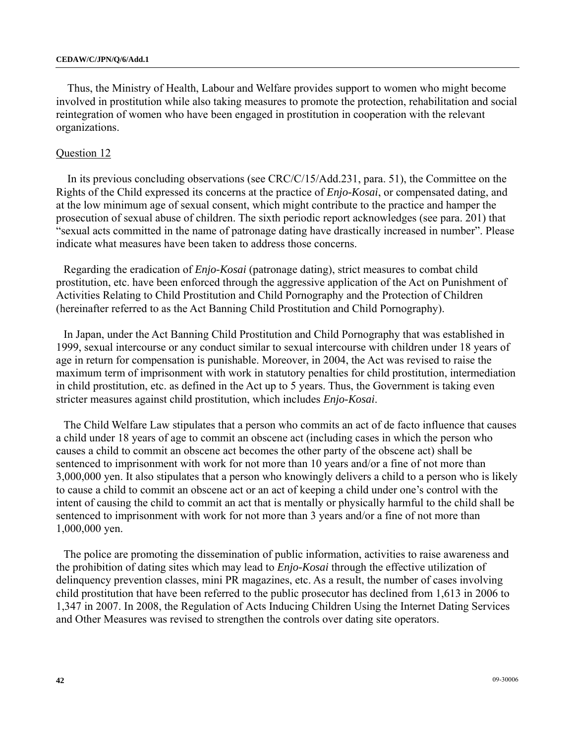Thus, the Ministry of Health, Labour and Welfare provides support to women who might become involved in prostitution while also taking measures to promote the protection, rehabilitation and social reintegration of women who have been engaged in prostitution in cooperation with the relevant organizations.

Question 12

In its previous concluding observations (see CRC/C/15/Add.231, para. 51), the Committee on the Rights of the Child expressed its concerns at the practice of *Enjo-Kosai*, or compensated dating, and at the low minimum age of sexual consent, which might contribute to the practice and hamper the prosecution of sexual abuse of children. The sixth periodic report acknowledges (see para. 201) that "sexual acts committed in the name of patronage dating have drastically increased in number". Please indicate what measures have been taken to address those concerns.

Regarding the eradication of *Enjo-Kosai* (patronage dating), strict measures to combat child prostitution, etc. have been enforced through the aggressive application of the Act on Punishment of Activities Relating to Child Prostitution and Child Pornography and the Protection of Children (hereinafter referred to as the Act Banning Child Prostitution and Child Pornography).

In Japan, under the Act Banning Child Prostitution and Child Pornography that was established in 1999, sexual intercourse or any conduct similar to sexual intercourse with children under 18 years of age in return for compensation is punishable. Moreover, in 2004, the Act was revised to raise the maximum term of imprisonment with work in statutory penalties for child prostitution, intermediation in child prostitution, etc. as defined in the Act up to 5 years. Thus, the Government is taking even stricter measures against child prostitution, which includes *Enjo-Kosai*.

The Child Welfare Law stipulates that a person who commits an act of de facto influence that causes a child under 18 years of age to commit an obscene act (including cases in which the person who causes a child to commit an obscene act becomes the other party of the obscene act) shall be sentenced to imprisonment with work for not more than 10 years and/or a fine of not more than 3,000,000 yen. It also stipulates that a person who knowingly delivers a child to a person who is likely to cause a child to commit an obscene act or an act of keeping a child under one's control with the intent of causing the child to commit an act that is mentally or physically harmful to the child shall be sentenced to imprisonment with work for not more than 3 years and/or a fine of not more than 1,000,000 yen.

The police are promoting the dissemination of public information, activities to raise awareness and the prohibition of dating sites which may lead to *Enjo-Kosai* through the effective utilization of delinquency prevention classes, mini PR magazines, etc. As a result, the number of cases involving child prostitution that have been referred to the public prosecutor has declined from 1,613 in 2006 to 1,347 in 2007. In 2008, the Regulation of Acts Inducing Children Using the Internet Dating Services and Other Measures was revised to strengthen the controls over dating site operators.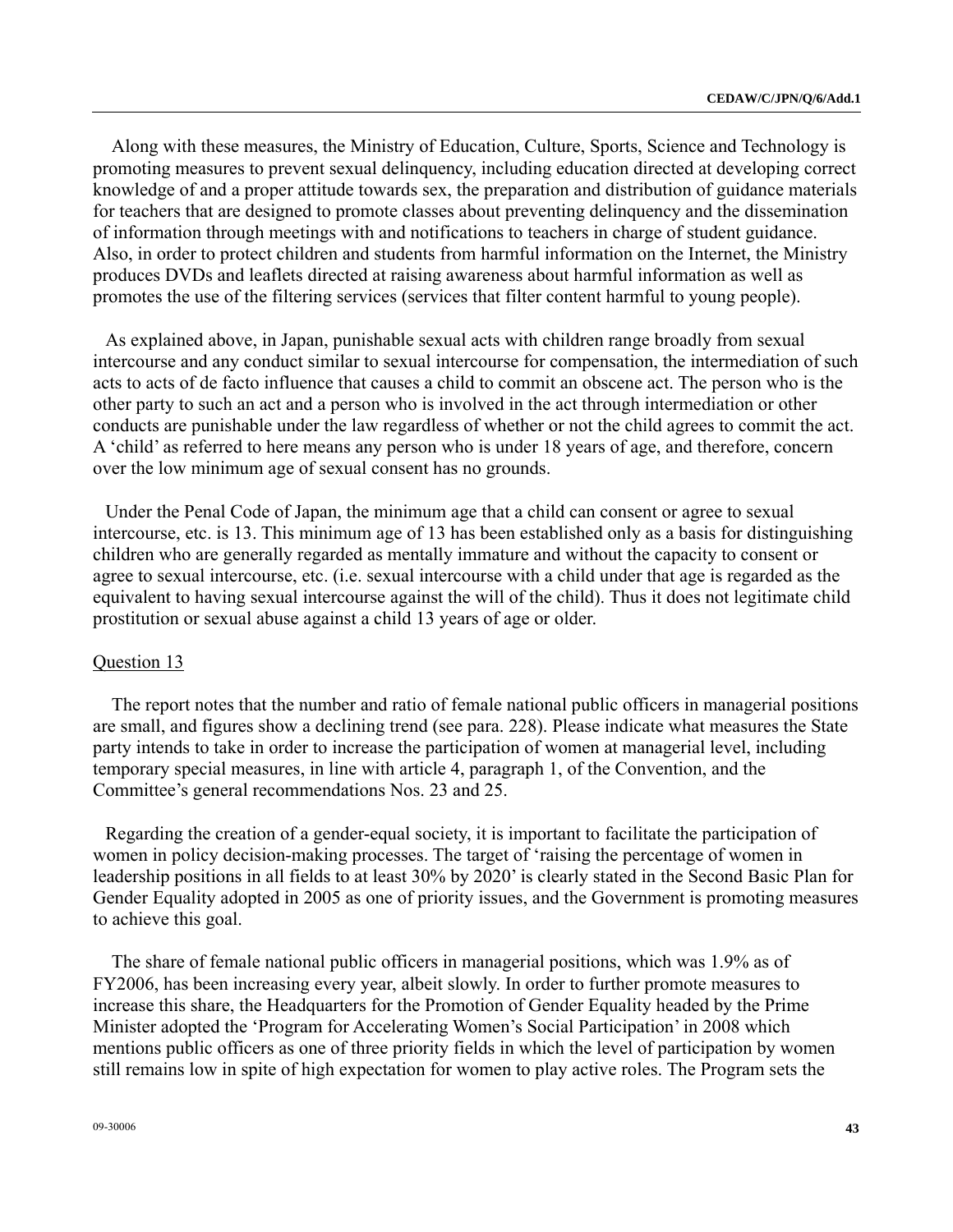Along with these measures, the Ministry of Education, Culture, Sports, Science and Technology is promoting measures to prevent sexual delinquency, including education directed at developing correct knowledge of and a proper attitude towards sex, the preparation and distribution of guidance materials for teachers that are designed to promote classes about preventing delinquency and the dissemination of information through meetings with and notifications to teachers in charge of student guidance. Also, in order to protect children and students from harmful information on the Internet, the Ministry produces DVDs and leaflets directed at raising awareness about harmful information as well as promotes the use of the filtering services (services that filter content harmful to young people).

As explained above, in Japan, punishable sexual acts with children range broadly from sexual intercourse and any conduct similar to sexual intercourse for compensation, the intermediation of such acts to acts of de facto influence that causes a child to commit an obscene act. The person who is the other party to such an act and a person who is involved in the act through intermediation or other conducts are punishable under the law regardless of whether or not the child agrees to commit the act. A 'child' as referred to here means any person who is under 18 years of age, and therefore, concern over the low minimum age of sexual consent has no grounds.

Under the Penal Code of Japan, the minimum age that a child can consent or agree to sexual intercourse, etc. is 13. This minimum age of 13 has been established only as a basis for distinguishing children who are generally regarded as mentally immature and without the capacity to consent or agree to sexual intercourse, etc. (i.e. sexual intercourse with a child under that age is regarded as the equivalent to having sexual intercourse against the will of the child). Thus it does not legitimate child prostitution or sexual abuse against a child 13 years of age or older.

<u>Question 13</u>

The report notes that the number and ratio of female national public officers in managerial positions are small, and figures show a declining trend (see para. 228). Please indicate what measures the State party intends to take in order to increase the participation of women at managerial level, including temporary special measures, in line with article 4, paragraph 1, of the Convention, and the Committee's general recommendations Nos. 23 and 25.

Regarding the creation of a gender-equal society, it is important to facilitate the participation of women in policy decision-making processes. The target of 'raising the percentage of women in leadership positions in all fields to at least 30% by 2020' is clearly stated in the Second Basic Plan for Gender Equality adopted in 2005 as one of priority issues, and the Government is promoting measures to achieve this goal.

The share of female national public officers in managerial positions, which was 1.9% as of FY2006, has been increasing every year, albeit slowly. In order to further promote measures to increase this share, the Headquarters for the Promotion of Gender Equality headed by the Prime Minister adopted the 'Program for Accelerating Women's Social Participation' in 2008 which mentions public officers as one of three priority fields in which the level of participation by women still remains low in spite of high expectation for women to play active roles. The Program sets the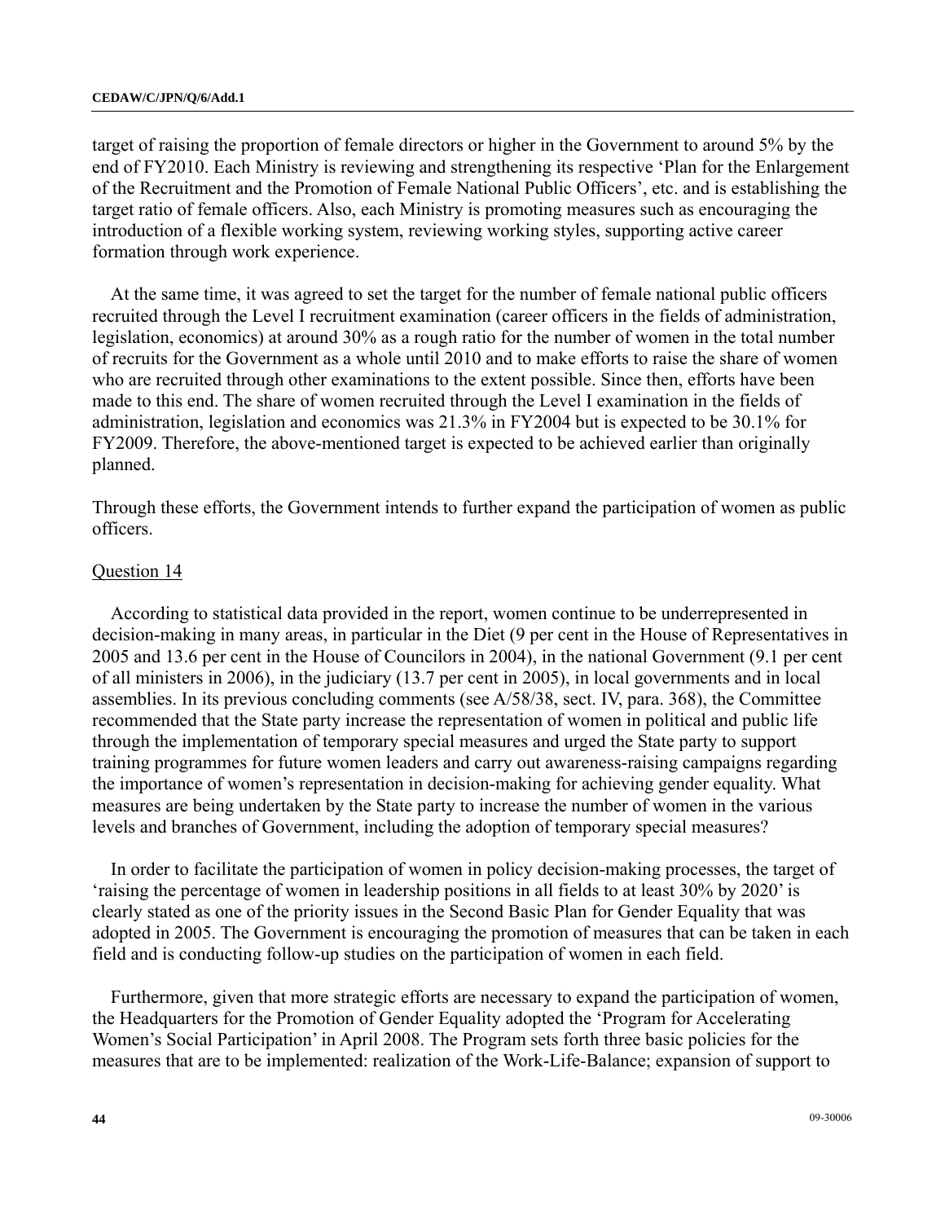target of raising the proportion of female directors or higher in the Government to around 5% by the end of FY2010. Each Ministry is reviewing and strengthening its respective 'Plan for the Enlargement of the Recruitment and the Promotion of Female National Public Officers', etc. and is establishing the target ratio of female officers. Also, each Ministry is promoting measures such as encouraging the introduction of a flexible working system, reviewing working styles, supporting active career formation through work experience.

At the same time, it was agreed to set the target for the number of female national public officers recruited through the Level I recruitment examination (career officers in the fields of administration, legislation, economics) at around 30% as a rough ratio for the number of women in the total number of recruits for the Government as a whole until 2010 and to make efforts to raise the share of women who are recruited through other examinations to the extent possible. Since then, efforts have been made to this end. The share of women recruited through the Level I examination in the fields of administration, legislation and economics was 21.3% in FY2004 but is expected to be 30.1% for FY2009. Therefore, the above-mentioned target is expected to be achieved earlier than originally planned.

Through these efforts, the Government intends to further expand the participation of women as public officers.

Question 14

According to statistical data provided in the report, women continue to be underrepresented in decision-making in many areas, in particular in the Diet (9 per cent in the House of Representatives in 2005 and 13.6 per cent in the House of Councilors in 2004), in the national Government (9.1 per cent of all ministers in 2006), in the judiciary (13.7 per cent in 2005), in local governments and in local assemblies. In its previous concluding comments (see A/58/38, sect. IV, para. 368), the Committee recommended that the State party increase the representation of women in political and public life through the implementation of temporary special measures and urged the State party to support training programmes for future women leaders and carry out awareness-raising campaigns regarding the importance of women's representation in decision-making for achieving gender equality. What measures are being undertaken by the State party to increase the number of women in the various levels and branches of Government, including the adoption of temporary special measures?

In order to facilitate the participation of women in policy decision-making processes, the target of 'raising the percentage of women in leadership positions in all fields to at least 30% by 2020' is clearly stated as one of the priority issues in the Second Basic Plan for Gender Equality that was adopted in 2005. The Government is encouraging the promotion of measures that can be taken in each field and is conducting follow-up studies on the participation of women in each field.

Furthermore, given that more strategic efforts are necessary to expand the participation of women, the Headquarters for the Promotion of Gender Equality adopted the 'Program for Accelerating Women's Social Participation' in April 2008. The Program sets forth three basic policies for the measures that are to be implemented: realization of the Work-Life-Balance; expansion of support to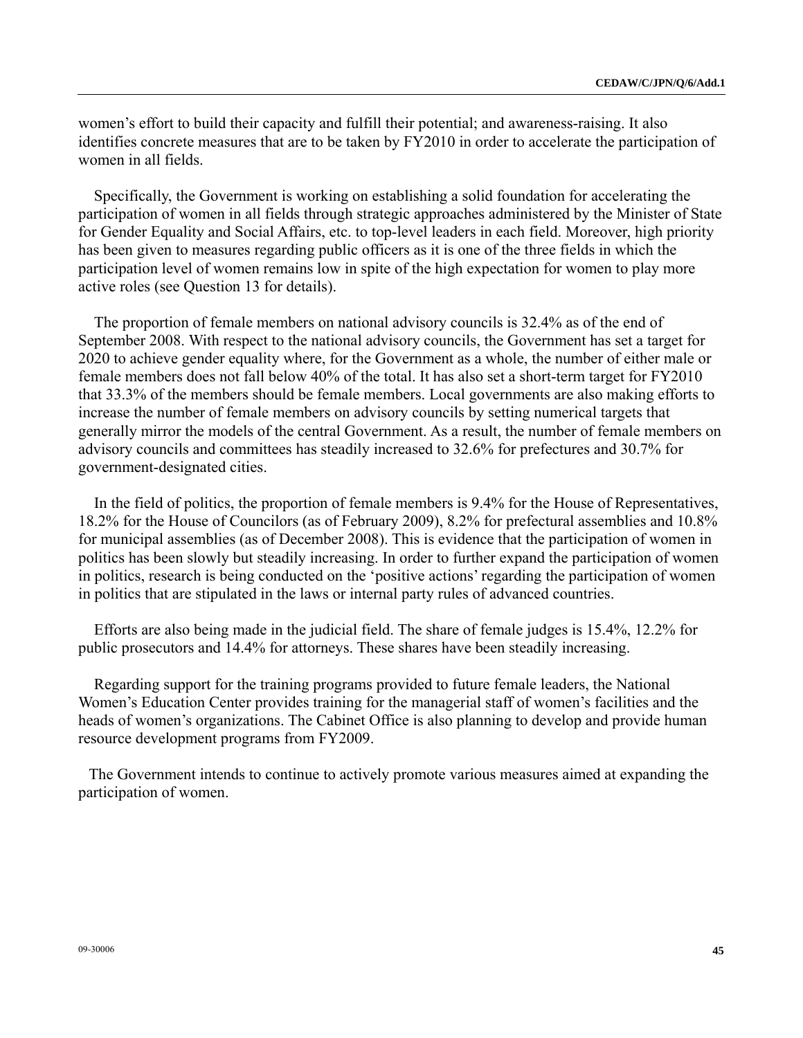women's effort to build their capacity and fulfill their potential; and awareness-raising. It also identifies concrete measures that are to be taken by FY2010 in order to accelerate the participation of women in all fields.

Specifically, the Government is working on establishing a solid foundation for accelerating the participation of women in all fields through strategic approaches administered by the Minister of State for Gender Equality and Social Affairs, etc. to top-level leaders in each field. Moreover, high priority has been given to measures regarding public officers as it is one of the three fields in which the participation level of women remains low in spite of the high expectation for women to play more active roles (see Question 13 for details).

The proportion of female members on national advisory councils is 32.4% as of the end of September 2008. With respect to the national advisory councils, the Government has set a target for 2020 to achieve gender equality where, for the Government as a whole, the number of either male or female members does not fall below 40% of the total. It has also set a short-term target for FY2010 that 33.3% of the members should be female members. Local governments are also making efforts to increase the number of female members on advisory councils by setting numerical targets that generally mirror the models of the central Government. As a result, the number of female members on advisory councils and committees has steadily increased to 32.6% for prefectures and 30.7% for government-designated cities.

In the field of politics, the proportion of female members is 9.4% for the House of Representatives, 18.2% for the House of Councilors (as of February 2009), 8.2% for prefectural assemblies and 10.8% for municipal assemblies (as of December 2008). This is evidence that the participation of women in politics has been slowly but steadily increasing. In order to further expand the participation of women in politics, research is being conducted on the 'positive actions' regarding the participation of women in politics that are stipulated in the laws or internal party rules of advanced countries.

Efforts are also being made in the judicial field. The share of female judges is 15.4%, 12.2% for public prosecutors and 14.4% for attorneys. These shares have been steadily increasing.

Regarding support for the training programs provided to future female leaders, the National Women's Education Center provides training for the managerial staff of women's facilities and the heads of women's organizations. The Cabinet Office is also planning to develop and provide human resource development programs from FY2009.

The Government intends to continue to actively promote various measures aimed at expanding the participation of women.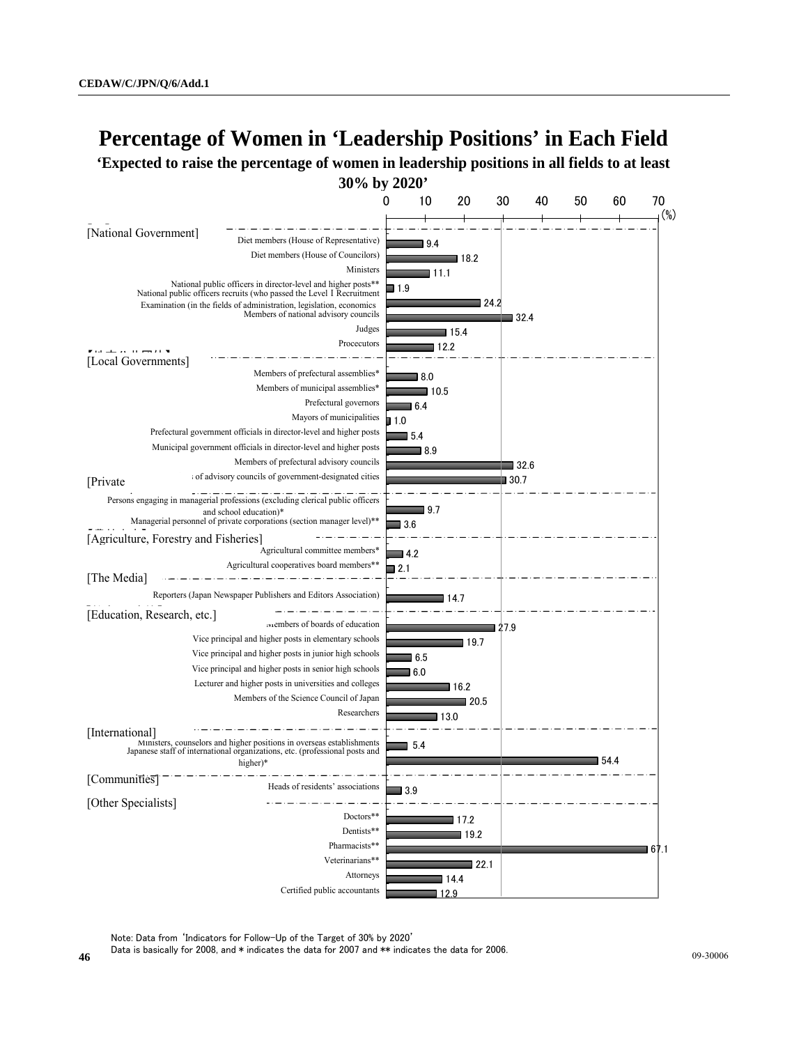# Percentage of Women in 'Leadership Positions' in Each Field

**'Expected to raise the percentage of women in leadership positions in all fields to at least 30% by 2020'**

| Field | Position | % |
|---|---|---|
| [National Government] | Diet members (House of Representative) | 9.4 |
| | Diet members (House of Councilors) | 18.2 |
| | Ministers | 11.1 |
| | National public officers in director-level and higher posts** | 1.9 |
| | National public officers recruits (who passed the Level I Recruitment Examination (in the fields of administration, legislation, economics | 24.2 |
| | Members of national advisory councils | 32.4 |
| | Judges | 15.4 |
| | Procecutors | 12.2 |
| [Local Governments] | Members of prefectural assemblies* | 8.0 |
| | Members of municipal assemblies* | 10.5 |
| | Prefectural governors | 6.4 |
| | Mayors of municipalities | 1.0 |
| | Prefectural government officials in director-level and higher posts | 5.4 |
| | Municipal government officials in director-level and higher posts | 8.9 |
| | Members of prefectural advisory councils | 32.6 |
| | Members of advisory councils of government-designated cities | 30.7 |
| [Private | Persons engaging in managerial professions (excluding clerical public officers and school education)* | 9.7 |
| | Managerial personnel of private corporations (section manager level)** | 3.6 |
| [Agriculture, Forestry and Fisheries] | Agricultural committee members* | 4.2 |
| | Agricultural cooperatives board members** | 2.1 |
| [The Media] | Reporters (Japan Newspaper Publishers and Editors Association) | 14.7 |
| [Education, Research, etc.] | Members of boards of education | 27.9 |
| | Vice principal and higher posts in elementary schools | 19.7 |
| | Vice principal and higher posts in junior high schools | 6.5 |
| | Vice principal and higher posts in senior high schools | 6.0 |
| | Lecturer and higher posts in universities and colleges | 16.2 |
| | Members of the Science Council of Japan | 20.5 |
| | Researchers | 13.0 |
| [International] | Ministers, counselors and higher positions in overseas establishments | 5.4 |
| | Japanese staff of international organizations, etc. (professional posts and higher)* | 54.4 |
| [Communities] | Heads of residents' associations | 3.9 |
| [Other Specialists] | Doctors** | 17.2 |
| | Dentists** | 19.2 |
| | Pharmacists** | 67.1 |
| | Veterinarians** | 22.1 |
| | Attorneys | 14.4 |
| | Certified public accountants | 12.9 |

Note: Data from 'Indicators for Follow-Up of the Target of 30% by 2020'

Data is basically for 2008, and * indicates the data for 2007 and ** indicates the data for 2006.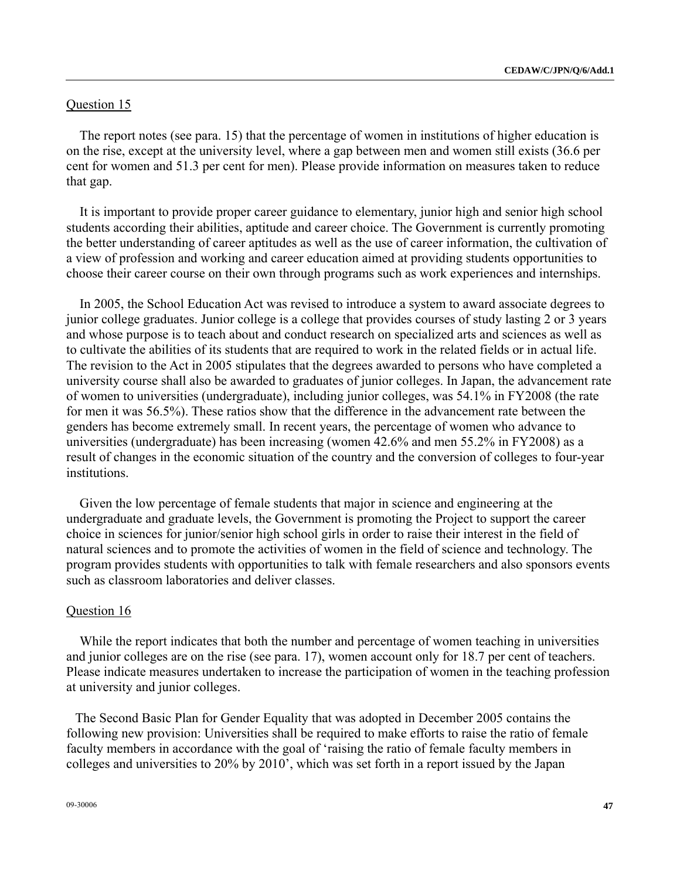Question 15

The report notes (see para. 15) that the percentage of women in institutions of higher education is on the rise, except at the university level, where a gap between men and women still exists (36.6 per cent for women and 51.3 per cent for men). Please provide information on measures taken to reduce that gap.

It is important to provide proper career guidance to elementary, junior high and senior high school students according their abilities, aptitude and career choice. The Government is currently promoting the better understanding of career aptitudes as well as the use of career information, the cultivation of a view of profession and working and career education aimed at providing students opportunities to choose their career course on their own through programs such as work experiences and internships.

In 2005, the School Education Act was revised to introduce a system to award associate degrees to junior college graduates. Junior college is a college that provides courses of study lasting 2 or 3 years and whose purpose is to teach about and conduct research on specialized arts and sciences as well as to cultivate the abilities of its students that are required to work in the related fields or in actual life. The revision to the Act in 2005 stipulates that the degrees awarded to persons who have completed a university course shall also be awarded to graduates of junior colleges. In Japan, the advancement rate of women to universities (undergraduate), including junior colleges, was 54.1% in FY2008 (the rate for men it was 56.5%). These ratios show that the difference in the advancement rate between the genders has become extremely small. In recent years, the percentage of women who advance to universities (undergraduate) has been increasing (women 42.6% and men 55.2% in FY2008) as a result of changes in the economic situation of the country and the conversion of colleges to four-year institutions.

Given the low percentage of female students that major in science and engineering at the undergraduate and graduate levels, the Government is promoting the Project to support the career choice in sciences for junior/senior high school girls in order to raise their interest in the field of natural sciences and to promote the activities of women in the field of science and technology. The program provides students with opportunities to talk with female researchers and also sponsors events such as classroom laboratories and deliver classes.

Question 16

While the report indicates that both the number and percentage of women teaching in universities and junior colleges are on the rise (see para. 17), women account only for 18.7 per cent of teachers. Please indicate measures undertaken to increase the participation of women in the teaching profession at university and junior colleges.

The Second Basic Plan for Gender Equality that was adopted in December 2005 contains the following new provision: Universities shall be required to make efforts to raise the ratio of female faculty members in accordance with the goal of 'raising the ratio of female faculty members in colleges and universities to 20% by 2010', which was set forth in a report issued by the Japan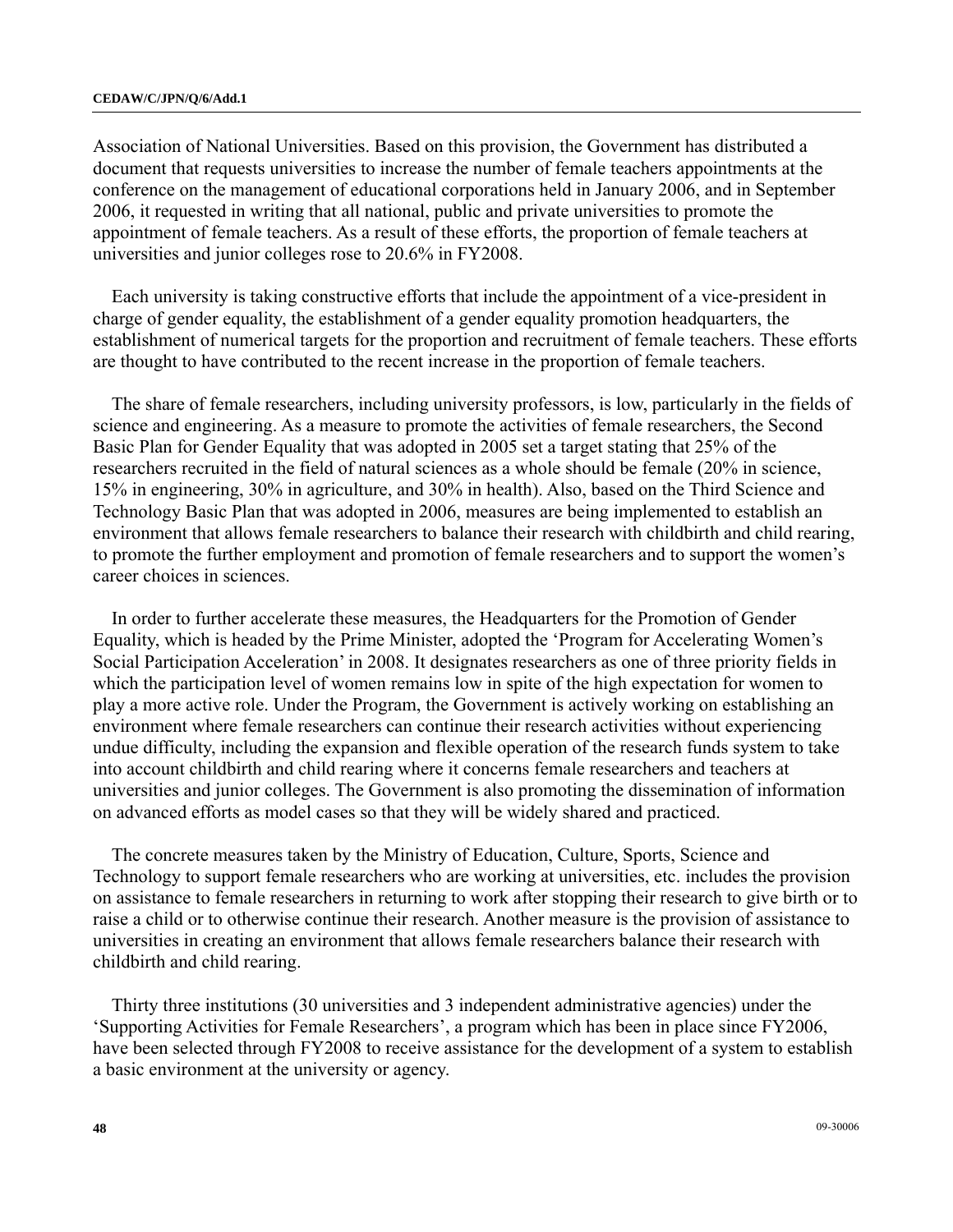Association of National Universities. Based on this provision, the Government has distributed a document that requests universities to increase the number of female teachers appointments at the conference on the management of educational corporations held in January 2006, and in September 2006, it requested in writing that all national, public and private universities to promote the appointment of female teachers. As a result of these efforts, the proportion of female teachers at universities and junior colleges rose to 20.6% in FY2008.

Each university is taking constructive efforts that include the appointment of a vice-president in charge of gender equality, the establishment of a gender equality promotion headquarters, the establishment of numerical targets for the proportion and recruitment of female teachers. These efforts are thought to have contributed to the recent increase in the proportion of female teachers.

The share of female researchers, including university professors, is low, particularly in the fields of science and engineering. As a measure to promote the activities of female researchers, the Second Basic Plan for Gender Equality that was adopted in 2005 set a target stating that 25% of the researchers recruited in the field of natural sciences as a whole should be female (20% in science, 15% in engineering, 30% in agriculture, and 30% in health). Also, based on the Third Science and Technology Basic Plan that was adopted in 2006, measures are being implemented to establish an environment that allows female researchers to balance their research with childbirth and child rearing, to promote the further employment and promotion of female researchers and to support the women's career choices in sciences.

In order to further accelerate these measures, the Headquarters for the Promotion of Gender Equality, which is headed by the Prime Minister, adopted the 'Program for Accelerating Women's Social Participation Acceleration' in 2008. It designates researchers as one of three priority fields in which the participation level of women remains low in spite of the high expectation for women to play a more active role. Under the Program, the Government is actively working on establishing an environment where female researchers can continue their research activities without experiencing undue difficulty, including the expansion and flexible operation of the research funds system to take into account childbirth and child rearing where it concerns female researchers and teachers at universities and junior colleges. The Government is also promoting the dissemination of information on advanced efforts as model cases so that they will be widely shared and practiced.

The concrete measures taken by the Ministry of Education, Culture, Sports, Science and Technology to support female researchers who are working at universities, etc. includes the provision on assistance to female researchers in returning to work after stopping their research to give birth or to raise a child or to otherwise continue their research. Another measure is the provision of assistance to universities in creating an environment that allows female researchers balance their research with childbirth and child rearing.

Thirty three institutions (30 universities and 3 independent administrative agencies) under the 'Supporting Activities for Female Researchers', a program which has been in place since FY2006, have been selected through FY2008 to receive assistance for the development of a system to establish a basic environment at the university or agency.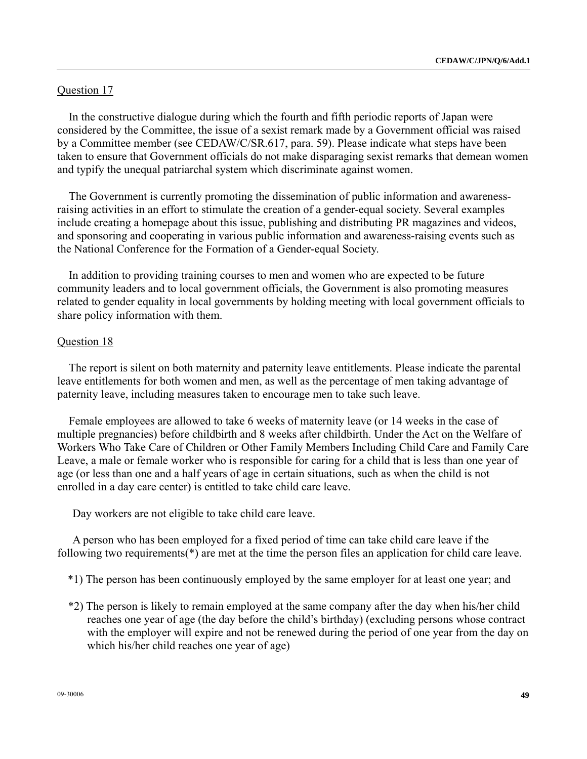Question 17

In the constructive dialogue during which the fourth and fifth periodic reports of Japan were considered by the Committee, the issue of a sexist remark made by a Government official was raised by a Committee member (see CEDAW/C/SR.617, para. 59). Please indicate what steps have been taken to ensure that Government officials do not make disparaging sexist remarks that demean women and typify the unequal patriarchal system which discriminate against women.

The Government is currently promoting the dissemination of public information and awareness-raising activities in an effort to stimulate the creation of a gender-equal society. Several examples include creating a homepage about this issue, publishing and distributing PR magazines and videos, and sponsoring and cooperating in various public information and awareness-raising events such as the National Conference for the Formation of a Gender-equal Society.

In addition to providing training courses to men and women who are expected to be future community leaders and to local government officials, the Government is also promoting measures related to gender equality in local governments by holding meeting with local government officials to share policy information with them.

Question 18

The report is silent on both maternity and paternity leave entitlements. Please indicate the parental leave entitlements for both women and men, as well as the percentage of men taking advantage of paternity leave, including measures taken to encourage men to take such leave.

Female employees are allowed to take 6 weeks of maternity leave (or 14 weeks in the case of multiple pregnancies) before childbirth and 8 weeks after childbirth. Under the Act on the Welfare of Workers Who Take Care of Children or Other Family Members Including Child Care and Family Care Leave, a male or female worker who is responsible for caring for a child that is less than one year of age (or less than one and a half years of age in certain situations, such as when the child is not enrolled in a day care center) is entitled to take child care leave.

Day workers are not eligible to take child care leave.

A person who has been employed for a fixed period of time can take child care leave if the following two requirements(*) are met at the time the person files an application for child care leave.

*1) The person has been continuously employed by the same employer for at least one year; and

*2) The person is likely to remain employed at the same company after the day when his/her child reaches one year of age (the day before the child's birthday) (excluding persons whose contract with the employer will expire and not be renewed during the period of one year from the day on which his/her child reaches one year of age)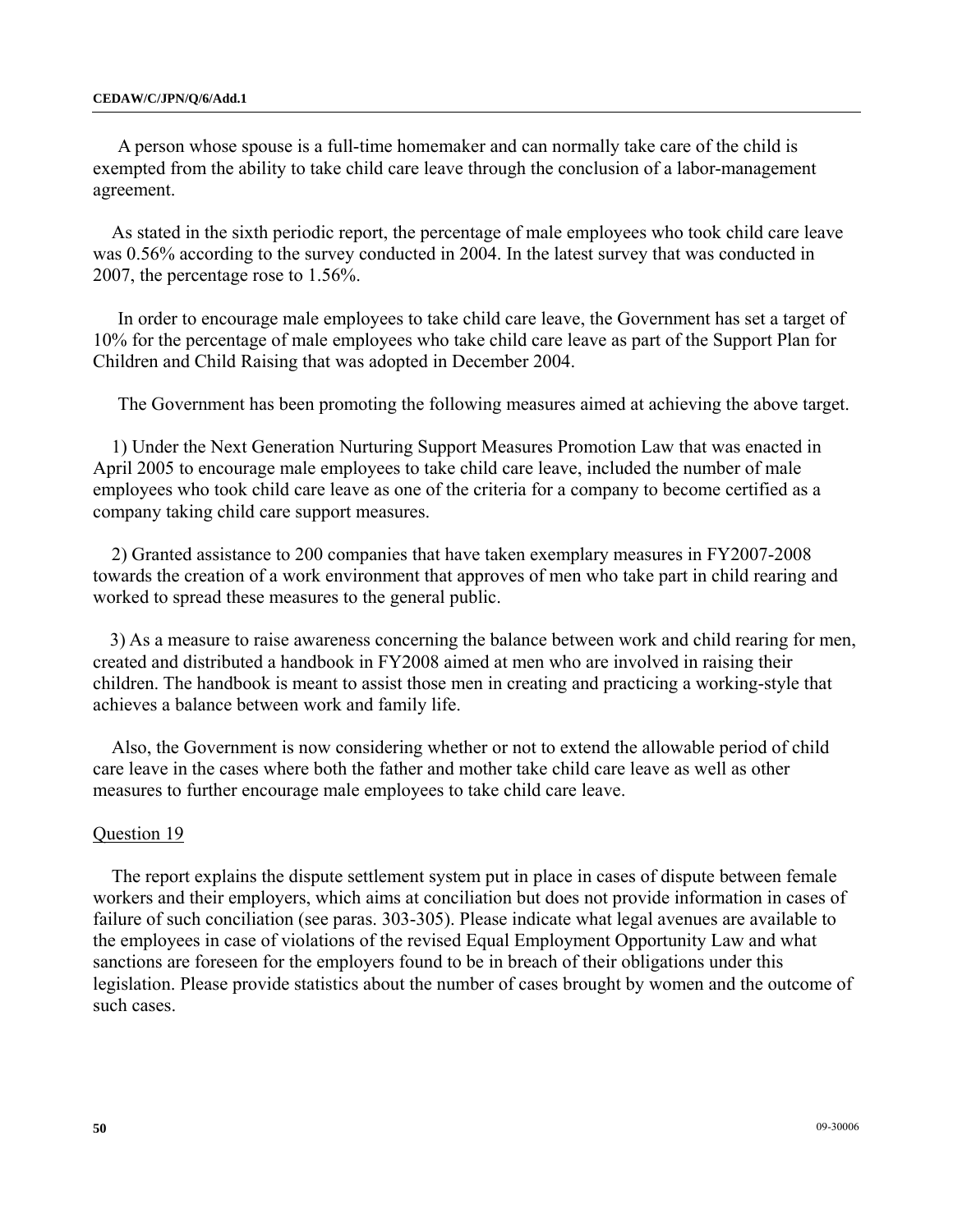A person whose spouse is a full-time homemaker and can normally take care of the child is exempted from the ability to take child care leave through the conclusion of a labor-management agreement.

As stated in the sixth periodic report, the percentage of male employees who took child care leave was 0.56% according to the survey conducted in 2004. In the latest survey that was conducted in 2007, the percentage rose to 1.56%.

In order to encourage male employees to take child care leave, the Government has set a target of 10% for the percentage of male employees who take child care leave as part of the Support Plan for Children and Child Raising that was adopted in December 2004.

The Government has been promoting the following measures aimed at achieving the above target.

1) Under the Next Generation Nurturing Support Measures Promotion Law that was enacted in April 2005 to encourage male employees to take child care leave, included the number of male employees who took child care leave as one of the criteria for a company to become certified as a company taking child care support measures.

2) Granted assistance to 200 companies that have taken exemplary measures in FY2007-2008 towards the creation of a work environment that approves of men who take part in child rearing and worked to spread these measures to the general public.

3) As a measure to raise awareness concerning the balance between work and child rearing for men, created and distributed a handbook in FY2008 aimed at men who are involved in raising their children. The handbook is meant to assist those men in creating and practicing a working-style that achieves a balance between work and family life.

Also, the Government is now considering whether or not to extend the allowable period of child care leave in the cases where both the father and mother take child care leave as well as other measures to further encourage male employees to take child care leave.

Question 19

The report explains the dispute settlement system put in place in cases of dispute between female workers and their employers, which aims at conciliation but does not provide information in cases of failure of such conciliation (see paras. 303-305). Please indicate what legal avenues are available to the employees in case of violations of the revised Equal Employment Opportunity Law and what sanctions are foreseen for the employers found to be in breach of their obligations under this legislation. Please provide statistics about the number of cases brought by women and the outcome of such cases.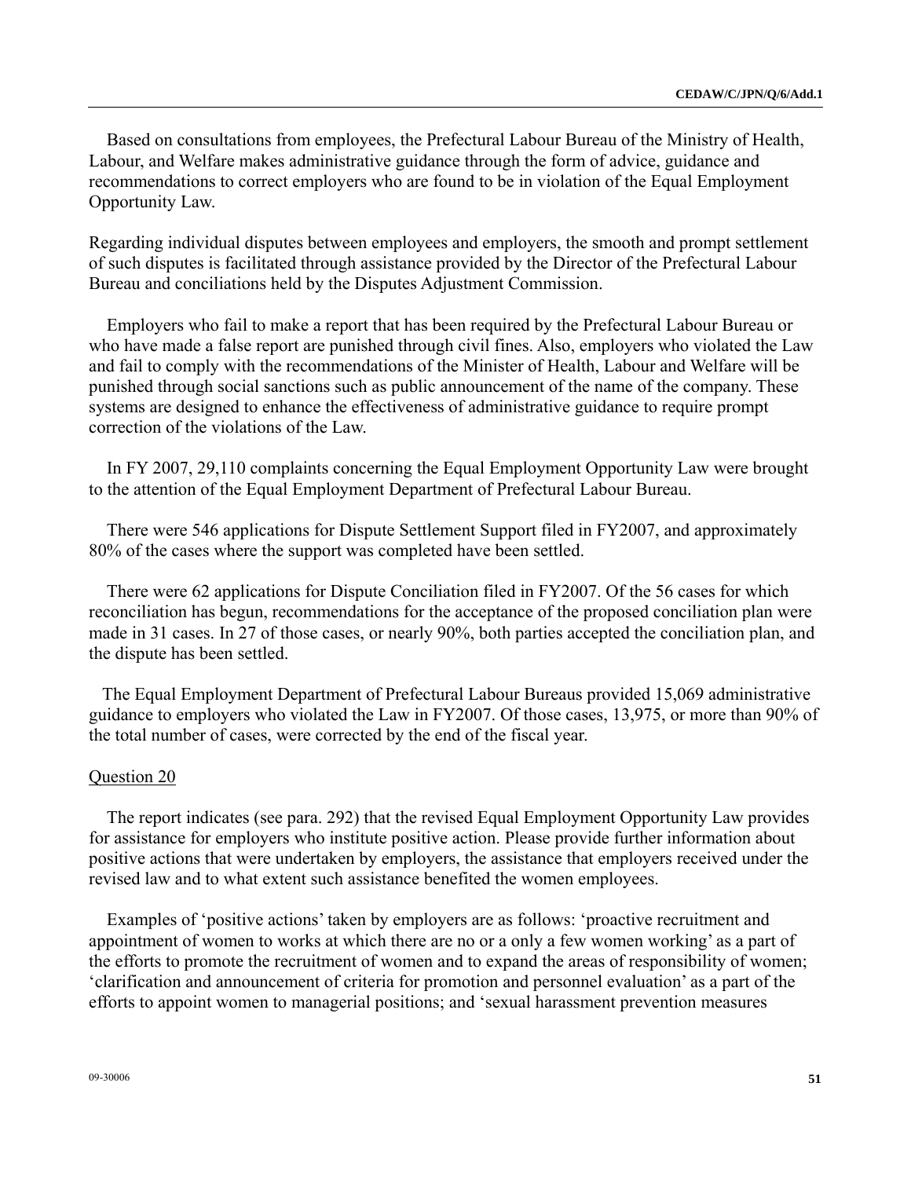Based on consultations from employees, the Prefectural Labour Bureau of the Ministry of Health, Labour, and Welfare makes administrative guidance through the form of advice, guidance and recommendations to correct employers who are found to be in violation of the Equal Employment Opportunity Law.

Regarding individual disputes between employees and employers, the smooth and prompt settlement of such disputes is facilitated through assistance provided by the Director of the Prefectural Labour Bureau and conciliations held by the Disputes Adjustment Commission.

Employers who fail to make a report that has been required by the Prefectural Labour Bureau or who have made a false report are punished through civil fines. Also, employers who violated the Law and fail to comply with the recommendations of the Minister of Health, Labour and Welfare will be punished through social sanctions such as public announcement of the name of the company. These systems are designed to enhance the effectiveness of administrative guidance to require prompt correction of the violations of the Law.

In FY 2007, 29,110 complaints concerning the Equal Employment Opportunity Law were brought to the attention of the Equal Employment Department of Prefectural Labour Bureau.

There were 546 applications for Dispute Settlement Support filed in FY2007, and approximately 80% of the cases where the support was completed have been settled.

There were 62 applications for Dispute Conciliation filed in FY2007. Of the 56 cases for which reconciliation has begun, recommendations for the acceptance of the proposed conciliation plan were made in 31 cases. In 27 of those cases, or nearly 90%, both parties accepted the conciliation plan, and the dispute has been settled.

The Equal Employment Department of Prefectural Labour Bureaus provided 15,069 administrative guidance to employers who violated the Law in FY2007. Of those cases, 13,975, or more than 90% of the total number of cases, were corrected by the end of the fiscal year.

Question 20

The report indicates (see para. 292) that the revised Equal Employment Opportunity Law provides for assistance for employers who institute positive action. Please provide further information about positive actions that were undertaken by employers, the assistance that employers received under the revised law and to what extent such assistance benefited the women employees.

Examples of 'positive actions' taken by employers are as follows: 'proactive recruitment and appointment of women to works at which there are no or a only a few women working' as a part of the efforts to promote the recruitment of women and to expand the areas of responsibility of women; 'clarification and announcement of criteria for promotion and personnel evaluation' as a part of the efforts to appoint women to managerial positions; and 'sexual harassment prevention measures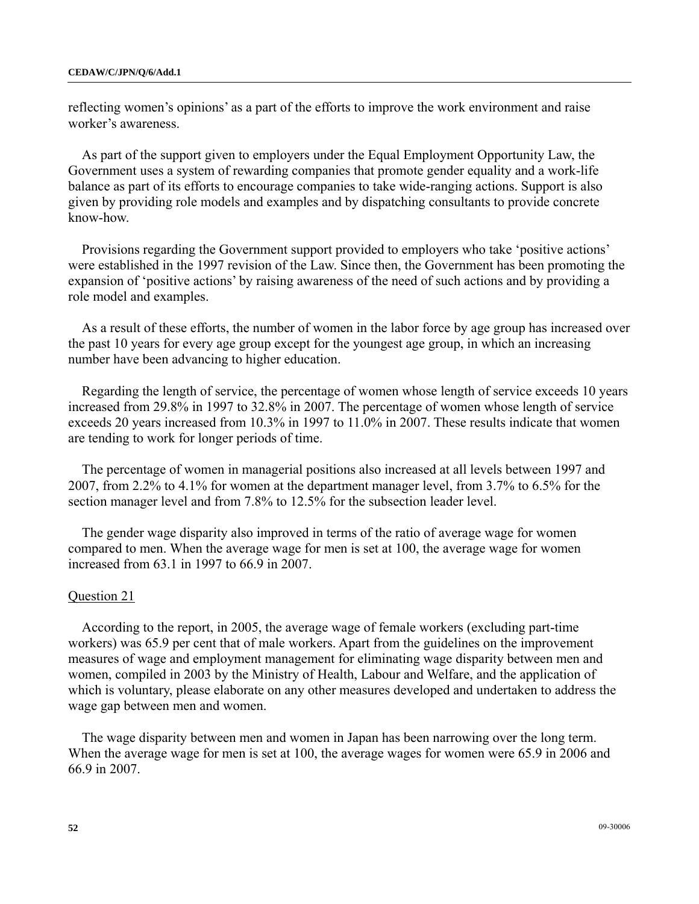reflecting women's opinions' as a part of the efforts to improve the work environment and raise worker's awareness.

As part of the support given to employers under the Equal Employment Opportunity Law, the Government uses a system of rewarding companies that promote gender equality and a work-life balance as part of its efforts to encourage companies to take wide-ranging actions. Support is also given by providing role models and examples and by dispatching consultants to provide concrete know-how.

Provisions regarding the Government support provided to employers who take 'positive actions' were established in the 1997 revision of the Law. Since then, the Government has been promoting the expansion of 'positive actions' by raising awareness of the need of such actions and by providing a role model and examples.

As a result of these efforts, the number of women in the labor force by age group has increased over the past 10 years for every age group except for the youngest age group, in which an increasing number have been advancing to higher education.

Regarding the length of service, the percentage of women whose length of service exceeds 10 years increased from 29.8% in 1997 to 32.8% in 2007. The percentage of women whose length of service exceeds 20 years increased from 10.3% in 1997 to 11.0% in 2007. These results indicate that women are tending to work for longer periods of time.

The percentage of women in managerial positions also increased at all levels between 1997 and 2007, from 2.2% to 4.1% for women at the department manager level, from 3.7% to 6.5% for the section manager level and from 7.8% to 12.5% for the subsection leader level.

The gender wage disparity also improved in terms of the ratio of average wage for women compared to men. When the average wage for men is set at 100, the average wage for women increased from 63.1 in 1997 to 66.9 in 2007.

Question 21

According to the report, in 2005, the average wage of female workers (excluding part-time workers) was 65.9 per cent that of male workers. Apart from the guidelines on the improvement measures of wage and employment management for eliminating wage disparity between men and women, compiled in 2003 by the Ministry of Health, Labour and Welfare, and the application of which is voluntary, please elaborate on any other measures developed and undertaken to address the wage gap between men and women.

The wage disparity between men and women in Japan has been narrowing over the long term. When the average wage for men is set at 100, the average wages for women were 65.9 in 2006 and 66.9 in 2007.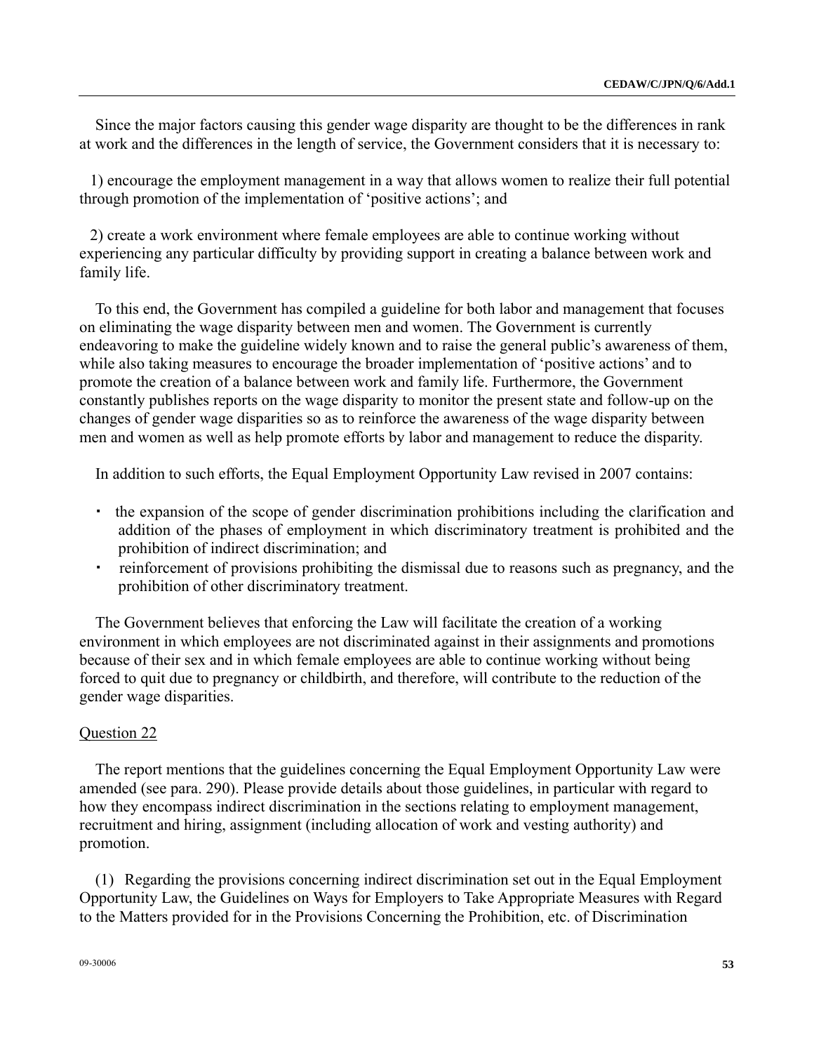Since the major factors causing this gender wage disparity are thought to be the differences in rank at work and the differences in the length of service, the Government considers that it is necessary to:

1) encourage the employment management in a way that allows women to realize their full potential through promotion of the implementation of 'positive actions'; and

2) create a work environment where female employees are able to continue working without experiencing any particular difficulty by providing support in creating a balance between work and family life.

To this end, the Government has compiled a guideline for both labor and management that focuses on eliminating the wage disparity between men and women. The Government is currently endeavoring to make the guideline widely known and to raise the general public's awareness of them, while also taking measures to encourage the broader implementation of 'positive actions' and to promote the creation of a balance between work and family life. Furthermore, the Government constantly publishes reports on the wage disparity to monitor the present state and follow-up on the changes of gender wage disparities so as to reinforce the awareness of the wage disparity between men and women as well as help promote efforts by labor and management to reduce the disparity.

In addition to such efforts, the Equal Employment Opportunity Law revised in 2007 contains:

- the expansion of the scope of gender discrimination prohibitions including the clarification and addition of the phases of employment in which discriminatory treatment is prohibited and the prohibition of indirect discrimination; and
- reinforcement of provisions prohibiting the dismissal due to reasons such as pregnancy, and the prohibition of other discriminatory treatment.

The Government believes that enforcing the Law will facilitate the creation of a working environment in which employees are not discriminated against in their assignments and promotions because of their sex and in which female employees are able to continue working without being forced to quit due to pregnancy or childbirth, and therefore, will contribute to the reduction of the gender wage disparities.

Question 22

The report mentions that the guidelines concerning the Equal Employment Opportunity Law were amended (see para. 290). Please provide details about those guidelines, in particular with regard to how they encompass indirect discrimination in the sections relating to employment management, recruitment and hiring, assignment (including allocation of work and vesting authority) and promotion.

(1) Regarding the provisions concerning indirect discrimination set out in the Equal Employment Opportunity Law, the Guidelines on Ways for Employers to Take Appropriate Measures with Regard to the Matters provided for in the Provisions Concerning the Prohibition, etc. of Discrimination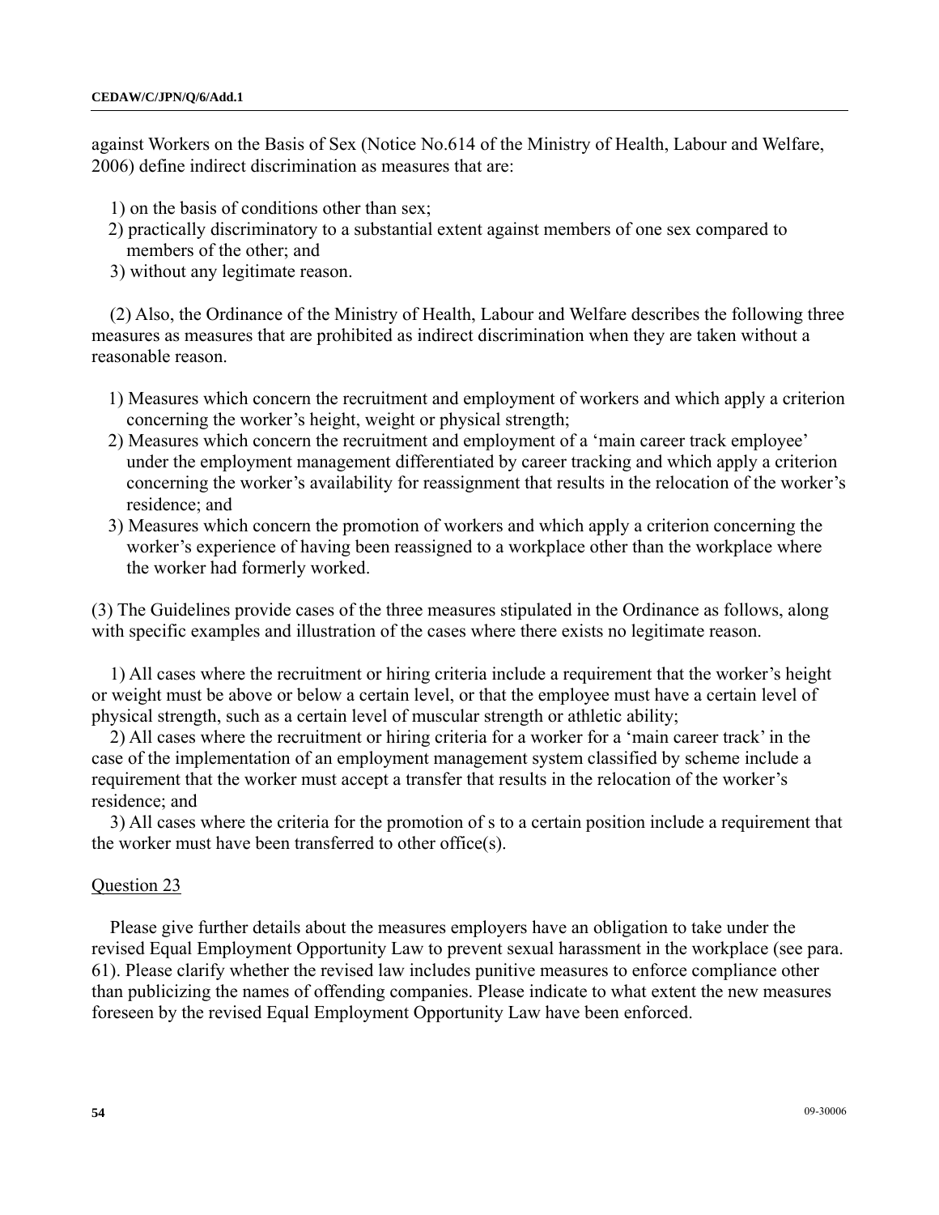against Workers on the Basis of Sex (Notice No.614 of the Ministry of Health, Labour and Welfare, 2006) define indirect discrimination as measures that are:

1) on the basis of conditions other than sex;
2) practically discriminatory to a substantial extent against members of one sex compared to members of the other; and
3) without any legitimate reason.

(2) Also, the Ordinance of the Ministry of Health, Labour and Welfare describes the following three measures as measures that are prohibited as indirect discrimination when they are taken without a reasonable reason.

1) Measures which concern the recruitment and employment of workers and which apply a criterion concerning the worker's height, weight or physical strength;
2) Measures which concern the recruitment and employment of a 'main career track employee' under the employment management differentiated by career tracking and which apply a criterion concerning the worker's availability for reassignment that results in the relocation of the worker's residence; and
3) Measures which concern the promotion of workers and which apply a criterion concerning the worker's experience of having been reassigned to a workplace other than the workplace where the worker had formerly worked.

(3) The Guidelines provide cases of the three measures stipulated in the Ordinance as follows, along with specific examples and illustration of the cases where there exists no legitimate reason.

1) All cases where the recruitment or hiring criteria include a requirement that the worker's height or weight must be above or below a certain level, or that the employee must have a certain level of physical strength, such as a certain level of muscular strength or athletic ability;

2) All cases where the recruitment or hiring criteria for a worker for a 'main career track' in the case of the implementation of an employment management system classified by scheme include a requirement that the worker must accept a transfer that results in the relocation of the worker's residence; and

3) All cases where the criteria for the promotion of s to a certain position include a requirement that the worker must have been transferred to other office(s).

Question 23

Please give further details about the measures employers have an obligation to take under the revised Equal Employment Opportunity Law to prevent sexual harassment in the workplace (see para. 61). Please clarify whether the revised law includes punitive measures to enforce compliance other than publicizing the names of offending companies. Please indicate to what extent the new measures foreseen by the revised Equal Employment Opportunity Law have been enforced.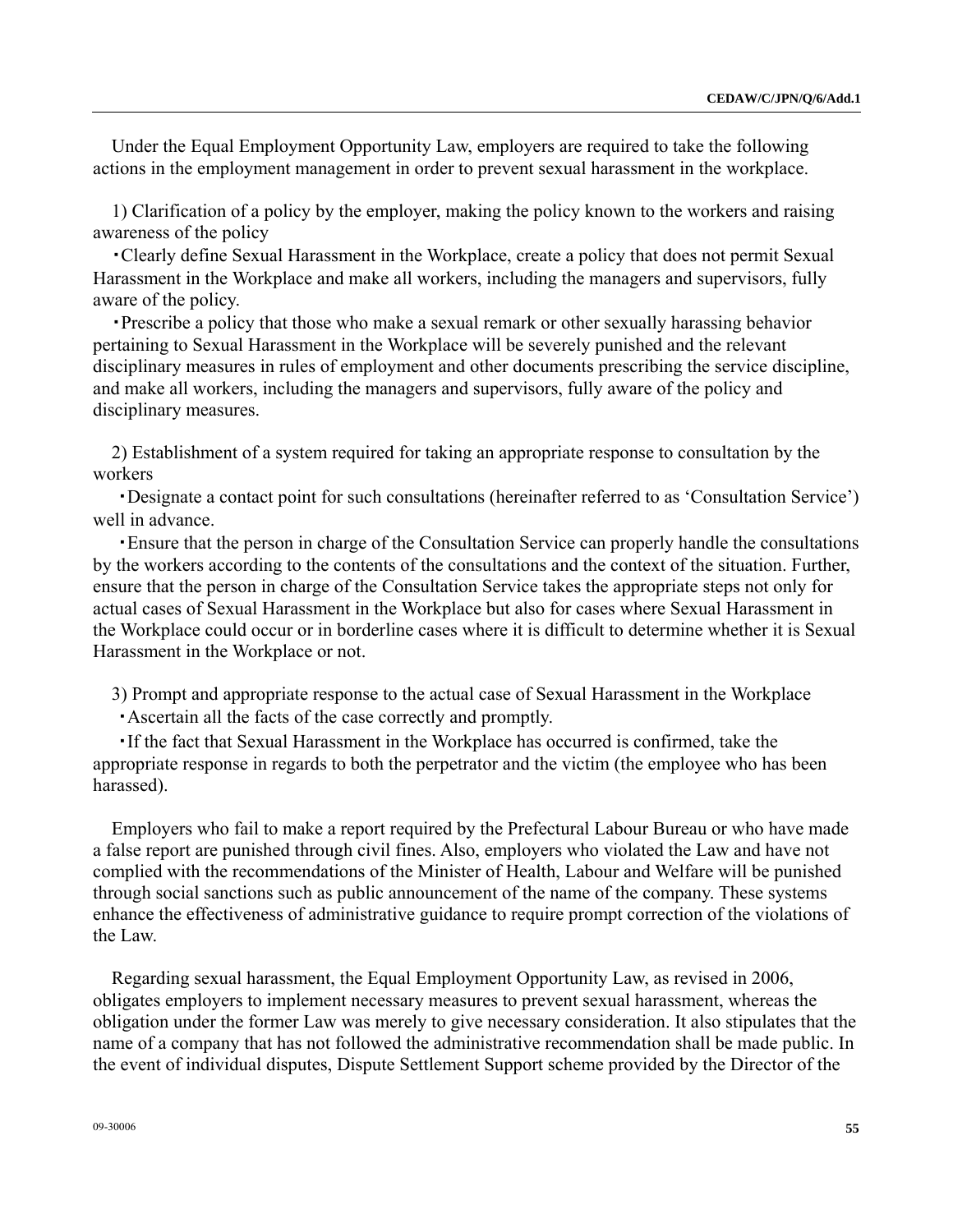Under the Equal Employment Opportunity Law, employers are required to take the following actions in the employment management in order to prevent sexual harassment in the workplace.

1) Clarification of a policy by the employer, making the policy known to the workers and raising awareness of the policy

・Clearly define Sexual Harassment in the Workplace, create a policy that does not permit Sexual Harassment in the Workplace and make all workers, including the managers and supervisors, fully aware of the policy.

・Prescribe a policy that those who make a sexual remark or other sexually harassing behavior pertaining to Sexual Harassment in the Workplace will be severely punished and the relevant disciplinary measures in rules of employment and other documents prescribing the service discipline, and make all workers, including the managers and supervisors, fully aware of the policy and disciplinary measures.

2) Establishment of a system required for taking an appropriate response to consultation by the workers

・Designate a contact point for such consultations (hereinafter referred to as 'Consultation Service') well in advance.

・Ensure that the person in charge of the Consultation Service can properly handle the consultations by the workers according to the contents of the consultations and the context of the situation. Further, ensure that the person in charge of the Consultation Service takes the appropriate steps not only for actual cases of Sexual Harassment in the Workplace but also for cases where Sexual Harassment in the Workplace could occur or in borderline cases where it is difficult to determine whether it is Sexual Harassment in the Workplace or not.

3) Prompt and appropriate response to the actual case of Sexual Harassment in the Workplace

・Ascertain all the facts of the case correctly and promptly.

・If the fact that Sexual Harassment in the Workplace has occurred is confirmed, take the appropriate response in regards to both the perpetrator and the victim (the employee who has been harassed).

Employers who fail to make a report required by the Prefectural Labour Bureau or who have made a false report are punished through civil fines. Also, employers who violated the Law and have not complied with the recommendations of the Minister of Health, Labour and Welfare will be punished through social sanctions such as public announcement of the name of the company. These systems enhance the effectiveness of administrative guidance to require prompt correction of the violations of the Law.

Regarding sexual harassment, the Equal Employment Opportunity Law, as revised in 2006, obligates employers to implement necessary measures to prevent sexual harassment, whereas the obligation under the former Law was merely to give necessary consideration. It also stipulates that the name of a company that has not followed the administrative recommendation shall be made public. In the event of individual disputes, Dispute Settlement Support scheme provided by the Director of the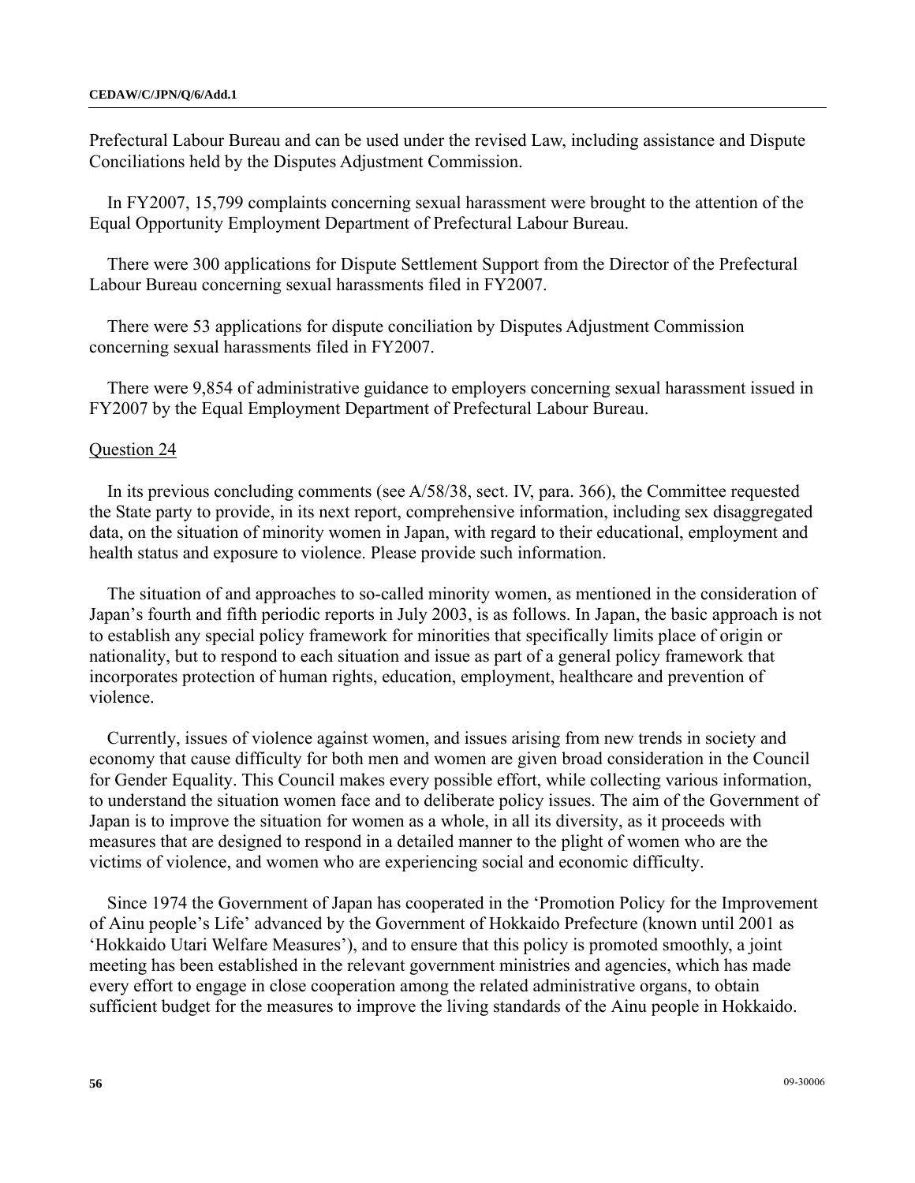Prefectural Labour Bureau and can be used under the revised Law, including assistance and Dispute Conciliations held by the Disputes Adjustment Commission.

In FY2007, 15,799 complaints concerning sexual harassment were brought to the attention of the Equal Opportunity Employment Department of Prefectural Labour Bureau.

There were 300 applications for Dispute Settlement Support from the Director of the Prefectural Labour Bureau concerning sexual harassments filed in FY2007.

There were 53 applications for dispute conciliation by Disputes Adjustment Commission concerning sexual harassments filed in FY2007.

There were 9,854 of administrative guidance to employers concerning sexual harassment issued in FY2007 by the Equal Employment Department of Prefectural Labour Bureau.

Question 24

In its previous concluding comments (see A/58/38, sect. IV, para. 366), the Committee requested the State party to provide, in its next report, comprehensive information, including sex disaggregated data, on the situation of minority women in Japan, with regard to their educational, employment and health status and exposure to violence. Please provide such information.

The situation of and approaches to so-called minority women, as mentioned in the consideration of Japan's fourth and fifth periodic reports in July 2003, is as follows. In Japan, the basic approach is not to establish any special policy framework for minorities that specifically limits place of origin or nationality, but to respond to each situation and issue as part of a general policy framework that incorporates protection of human rights, education, employment, healthcare and prevention of violence.

Currently, issues of violence against women, and issues arising from new trends in society and economy that cause difficulty for both men and women are given broad consideration in the Council for Gender Equality. This Council makes every possible effort, while collecting various information, to understand the situation women face and to deliberate policy issues. The aim of the Government of Japan is to improve the situation for women as a whole, in all its diversity, as it proceeds with measures that are designed to respond in a detailed manner to the plight of women who are the victims of violence, and women who are experiencing social and economic difficulty.

Since 1974 the Government of Japan has cooperated in the 'Promotion Policy for the Improvement of Ainu people's Life' advanced by the Government of Hokkaido Prefecture (known until 2001 as 'Hokkaido Utari Welfare Measures'), and to ensure that this policy is promoted smoothly, a joint meeting has been established in the relevant government ministries and agencies, which has made every effort to engage in close cooperation among the related administrative organs, to obtain sufficient budget for the measures to improve the living standards of the Ainu people in Hokkaido.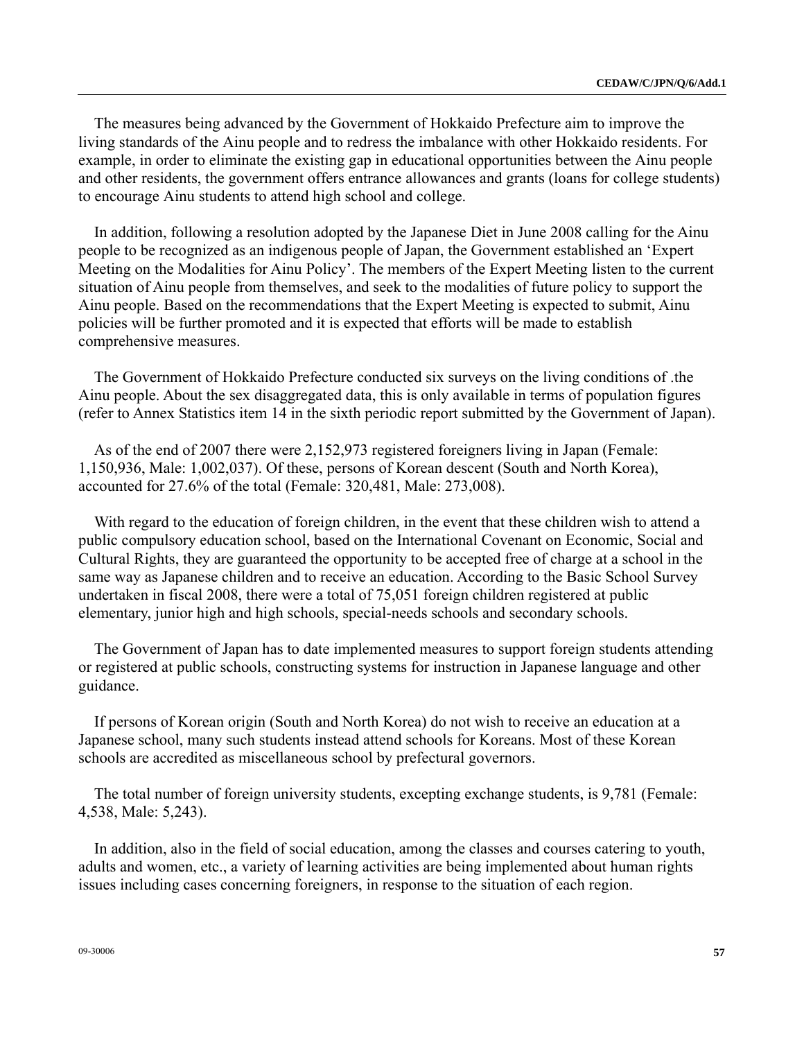The measures being advanced by the Government of Hokkaido Prefecture aim to improve the living standards of the Ainu people and to redress the imbalance with other Hokkaido residents. For example, in order to eliminate the existing gap in educational opportunities between the Ainu people and other residents, the government offers entrance allowances and grants (loans for college students) to encourage Ainu students to attend high school and college.

In addition, following a resolution adopted by the Japanese Diet in June 2008 calling for the Ainu people to be recognized as an indigenous people of Japan, the Government established an 'Expert Meeting on the Modalities for Ainu Policy'. The members of the Expert Meeting listen to the current situation of Ainu people from themselves, and seek to the modalities of future policy to support the Ainu people. Based on the recommendations that the Expert Meeting is expected to submit, Ainu policies will be further promoted and it is expected that efforts will be made to establish comprehensive measures.

The Government of Hokkaido Prefecture conducted six surveys on the living conditions of .the Ainu people. About the sex disaggregated data, this is only available in terms of population figures (refer to Annex Statistics item 14 in the sixth periodic report submitted by the Government of Japan).

As of the end of 2007 there were 2,152,973 registered foreigners living in Japan (Female: 1,150,936, Male: 1,002,037). Of these, persons of Korean descent (South and North Korea), accounted for 27.6% of the total (Female: 320,481, Male: 273,008).

With regard to the education of foreign children, in the event that these children wish to attend a public compulsory education school, based on the International Covenant on Economic, Social and Cultural Rights, they are guaranteed the opportunity to be accepted free of charge at a school in the same way as Japanese children and to receive an education. According to the Basic School Survey undertaken in fiscal 2008, there were a total of 75,051 foreign children registered at public elementary, junior high and high schools, special-needs schools and secondary schools.

The Government of Japan has to date implemented measures to support foreign students attending or registered at public schools, constructing systems for instruction in Japanese language and other guidance.

If persons of Korean origin (South and North Korea) do not wish to receive an education at a Japanese school, many such students instead attend schools for Koreans. Most of these Korean schools are accredited as miscellaneous school by prefectural governors.

The total number of foreign university students, excepting exchange students, is 9,781 (Female: 4,538, Male: 5,243).

In addition, also in the field of social education, among the classes and courses catering to youth, adults and women, etc., a variety of learning activities are being implemented about human rights issues including cases concerning foreigners, in response to the situation of each region.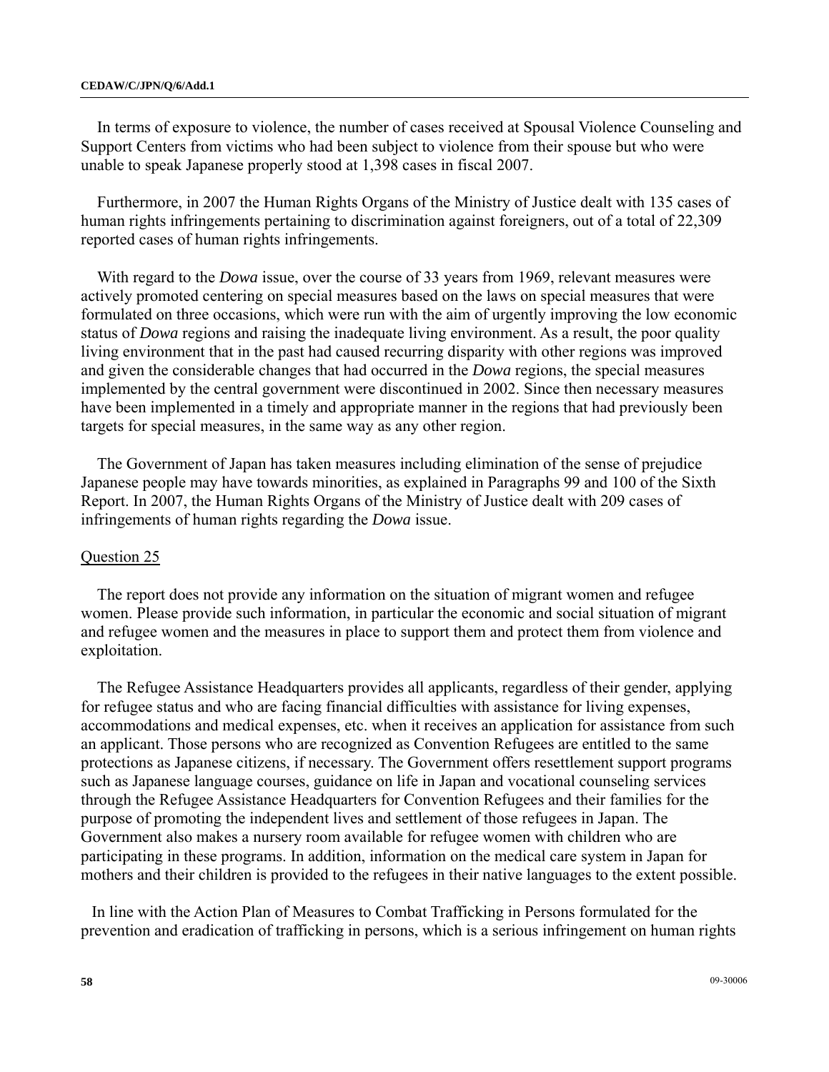In terms of exposure to violence, the number of cases received at Spousal Violence Counseling and Support Centers from victims who had been subject to violence from their spouse but who were unable to speak Japanese properly stood at 1,398 cases in fiscal 2007.

Furthermore, in 2007 the Human Rights Organs of the Ministry of Justice dealt with 135 cases of human rights infringements pertaining to discrimination against foreigners, out of a total of 22,309 reported cases of human rights infringements.

With regard to the *Dowa* issue, over the course of 33 years from 1969, relevant measures were actively promoted centering on special measures based on the laws on special measures that were formulated on three occasions, which were run with the aim of urgently improving the low economic status of *Dowa* regions and raising the inadequate living environment. As a result, the poor quality living environment that in the past had caused recurring disparity with other regions was improved and given the considerable changes that had occurred in the *Dowa* regions, the special measures implemented by the central government were discontinued in 2002. Since then necessary measures have been implemented in a timely and appropriate manner in the regions that had previously been targets for special measures, in the same way as any other region.

The Government of Japan has taken measures including elimination of the sense of prejudice Japanese people may have towards minorities, as explained in Paragraphs 99 and 100 of the Sixth Report. In 2007, the Human Rights Organs of the Ministry of Justice dealt with 209 cases of infringements of human rights regarding the *Dowa* issue.

Question 25

The report does not provide any information on the situation of migrant women and refugee women. Please provide such information, in particular the economic and social situation of migrant and refugee women and the measures in place to support them and protect them from violence and exploitation.

The Refugee Assistance Headquarters provides all applicants, regardless of their gender, applying for refugee status and who are facing financial difficulties with assistance for living expenses, accommodations and medical expenses, etc. when it receives an application for assistance from such an applicant. Those persons who are recognized as Convention Refugees are entitled to the same protections as Japanese citizens, if necessary. The Government offers resettlement support programs such as Japanese language courses, guidance on life in Japan and vocational counseling services through the Refugee Assistance Headquarters for Convention Refugees and their families for the purpose of promoting the independent lives and settlement of those refugees in Japan. The Government also makes a nursery room available for refugee women with children who are participating in these programs. In addition, information on the medical care system in Japan for mothers and their children is provided to the refugees in their native languages to the extent possible.

In line with the Action Plan of Measures to Combat Trafficking in Persons formulated for the prevention and eradication of trafficking in persons, which is a serious infringement on human rights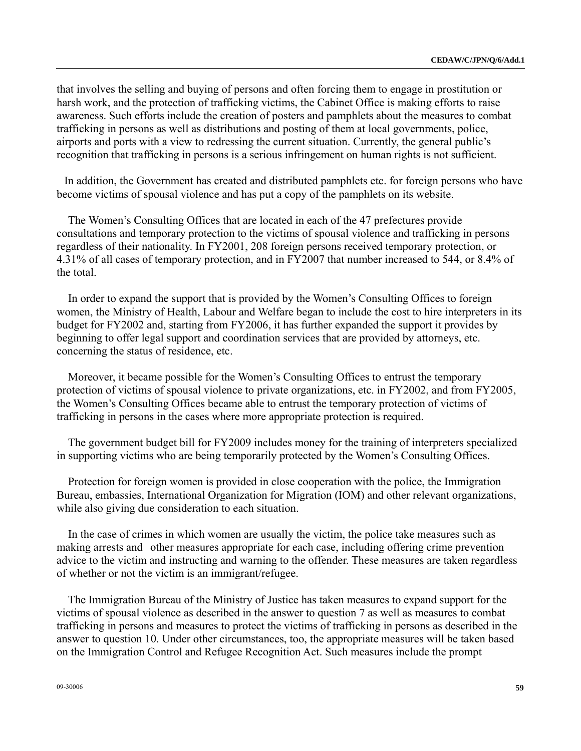that involves the selling and buying of persons and often forcing them to engage in prostitution or harsh work, and the protection of trafficking victims, the Cabinet Office is making efforts to raise awareness. Such efforts include the creation of posters and pamphlets about the measures to combat trafficking in persons as well as distributions and posting of them at local governments, police, airports and ports with a view to redressing the current situation. Currently, the general public's recognition that trafficking in persons is a serious infringement on human rights is not sufficient.

In addition, the Government has created and distributed pamphlets etc. for foreign persons who have become victims of spousal violence and has put a copy of the pamphlets on its website.

The Women's Consulting Offices that are located in each of the 47 prefectures provide consultations and temporary protection to the victims of spousal violence and trafficking in persons regardless of their nationality. In FY2001, 208 foreign persons received temporary protection, or 4.31% of all cases of temporary protection, and in FY2007 that number increased to 544, or 8.4% of the total.

In order to expand the support that is provided by the Women's Consulting Offices to foreign women, the Ministry of Health, Labour and Welfare began to include the cost to hire interpreters in its budget for FY2002 and, starting from FY2006, it has further expanded the support it provides by beginning to offer legal support and coordination services that are provided by attorneys, etc. concerning the status of residence, etc.

Moreover, it became possible for the Women's Consulting Offices to entrust the temporary protection of victims of spousal violence to private organizations, etc. in FY2002, and from FY2005, the Women's Consulting Offices became able to entrust the temporary protection of victims of trafficking in persons in the cases where more appropriate protection is required.

The government budget bill for FY2009 includes money for the training of interpreters specialized in supporting victims who are being temporarily protected by the Women's Consulting Offices.

Protection for foreign women is provided in close cooperation with the police, the Immigration Bureau, embassies, International Organization for Migration (IOM) and other relevant organizations, while also giving due consideration to each situation.

In the case of crimes in which women are usually the victim, the police take measures such as making arrests and other measures appropriate for each case, including offering crime prevention advice to the victim and instructing and warning to the offender. These measures are taken regardless of whether or not the victim is an immigrant/refugee.

The Immigration Bureau of the Ministry of Justice has taken measures to expand support for the victims of spousal violence as described in the answer to question 7 as well as measures to combat trafficking in persons and measures to protect the victims of trafficking in persons as described in the answer to question 10. Under other circumstances, too, the appropriate measures will be taken based on the Immigration Control and Refugee Recognition Act. Such measures include the prompt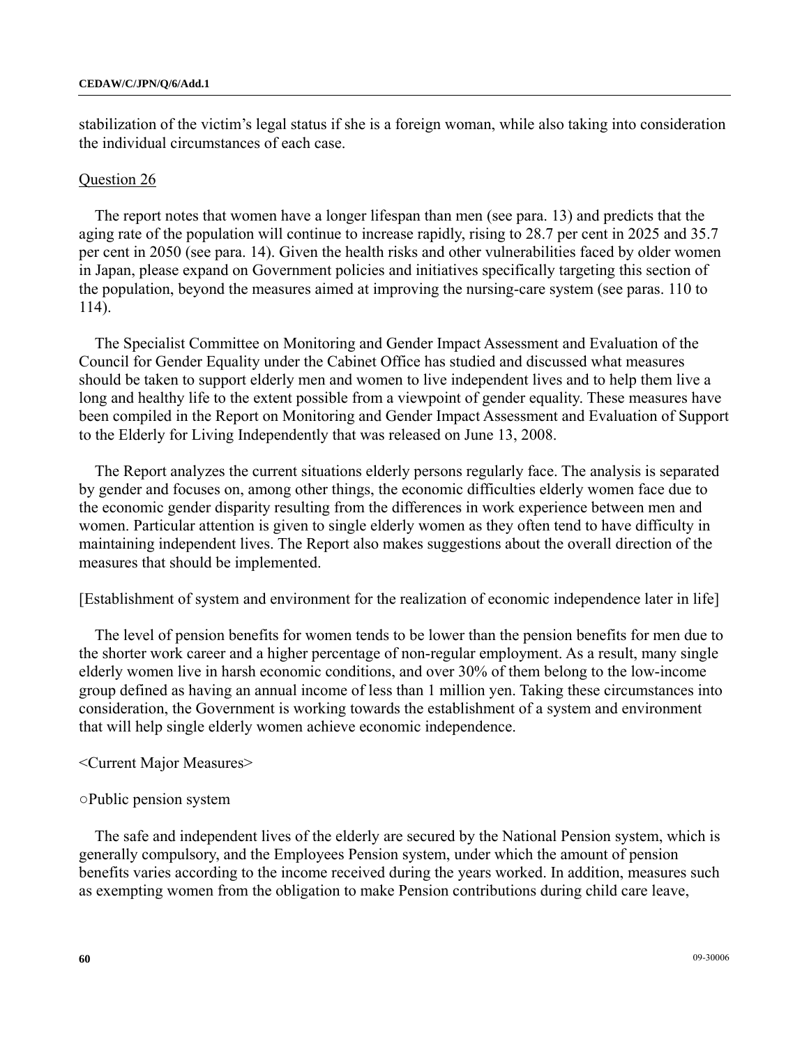stabilization of the victim's legal status if she is a foreign woman, while also taking into consideration the individual circumstances of each case.

Question 26

The report notes that women have a longer lifespan than men (see para. 13) and predicts that the aging rate of the population will continue to increase rapidly, rising to 28.7 per cent in 2025 and 35.7 per cent in 2050 (see para. 14). Given the health risks and other vulnerabilities faced by older women in Japan, please expand on Government policies and initiatives specifically targeting this section of the population, beyond the measures aimed at improving the nursing-care system (see paras. 110 to 114).

The Specialist Committee on Monitoring and Gender Impact Assessment and Evaluation of the Council for Gender Equality under the Cabinet Office has studied and discussed what measures should be taken to support elderly men and women to live independent lives and to help them live a long and healthy life to the extent possible from a viewpoint of gender equality. These measures have been compiled in the Report on Monitoring and Gender Impact Assessment and Evaluation of Support to the Elderly for Living Independently that was released on June 13, 2008.

The Report analyzes the current situations elderly persons regularly face. The analysis is separated by gender and focuses on, among other things, the economic difficulties elderly women face due to the economic gender disparity resulting from the differences in work experience between men and women. Particular attention is given to single elderly women as they often tend to have difficulty in maintaining independent lives. The Report also makes suggestions about the overall direction of the measures that should be implemented.

[Establishment of system and environment for the realization of economic independence later in life]

The level of pension benefits for women tends to be lower than the pension benefits for men due to the shorter work career and a higher percentage of non-regular employment. As a result, many single elderly women live in harsh economic conditions, and over 30% of them belong to the low-income group defined as having an annual income of less than 1 million yen. Taking these circumstances into consideration, the Government is working towards the establishment of a system and environment that will help single elderly women achieve economic independence.

<Current Major Measures>

○Public pension system

The safe and independent lives of the elderly are secured by the National Pension system, which is generally compulsory, and the Employees Pension system, under which the amount of pension benefits varies according to the income received during the years worked. In addition, measures such as exempting women from the obligation to make Pension contributions during child care leave,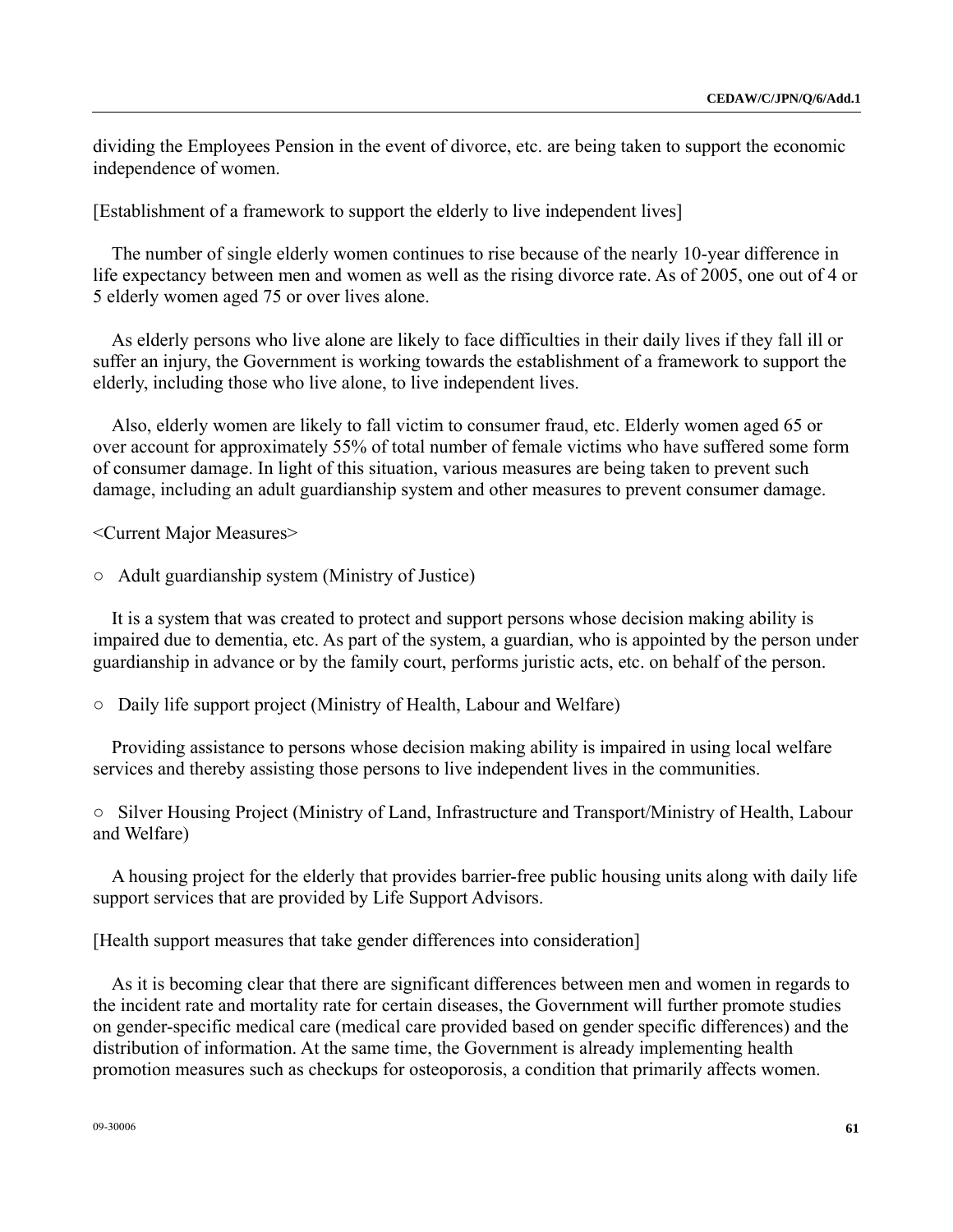dividing the Employees Pension in the event of divorce, etc. are being taken to support the economic independence of women.

[Establishment of a framework to support the elderly to live independent lives]

The number of single elderly women continues to rise because of the nearly 10-year difference in life expectancy between men and women as well as the rising divorce rate. As of 2005, one out of 4 or 5 elderly women aged 75 or over lives alone.

As elderly persons who live alone are likely to face difficulties in their daily lives if they fall ill or suffer an injury, the Government is working towards the establishment of a framework to support the elderly, including those who live alone, to live independent lives.

Also, elderly women are likely to fall victim to consumer fraud, etc. Elderly women aged 65 or over account for approximately 55% of total number of female victims who have suffered some form of consumer damage. In light of this situation, various measures are being taken to prevent such damage, including an adult guardianship system and other measures to prevent consumer damage.

<Current Major Measures>

○ Adult guardianship system (Ministry of Justice)

It is a system that was created to protect and support persons whose decision making ability is impaired due to dementia, etc. As part of the system, a guardian, who is appointed by the person under guardianship in advance or by the family court, performs juristic acts, etc. on behalf of the person.

○ Daily life support project (Ministry of Health, Labour and Welfare)

Providing assistance to persons whose decision making ability is impaired in using local welfare services and thereby assisting those persons to live independent lives in the communities.

○ Silver Housing Project (Ministry of Land, Infrastructure and Transport/Ministry of Health, Labour and Welfare)

A housing project for the elderly that provides barrier-free public housing units along with daily life support services that are provided by Life Support Advisors.

[Health support measures that take gender differences into consideration]

As it is becoming clear that there are significant differences between men and women in regards to the incident rate and mortality rate for certain diseases, the Government will further promote studies on gender-specific medical care (medical care provided based on gender specific differences) and the distribution of information. At the same time, the Government is already implementing health promotion measures such as checkups for osteoporosis, a condition that primarily affects women.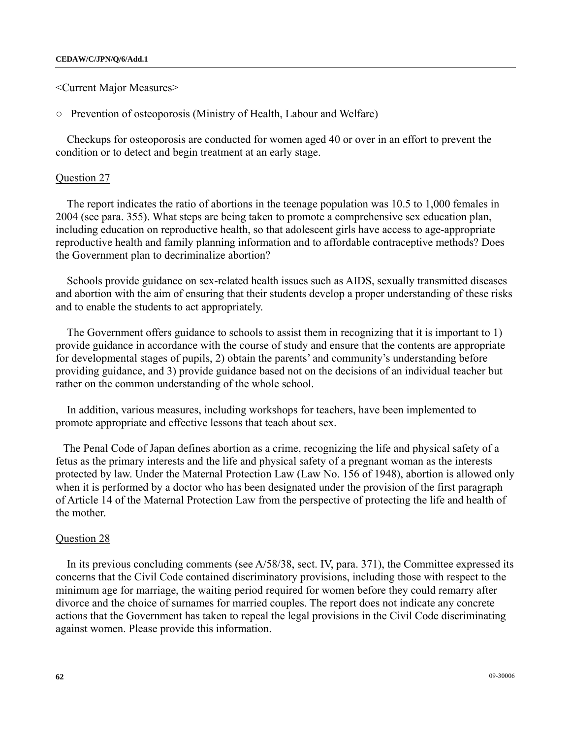<Current Major Measures>

○ Prevention of osteoporosis (Ministry of Health, Labour and Welfare)

Checkups for osteoporosis are conducted for women aged 40 or over in an effort to prevent the condition or to detect and begin treatment at an early stage.

Question 27

The report indicates the ratio of abortions in the teenage population was 10.5 to 1,000 females in 2004 (see para. 355). What steps are being taken to promote a comprehensive sex education plan, including education on reproductive health, so that adolescent girls have access to age-appropriate reproductive health and family planning information and to affordable contraceptive methods? Does the Government plan to decriminalize abortion?

Schools provide guidance on sex-related health issues such as AIDS, sexually transmitted diseases and abortion with the aim of ensuring that their students develop a proper understanding of these risks and to enable the students to act appropriately.

The Government offers guidance to schools to assist them in recognizing that it is important to 1) provide guidance in accordance with the course of study and ensure that the contents are appropriate for developmental stages of pupils, 2) obtain the parents' and community's understanding before providing guidance, and 3) provide guidance based not on the decisions of an individual teacher but rather on the common understanding of the whole school.

In addition, various measures, including workshops for teachers, have been implemented to promote appropriate and effective lessons that teach about sex.

The Penal Code of Japan defines abortion as a crime, recognizing the life and physical safety of a fetus as the primary interests and the life and physical safety of a pregnant woman as the interests protected by law. Under the Maternal Protection Law (Law No. 156 of 1948), abortion is allowed only when it is performed by a doctor who has been designated under the provision of the first paragraph of Article 14 of the Maternal Protection Law from the perspective of protecting the life and health of the mother.

Question 28

In its previous concluding comments (see A/58/38, sect. IV, para. 371), the Committee expressed its concerns that the Civil Code contained discriminatory provisions, including those with respect to the minimum age for marriage, the waiting period required for women before they could remarry after divorce and the choice of surnames for married couples. The report does not indicate any concrete actions that the Government has taken to repeal the legal provisions in the Civil Code discriminating against women. Please provide this information.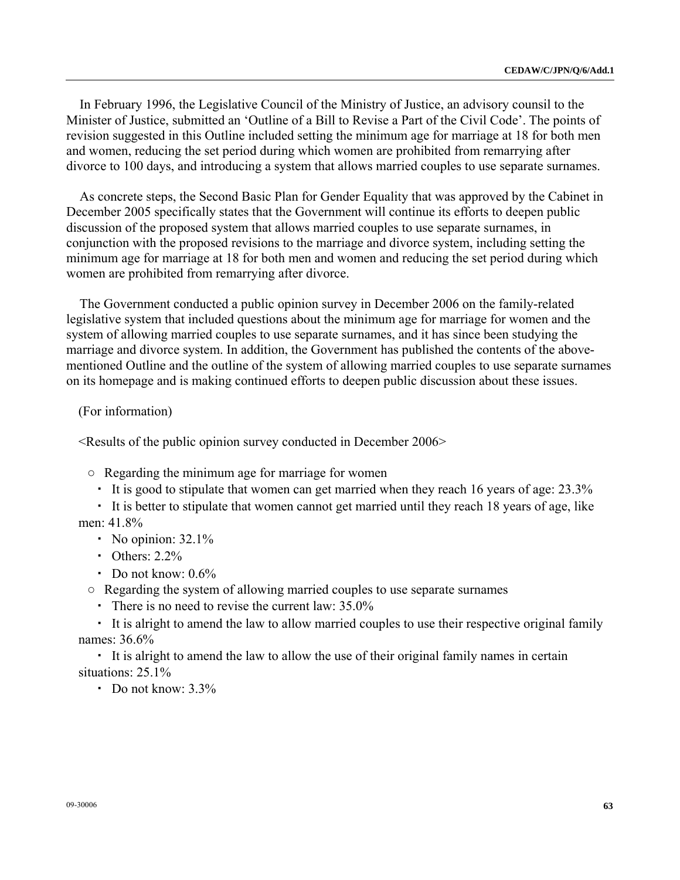In February 1996, the Legislative Council of the Ministry of Justice, an advisory counsil to the Minister of Justice, submitted an 'Outline of a Bill to Revise a Part of the Civil Code'. The points of revision suggested in this Outline included setting the minimum age for marriage at 18 for both men and women, reducing the set period during which women are prohibited from remarrying after divorce to 100 days, and introducing a system that allows married couples to use separate surnames.

As concrete steps, the Second Basic Plan for Gender Equality that was approved by the Cabinet in December 2005 specifically states that the Government will continue its efforts to deepen public discussion of the proposed system that allows married couples to use separate surnames, in conjunction with the proposed revisions to the marriage and divorce system, including setting the minimum age for marriage at 18 for both men and women and reducing the set period during which women are prohibited from remarrying after divorce.

The Government conducted a public opinion survey in December 2006 on the family-related legislative system that included questions about the minimum age for marriage for women and the system of allowing married couples to use separate surnames, and it has since been studying the marriage and divorce system. In addition, the Government has published the contents of the above-mentioned Outline and the outline of the system of allowing married couples to use separate surnames on its homepage and is making continued efforts to deepen public discussion about these issues.

(For information)

<Results of the public opinion survey conducted in December 2006>

○ Regarding the minimum age for marriage for women

- It is good to stipulate that women can get married when they reach 16 years of age: 23.3%
- It is better to stipulate that women cannot get married until they reach 18 years of age, like men: 41.8%
- No opinion: 32.1%
- Others: 2.2%
- Do not know: 0.6%

○ Regarding the system of allowing married couples to use separate surnames

- There is no need to revise the current law: 35.0%
- It is alright to amend the law to allow married couples to use their respective original family names: 36.6%
- It is alright to amend the law to allow the use of their original family names in certain situations: 25.1%
- Do not know: 3.3%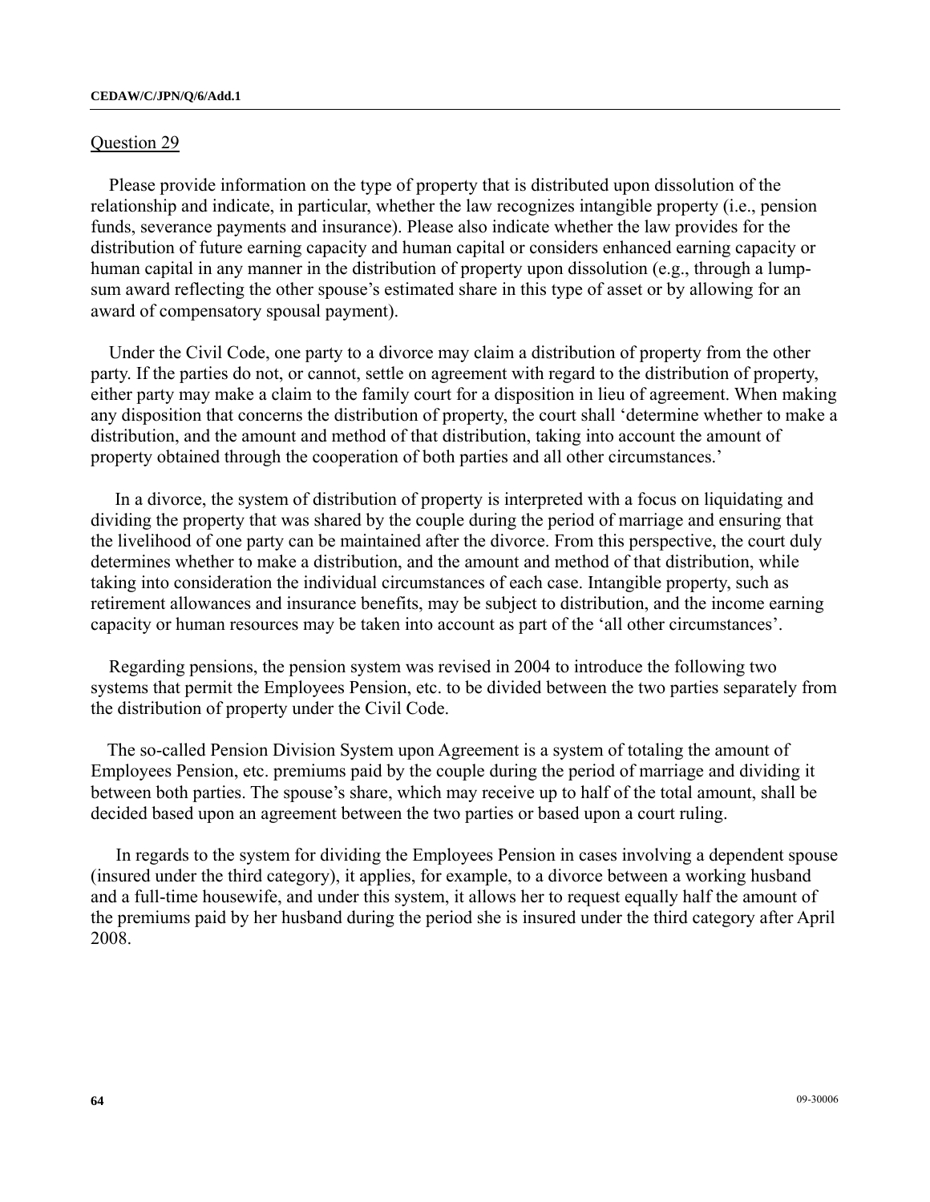Question 29

Please provide information on the type of property that is distributed upon dissolution of the relationship and indicate, in particular, whether the law recognizes intangible property (i.e., pension funds, severance payments and insurance). Please also indicate whether the law provides for the distribution of future earning capacity and human capital or considers enhanced earning capacity or human capital in any manner in the distribution of property upon dissolution (e.g., through a lump-sum award reflecting the other spouse's estimated share in this type of asset or by allowing for an award of compensatory spousal payment).

Under the Civil Code, one party to a divorce may claim a distribution of property from the other party. If the parties do not, or cannot, settle on agreement with regard to the distribution of property, either party may make a claim to the family court for a disposition in lieu of agreement. When making any disposition that concerns the distribution of property, the court shall 'determine whether to make a distribution, and the amount and method of that distribution, taking into account the amount of property obtained through the cooperation of both parties and all other circumstances.'

In a divorce, the system of distribution of property is interpreted with a focus on liquidating and dividing the property that was shared by the couple during the period of marriage and ensuring that the livelihood of one party can be maintained after the divorce. From this perspective, the court duly determines whether to make a distribution, and the amount and method of that distribution, while taking into consideration the individual circumstances of each case. Intangible property, such as retirement allowances and insurance benefits, may be subject to distribution, and the income earning capacity or human resources may be taken into account as part of the 'all other circumstances'.

Regarding pensions, the pension system was revised in 2004 to introduce the following two systems that permit the Employees Pension, etc. to be divided between the two parties separately from the distribution of property under the Civil Code.

The so-called Pension Division System upon Agreement is a system of totaling the amount of Employees Pension, etc. premiums paid by the couple during the period of marriage and dividing it between both parties. The spouse's share, which may receive up to half of the total amount, shall be decided based upon an agreement between the two parties or based upon a court ruling.

In regards to the system for dividing the Employees Pension in cases involving a dependent spouse (insured under the third category), it applies, for example, to a divorce between a working husband and a full-time housewife, and under this system, it allows her to request equally half the amount of the premiums paid by her husband during the period she is insured under the third category after April 2008.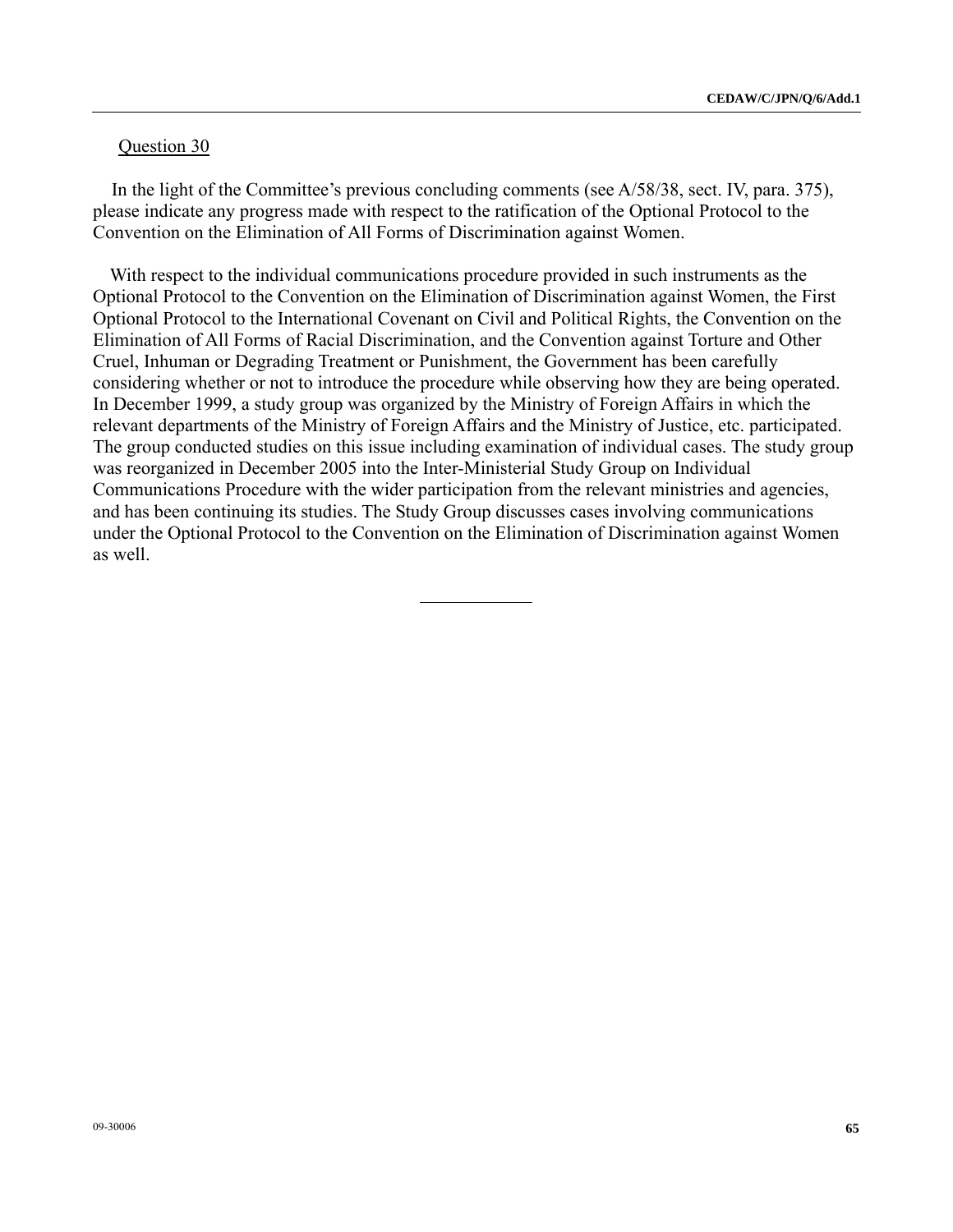Question 30

In the light of the Committee's previous concluding comments (see A/58/38, sect. IV, para. 375), please indicate any progress made with respect to the ratification of the Optional Protocol to the Convention on the Elimination of All Forms of Discrimination against Women.

With respect to the individual communications procedure provided in such instruments as the Optional Protocol to the Convention on the Elimination of Discrimination against Women, the First Optional Protocol to the International Covenant on Civil and Political Rights, the Convention on the Elimination of All Forms of Racial Discrimination, and the Convention against Torture and Other Cruel, Inhuman or Degrading Treatment or Punishment, the Government has been carefully considering whether or not to introduce the procedure while observing how they are being operated. In December 1999, a study group was organized by the Ministry of Foreign Affairs in which the relevant departments of the Ministry of Foreign Affairs and the Ministry of Justice, etc. participated. The group conducted studies on this issue including examination of individual cases. The study group was reorganized in December 2005 into the Inter-Ministerial Study Group on Individual Communications Procedure with the wider participation from the relevant ministries and agencies, and has been continuing its studies. The Study Group discusses cases involving communications under the Optional Protocol to the Convention on the Elimination of Discrimination against Women as well.